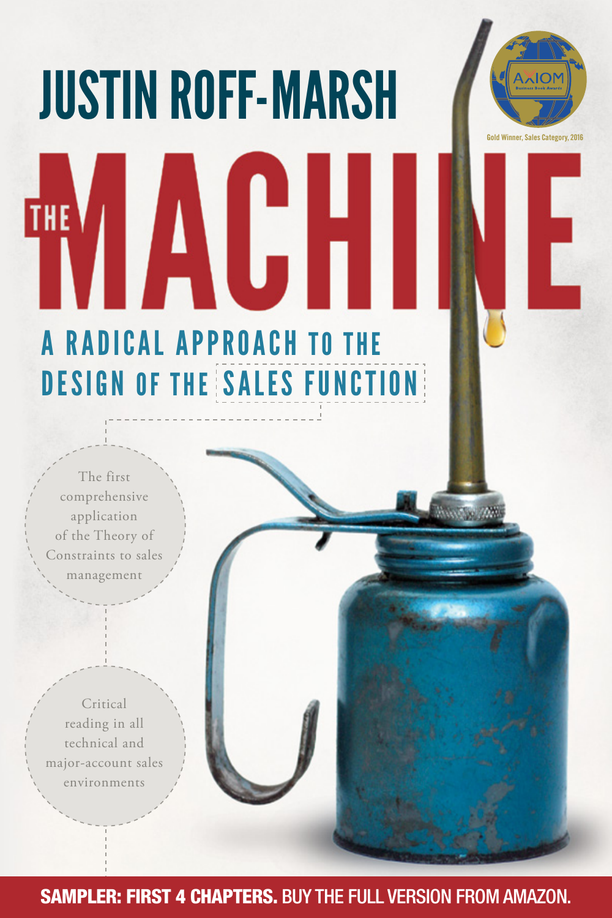# JUSTIN ROFF-MARSH

# THE MACHINE

## A RADICAL APPROACH TO THE DESIGN OF THE SALES FUNCTION

AXIOM Business Book Awards

Gold Winner, Sales Category, 2016

The first comprehensive application of the Theory of Constraints to sales management

Critical reading in all technical and major-account sales environments

**SAMPLER: FIRST 4 CHAPTERS.** BUY THE FULL VERSION FROM AMAZON.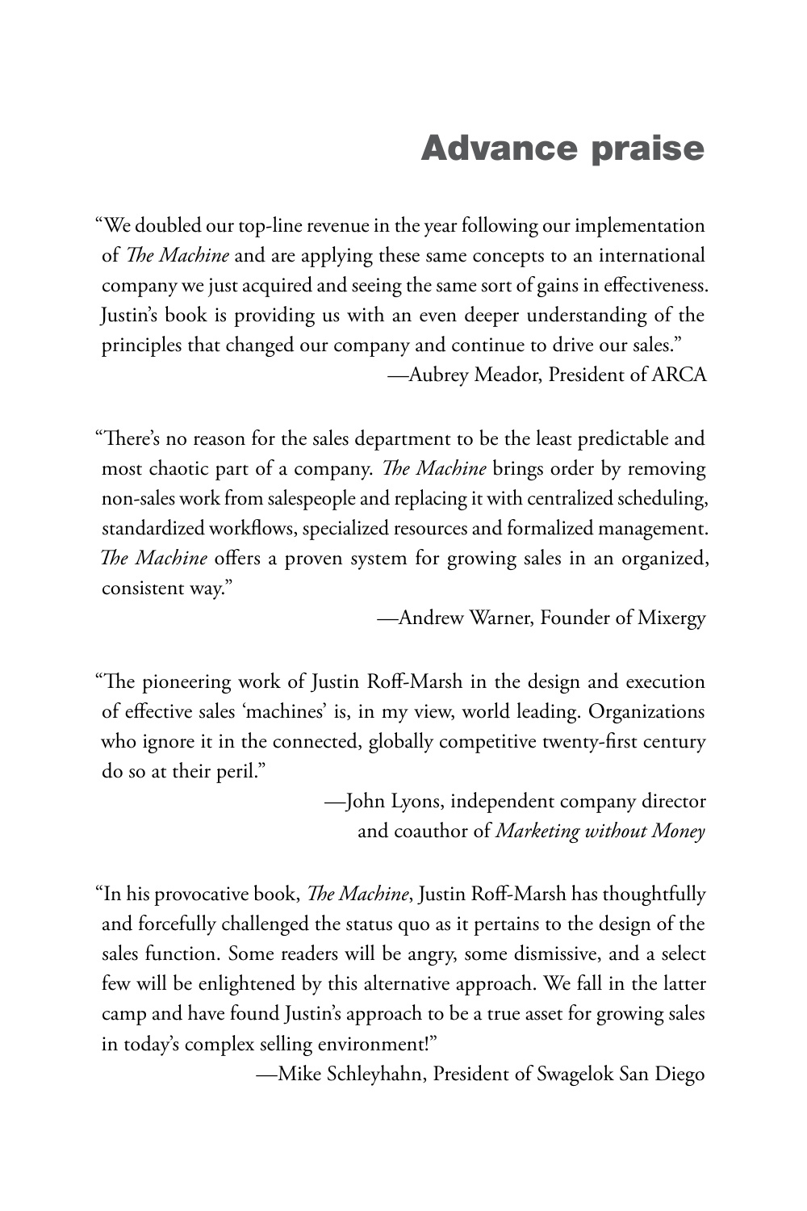# Advance praise

"We doubled our top-line revenue in the year following our implementation of *The Machine* and are applying these same concepts to an international company we just acquired and seeing the same sort of gains in effectiveness. Justin's book is providing us with an even deeper understanding of the principles that changed our company and continue to drive our sales."

—Aubrey Meador, President of ARCA

"There's no reason for the sales department to be the least predictable and most chaotic part of a company. *The Machine* brings order by removing non-sales work from salespeople and replacing it with centralized scheduling, standardized workflows, specialized resources and formalized management. *The Machine* offers a proven system for growing sales in an organized, consistent way."

—Andrew Warner, Founder of Mixergy

"The pioneering work of Justin Roff-Marsh in the design and execution of effective sales 'machines' is, in my view, world leading. Organizations who ignore it in the connected, globally competitive twenty-first century do so at their peril."

—John Lyons, independent company director and coauthor of *Marketing without Money*

"In his provocative book, *The Machine*, Justin Roff-Marsh has thoughtfully and forcefully challenged the status quo as it pertains to the design of the sales function. Some readers will be angry, some dismissive, and a select few will be enlightened by this alternative approach. We fall in the latter camp and have found Justin's approach to be a true asset for growing sales in today's complex selling environment!"

—Mike Schleyhahn, President of Swagelok San Diego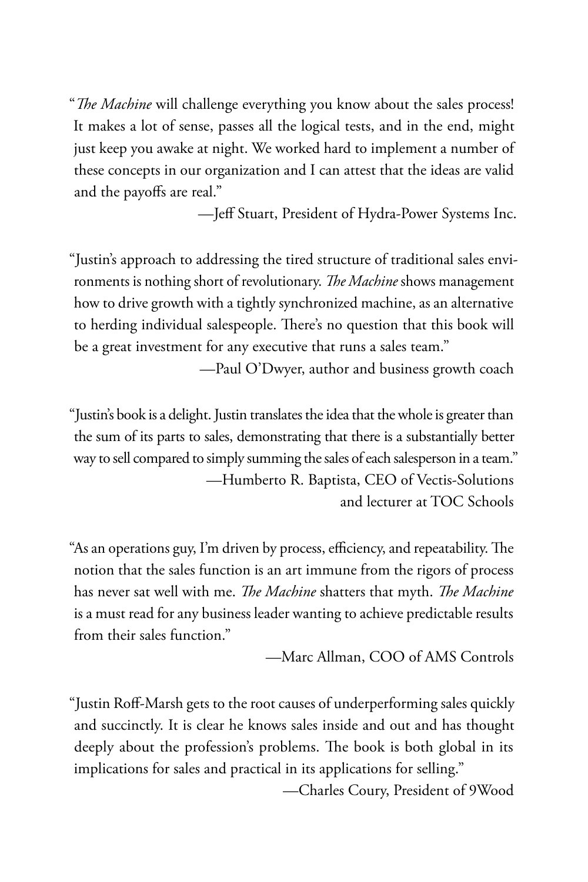"*The Machine* will challenge everything you know about the sales process! It makes a lot of sense, passes all the logical tests, and in the end, might just keep you awake at night. We worked hard to implement a number of these concepts in our organization and I can attest that the ideas are valid and the payoffs are real."

—Jeff Stuart, President of Hydra-Power Systems Inc.

"Justin's approach to addressing the tired structure of traditional sales environments is nothing short of revolutionary. *The Machine* shows management how to drive growth with a tightly synchronized machine, as an alternative to herding individual salespeople. There's no question that this book will be a great investment for any executive that runs a sales team."

—Paul O'Dwyer, author and business growth coach

"Justin's book is a delight. Justin translates the idea that the whole is greater than the sum of its parts to sales, demonstrating that there is a substantially better way to sell compared to simply summing the sales of each salesperson in a team."

—Humberto R. Baptista, CEO of Vectis-Solutions and lecturer at TOC Schools

"As an operations guy, I'm driven by process, efficiency, and repeatability. The notion that the sales function is an art immune from the rigors of process has never sat well with me. *The Machine* shatters that myth. *The Machine* is a must read for any business leader wanting to achieve predictable results from their sales function."

—Marc Allman, COO of AMS Controls

"Justin Roff-Marsh gets to the root causes of underperforming sales quickly and succinctly. It is clear he knows sales inside and out and has thought deeply about the profession's problems. The book is both global in its implications for sales and practical in its applications for selling."

—Charles Coury, President of 9Wood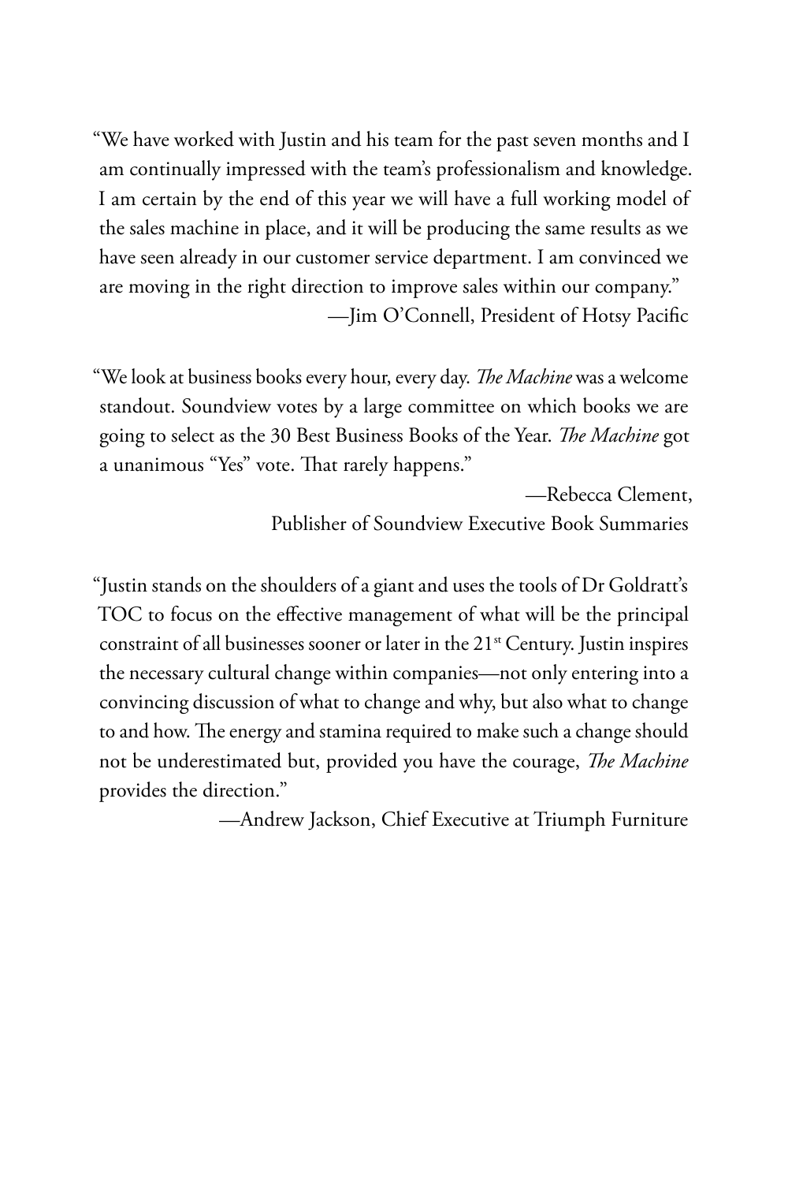"We have worked with Justin and his team for the past seven months and I am continually impressed with the team's professionalism and knowledge. I am certain by the end of this year we will have a full working model of the sales machine in place, and it will be producing the same results as we have seen already in our customer service department. I am convinced we are moving in the right direction to improve sales within our company."

—Jim O'Connell, President of Hotsy Pacific

"We look at business books every hour, every day. *The Machine* was a welcome standout. Soundview votes by a large committee on which books we are going to select as the 30 Best Business Books of the Year. *The Machine* got a unanimous "Yes" vote. That rarely happens."

—Rebecca Clement,
Publisher of Soundview Executive Book Summaries

"Justin stands on the shoulders of a giant and uses the tools of Dr Goldratt's TOC to focus on the effective management of what will be the principal constraint of all businesses sooner or later in the 21st Century. Justin inspires the necessary cultural change within companies—not only entering into a convincing discussion of what to change and why, but also what to change to and how. The energy and stamina required to make such a change should not be underestimated but, provided you have the courage, *The Machine* provides the direction."

—Andrew Jackson, Chief Executive at Triumph Furniture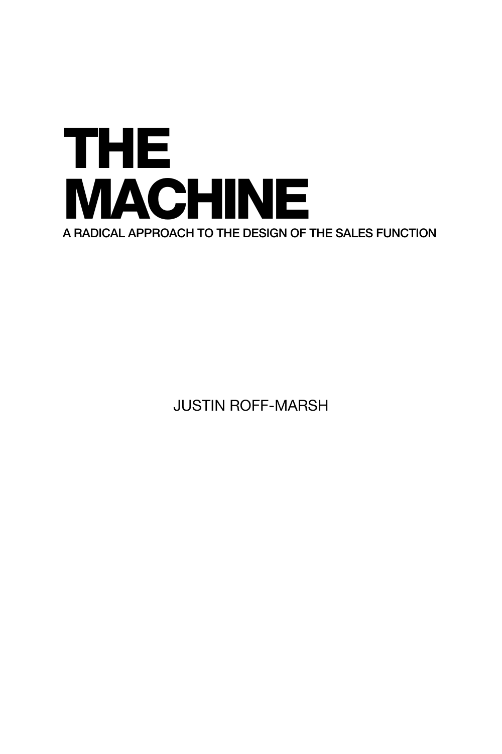# THE MACHINE

A RADICAL APPROACH TO THE DESIGN OF THE SALES FUNCTION

JUSTIN ROFF-MARSH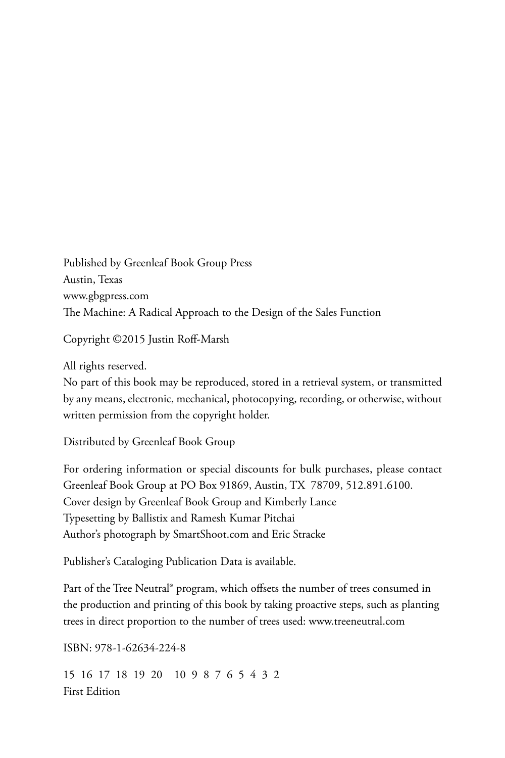Published by Greenleaf Book Group Press
Austin, Texas
www.gbgpress.com
The Machine: A Radical Approach to the Design of the Sales Function

Copyright ©2015 Justin Roff-Marsh

All rights reserved.
No part of this book may be reproduced, stored in a retrieval system, or transmitted by any means, electronic, mechanical, photocopying, recording, or otherwise, without written permission from the copyright holder.

Distributed by Greenleaf Book Group

For ordering information or special discounts for bulk purchases, please contact Greenleaf Book Group at PO Box 91869, Austin, TX 78709, 512.891.6100.
Cover design by Greenleaf Book Group and Kimberly Lance
Typesetting by Ballistix and Ramesh Kumar Pitchai
Author's photograph by SmartShoot.com and Eric Stracke

Publisher's Cataloging Publication Data is available.

Part of the Tree Neutral® program, which offsets the number of trees consumed in the production and printing of this book by taking proactive steps, such as planting trees in direct proportion to the number of trees used: www.treeneutral.com

ISBN: 978-1-62634-224-8

15 16 17 18 19 20 10 9 8 7 6 5 4 3 2
First Edition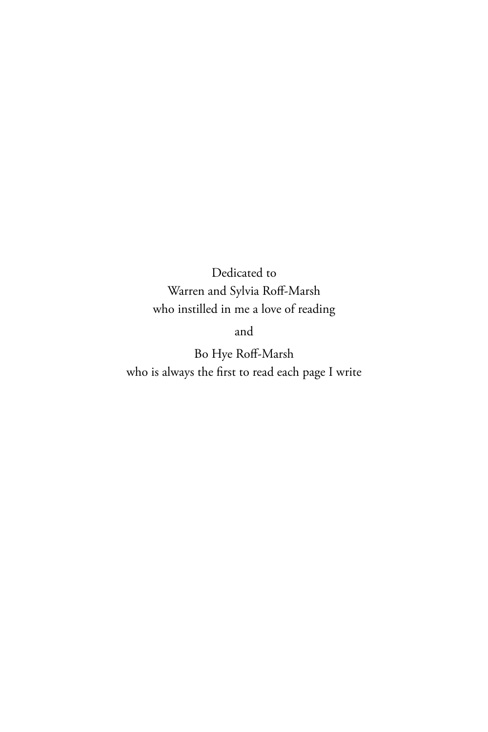Dedicated to
Warren and Sylvia Roff-Marsh
who instilled in me a love of reading

and

Bo Hye Roff-Marsh
who is always the first to read each page I write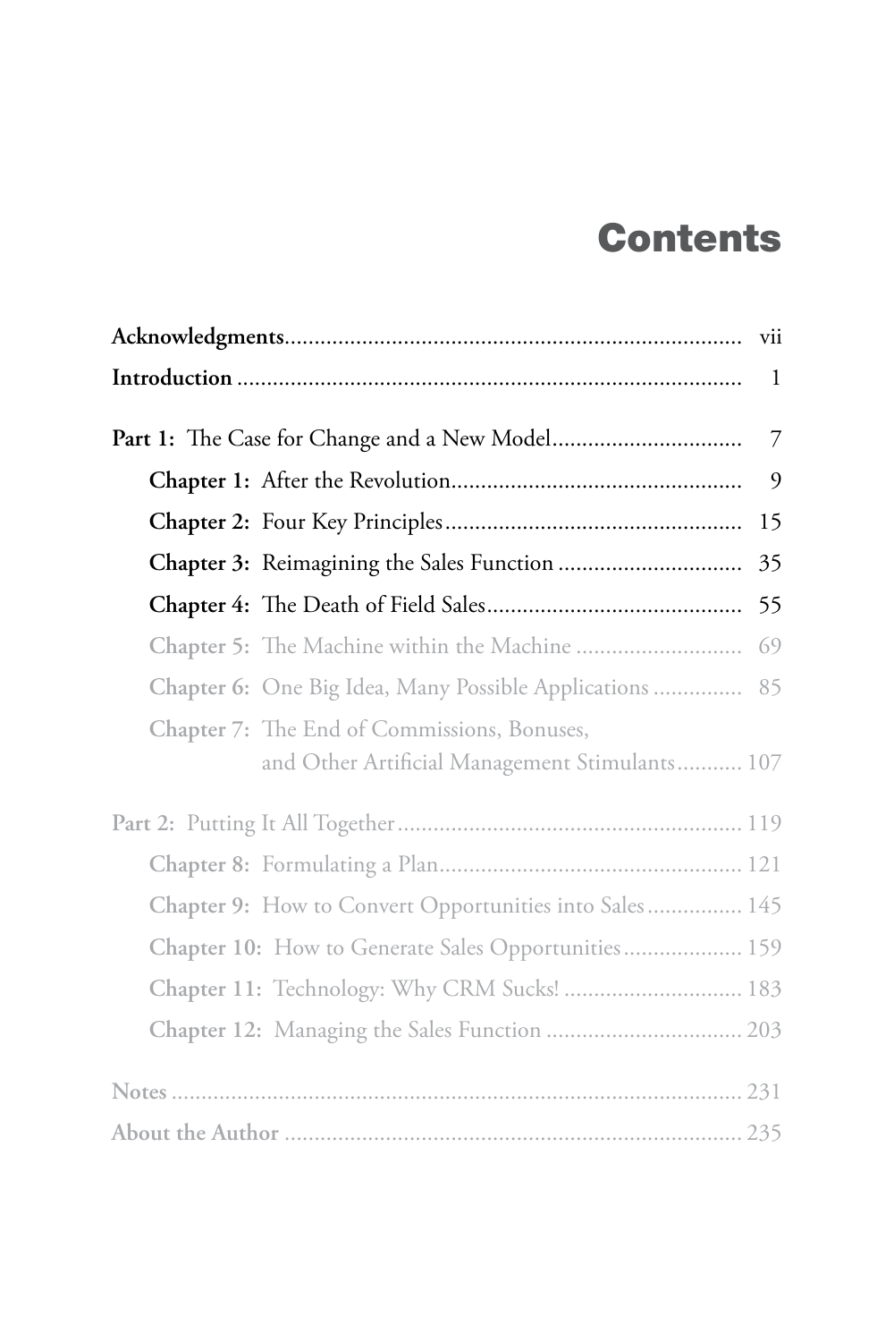# Contents

**Acknowledgments** ........................................................................ vii

**Introduction** ........................................................................ 1

**Part 1:** The Case for Change and a New Model ........................................ 7

- **Chapter 1:** After the Revolution ........................................ 9
- **Chapter 2:** Four Key Principles ........................................ 15
- **Chapter 3:** Reimagining the Sales Function ........................................ 35
- **Chapter 4:** The Death of Field Sales ........................................ 55
- **Chapter 5:** The Machine within the Machine ........................................ 69
- **Chapter 6:** One Big Idea, Many Possible Applications ........................................ 85
- **Chapter 7:** The End of Commissions, Bonuses, and Other Artificial Management Stimulants ........................................ 107

**Part 2:** Putting It All Together ........................................ 119

- **Chapter 8:** Formulating a Plan ........................................ 121
- **Chapter 9:** How to Convert Opportunities into Sales ........................................ 145
- **Chapter 10:** How to Generate Sales Opportunities ........................................ 159
- **Chapter 11:** Technology: Why CRM Sucks! ........................................ 183
- **Chapter 12:** Managing the Sales Function ........................................ 203

**Notes** ........................................................................ 231

**About the Author** ........................................................................ 235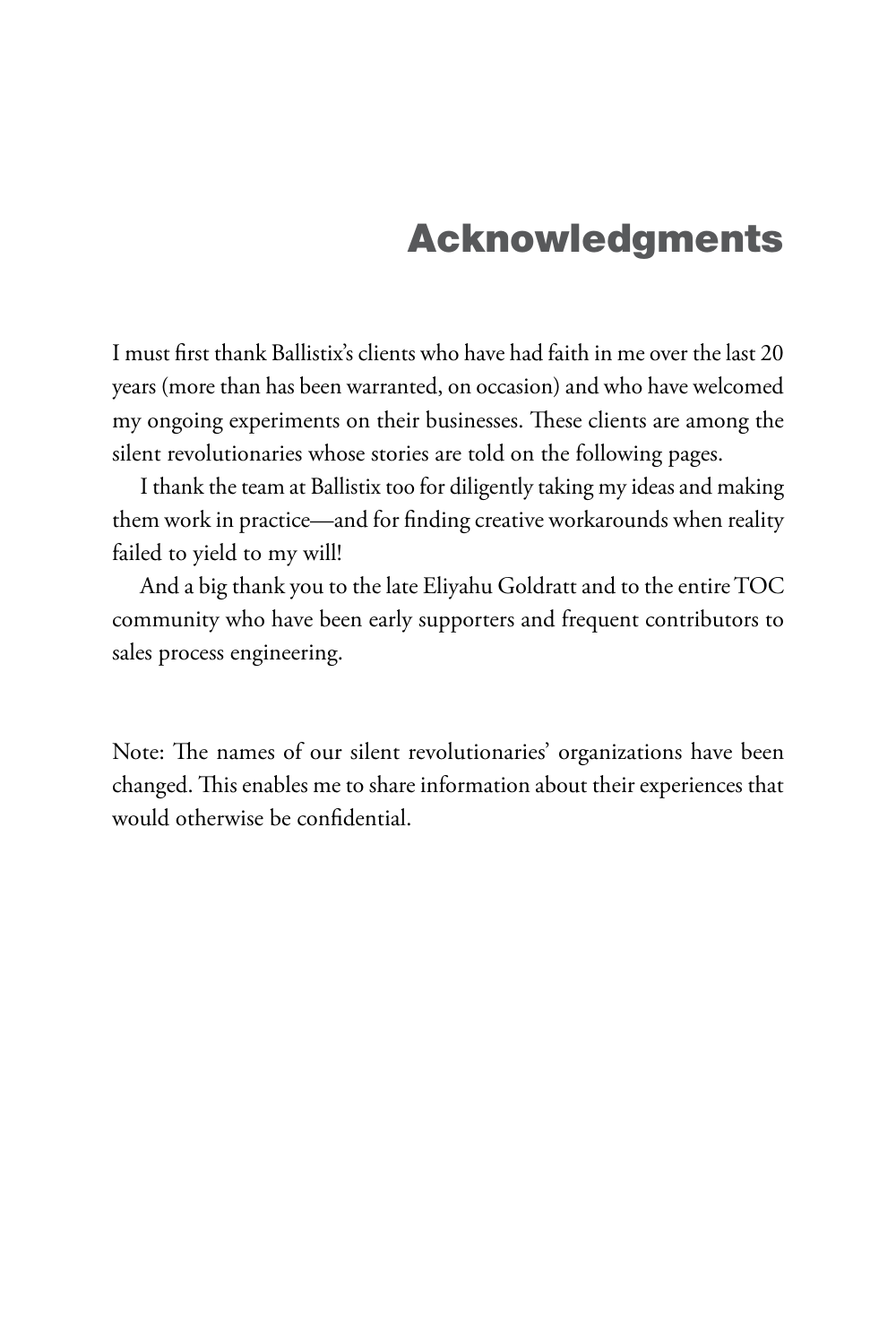# Acknowledgments

I must first thank Ballistix's clients who have had faith in me over the last 20 years (more than has been warranted, on occasion) and who have welcomed my ongoing experiments on their businesses. These clients are among the silent revolutionaries whose stories are told on the following pages.

I thank the team at Ballistix too for diligently taking my ideas and making them work in practice—and for finding creative workarounds when reality failed to yield to my will!

And a big thank you to the late Eliyahu Goldratt and to the entire TOC community who have been early supporters and frequent contributors to sales process engineering.

Note: The names of our silent revolutionaries' organizations have been changed. This enables me to share information about their experiences that would otherwise be confidential.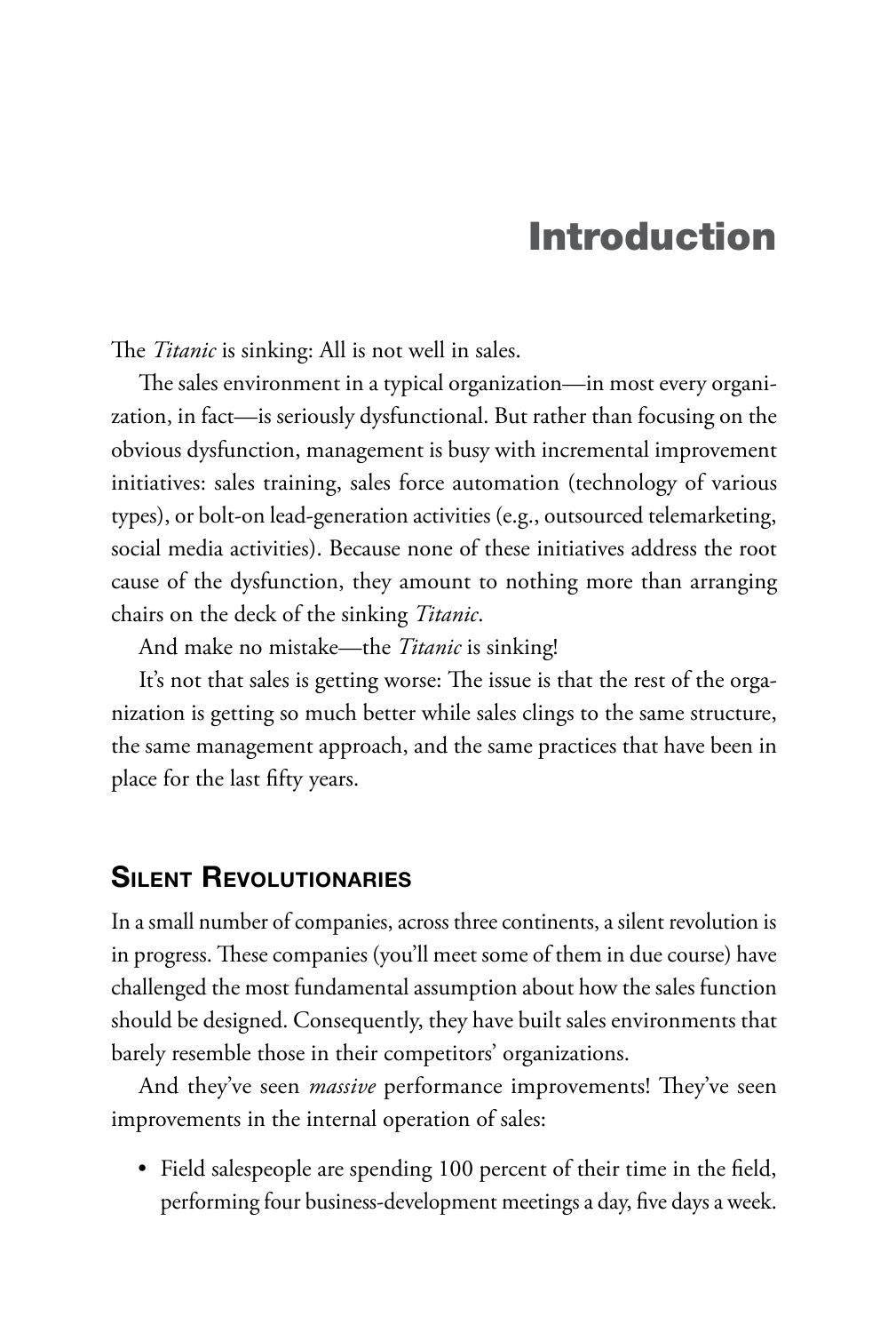# Introduction

The *Titanic* is sinking: All is not well in sales.

The sales environment in a typical organization—in most every organization, in fact—is seriously dysfunctional. But rather than focusing on the obvious dysfunction, management is busy with incremental improvement initiatives: sales training, sales force automation (technology of various types), or bolt-on lead-generation activities (e.g., outsourced telemarketing, social media activities). Because none of these initiatives address the root cause of the dysfunction, they amount to nothing more than arranging chairs on the deck of the sinking *Titanic*.

And make no mistake—the *Titanic* is sinking!

It's not that sales is getting worse: The issue is that the rest of the organization is getting so much better while sales clings to the same structure, the same management approach, and the same practices that have been in place for the last fifty years.

## Silent Revolutionaries

In a small number of companies, across three continents, a silent revolution is in progress. These companies (you'll meet some of them in due course) have challenged the most fundamental assumption about how the sales function should be designed. Consequently, they have built sales environments that barely resemble those in their competitors' organizations.

And they've seen *massive* performance improvements! They've seen improvements in the internal operation of sales:

- Field salespeople are spending 100 percent of their time in the field, performing four business-development meetings a day, five days a week.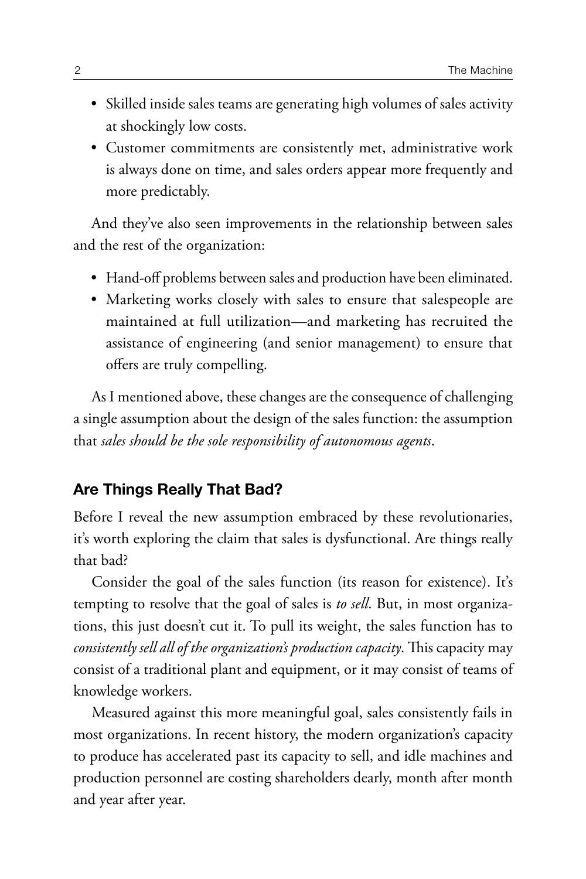- Skilled inside sales teams are generating high volumes of sales activity at shockingly low costs.
- Customer commitments are consistently met, administrative work is always done on time, and sales orders appear more frequently and more predictably.

And they've also seen improvements in the relationship between sales and the rest of the organization:

- Hand-off problems between sales and production have been eliminated.
- Marketing works closely with sales to ensure that salespeople are maintained at full utilization—and marketing has recruited the assistance of engineering (and senior management) to ensure that offers are truly compelling.

As I mentioned above, these changes are the consequence of challenging a single assumption about the design of the sales function: the assumption that *sales should be the sole responsibility of autonomous agents*.

## Are Things Really That Bad?

Before I reveal the new assumption embraced by these revolutionaries, it's worth exploring the claim that sales is dysfunctional. Are things really that bad?

Consider the goal of the sales function (its reason for existence). It's tempting to resolve that the goal of sales is *to sell*. But, in most organizations, this just doesn't cut it. To pull its weight, the sales function has to *consistently sell all of the organization's production capacity*. This capacity may consist of a traditional plant and equipment, or it may consist of teams of knowledge workers.

Measured against this more meaningful goal, sales consistently fails in most organizations. In recent history, the modern organization's capacity to produce has accelerated past its capacity to sell, and idle machines and production personnel are costing shareholders dearly, month after month and year after year.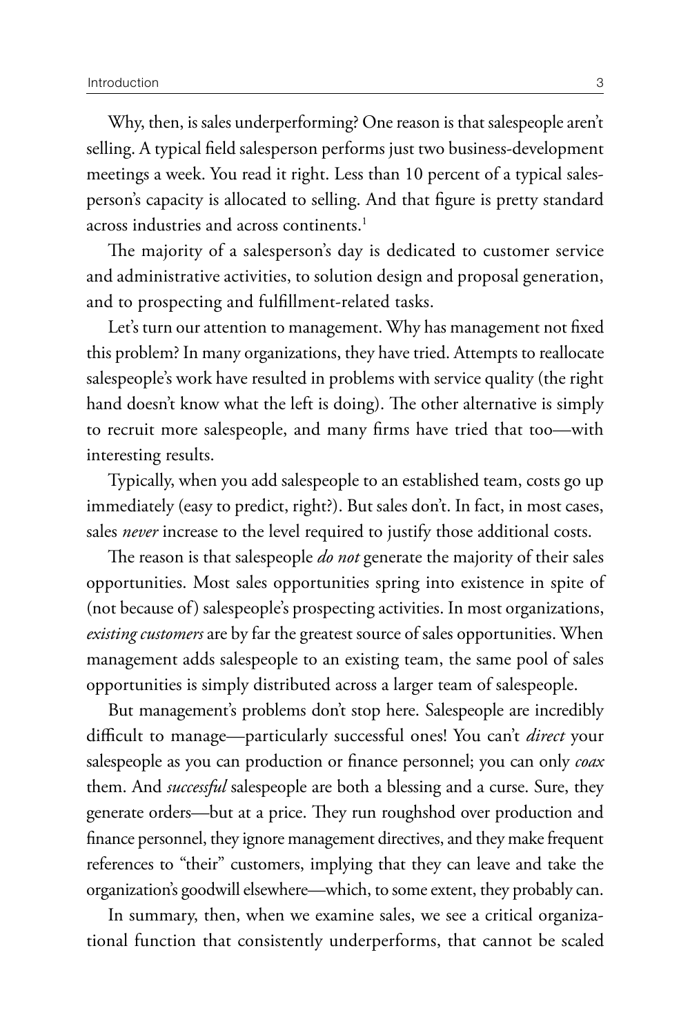Why, then, is sales underperforming? One reason is that salespeople aren't selling. A typical field salesperson performs just two business-development meetings a week. You read it right. Less than 10 percent of a typical salesperson's capacity is allocated to selling. And that figure is pretty standard across industries and across continents.[1]

The majority of a salesperson's day is dedicated to customer service and administrative activities, to solution design and proposal generation, and to prospecting and fulfillment-related tasks.

Let's turn our attention to management. Why has management not fixed this problem? In many organizations, they have tried. Attempts to reallocate salespeople's work have resulted in problems with service quality (the right hand doesn't know what the left is doing). The other alternative is simply to recruit more salespeople, and many firms have tried that too—with interesting results.

Typically, when you add salespeople to an established team, costs go up immediately (easy to predict, right?). But sales don't. In fact, in most cases, sales *never* increase to the level required to justify those additional costs.

The reason is that salespeople *do not* generate the majority of their sales opportunities. Most sales opportunities spring into existence in spite of (not because of) salespeople's prospecting activities. In most organizations, *existing customers* are by far the greatest source of sales opportunities. When management adds salespeople to an existing team, the same pool of sales opportunities is simply distributed across a larger team of salespeople.

But management's problems don't stop here. Salespeople are incredibly difficult to manage—particularly successful ones! You can't *direct* your salespeople as you can production or finance personnel; you can only *coax* them. And *successful* salespeople are both a blessing and a curse. Sure, they generate orders—but at a price. They run roughshod over production and finance personnel, they ignore management directives, and they make frequent references to "their" customers, implying that they can leave and take the organization's goodwill elsewhere—which, to some extent, they probably can.

In summary, then, when we examine sales, we see a critical organizational function that consistently underperforms, that cannot be scaled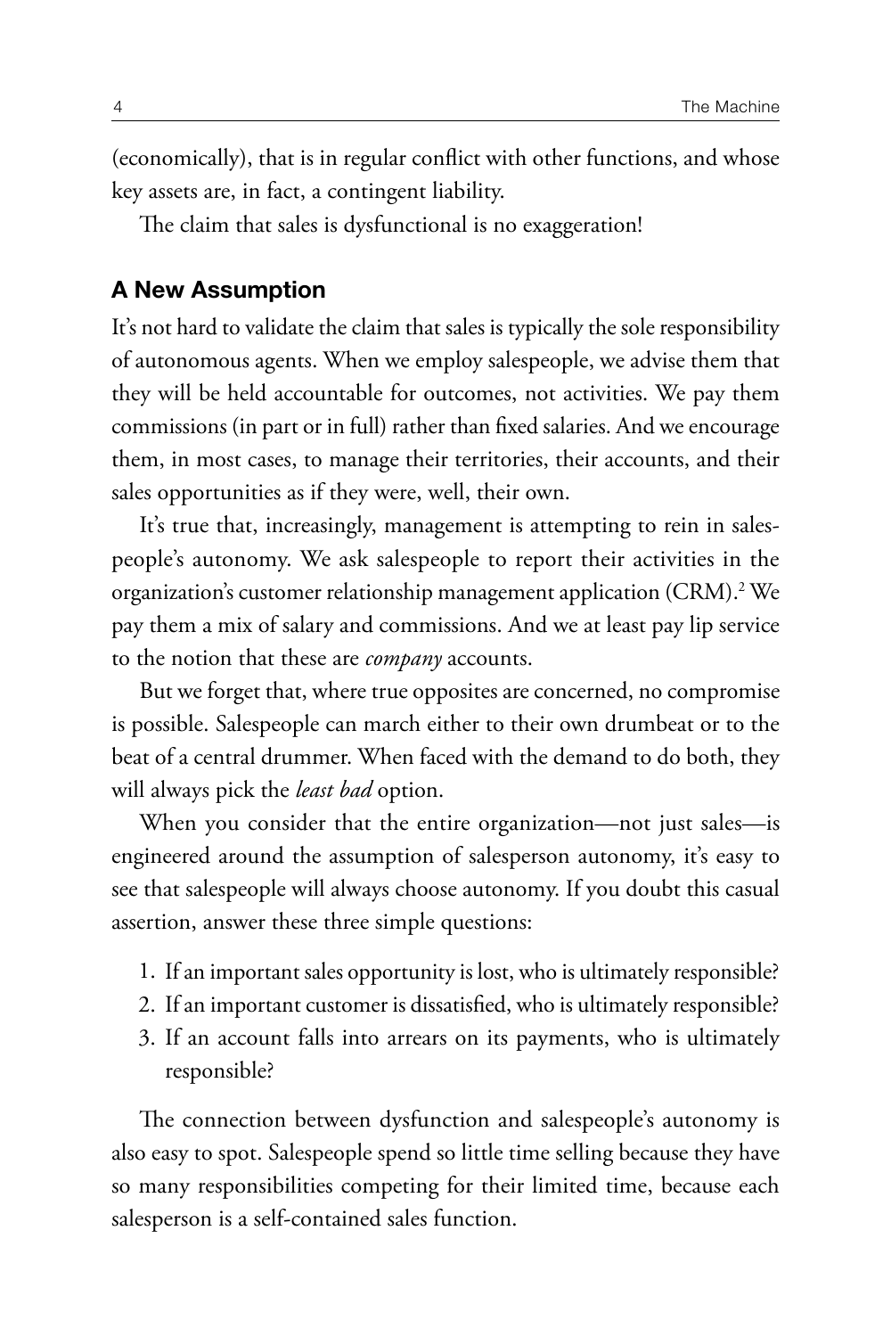(economically), that is in regular conflict with other functions, and whose key assets are, in fact, a contingent liability.

The claim that sales is dysfunctional is no exaggeration!

## A New Assumption

It's not hard to validate the claim that sales is typically the sole responsibility of autonomous agents. When we employ salespeople, we advise them that they will be held accountable for outcomes, not activities. We pay them commissions (in part or in full) rather than fixed salaries. And we encourage them, in most cases, to manage their territories, their accounts, and their sales opportunities as if they were, well, their own.

It's true that, increasingly, management is attempting to rein in salespeople's autonomy. We ask salespeople to report their activities in the organization's customer relationship management application (CRM).[2] We pay them a mix of salary and commissions. And we at least pay lip service to the notion that these are *company* accounts.

But we forget that, where true opposites are concerned, no compromise is possible. Salespeople can march either to their own drumbeat or to the beat of a central drummer. When faced with the demand to do both, they will always pick the *least bad* option.

When you consider that the entire organization—not just sales—is engineered around the assumption of salesperson autonomy, it's easy to see that salespeople will always choose autonomy. If you doubt this casual assertion, answer these three simple questions:

1. If an important sales opportunity is lost, who is ultimately responsible?
2. If an important customer is dissatisfied, who is ultimately responsible?
3. If an account falls into arrears on its payments, who is ultimately responsible?

The connection between dysfunction and salespeople's autonomy is also easy to spot. Salespeople spend so little time selling because they have so many responsibilities competing for their limited time, because each salesperson is a self-contained sales function.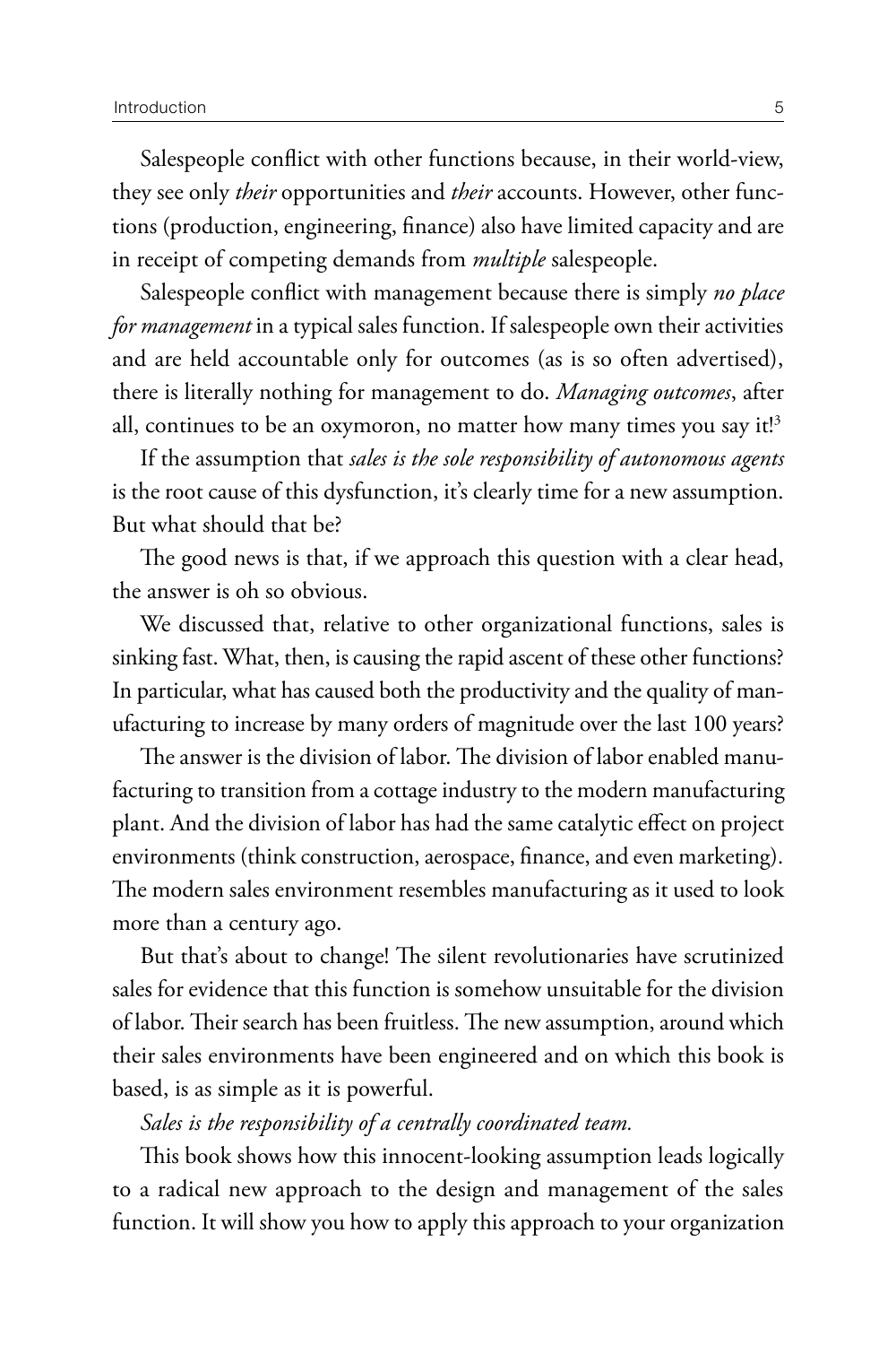Salespeople conflict with other functions because, in their world-view, they see only *their* opportunities and *their* accounts. However, other functions (production, engineering, finance) also have limited capacity and are in receipt of competing demands from *multiple* salespeople.

Salespeople conflict with management because there is simply *no place for management* in a typical sales function. If salespeople own their activities and are held accountable only for outcomes (as is so often advertised), there is literally nothing for management to do. *Managing outcomes*, after all, continues to be an oxymoron, no matter how many times you say it![3]

If the assumption that *sales is the sole responsibility of autonomous agents* is the root cause of this dysfunction, it's clearly time for a new assumption. But what should that be?

The good news is that, if we approach this question with a clear head, the answer is oh so obvious.

We discussed that, relative to other organizational functions, sales is sinking fast. What, then, is causing the rapid ascent of these other functions? In particular, what has caused both the productivity and the quality of manufacturing to increase by many orders of magnitude over the last 100 years?

The answer is the division of labor. The division of labor enabled manufacturing to transition from a cottage industry to the modern manufacturing plant. And the division of labor has had the same catalytic effect on project environments (think construction, aerospace, finance, and even marketing). The modern sales environment resembles manufacturing as it used to look more than a century ago.

But that's about to change! The silent revolutionaries have scrutinized sales for evidence that this function is somehow unsuitable for the division of labor. Their search has been fruitless. The new assumption, around which their sales environments have been engineered and on which this book is based, is as simple as it is powerful.

*Sales is the responsibility of a centrally coordinated team.*

This book shows how this innocent-looking assumption leads logically to a radical new approach to the design and management of the sales function. It will show you how to apply this approach to your organization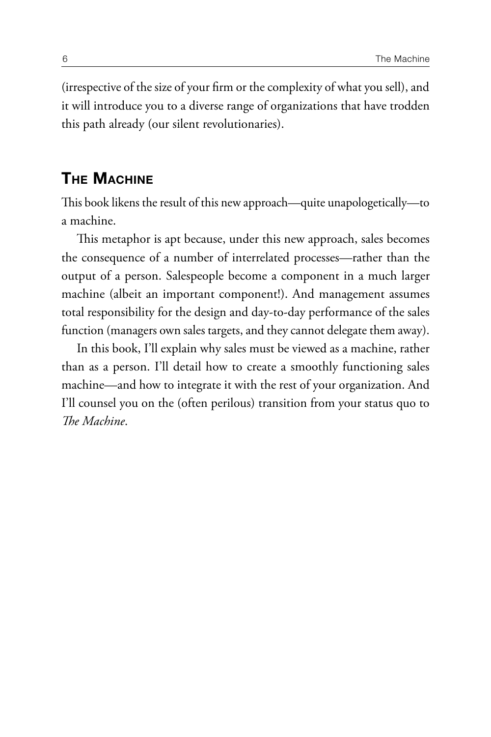(irrespective of the size of your firm or the complexity of what you sell), and it will introduce you to a diverse range of organizations that have trodden this path already (our silent revolutionaries).

## The Machine

This book likens the result of this new approach—quite unapologetically—to a machine.

This metaphor is apt because, under this new approach, sales becomes the consequence of a number of interrelated processes—rather than the output of a person. Salespeople become a component in a much larger machine (albeit an important component!). And management assumes total responsibility for the design and day-to-day performance of the sales function (managers own sales targets, and they cannot delegate them away).

In this book, I'll explain why sales must be viewed as a machine, rather than as a person. I'll detail how to create a smoothly functioning sales machine—and how to integrate it with the rest of your organization. And I'll counsel you on the (often perilous) transition from your status quo to *The Machine*.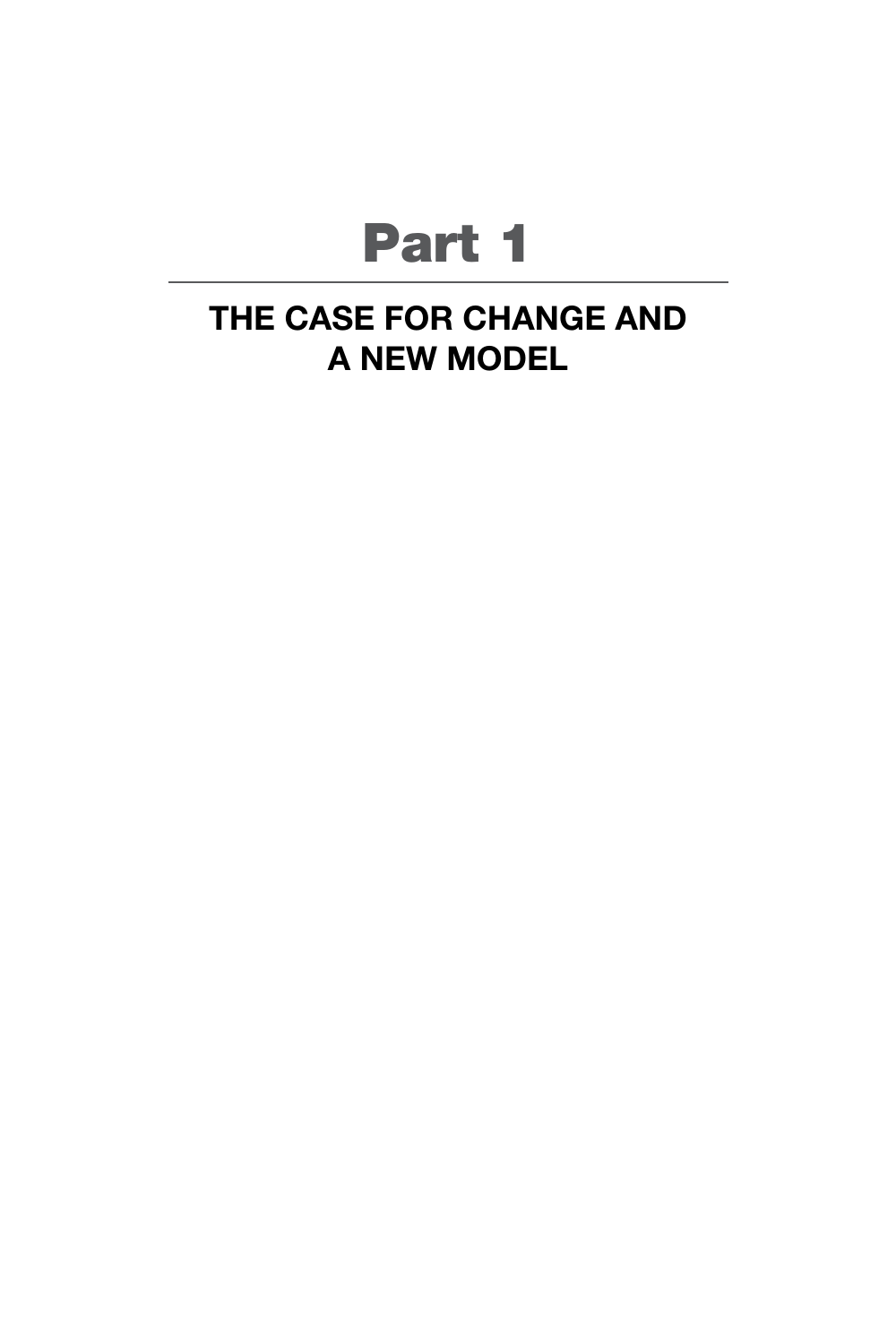# Part 1

## THE CASE FOR CHANGE AND A NEW MODEL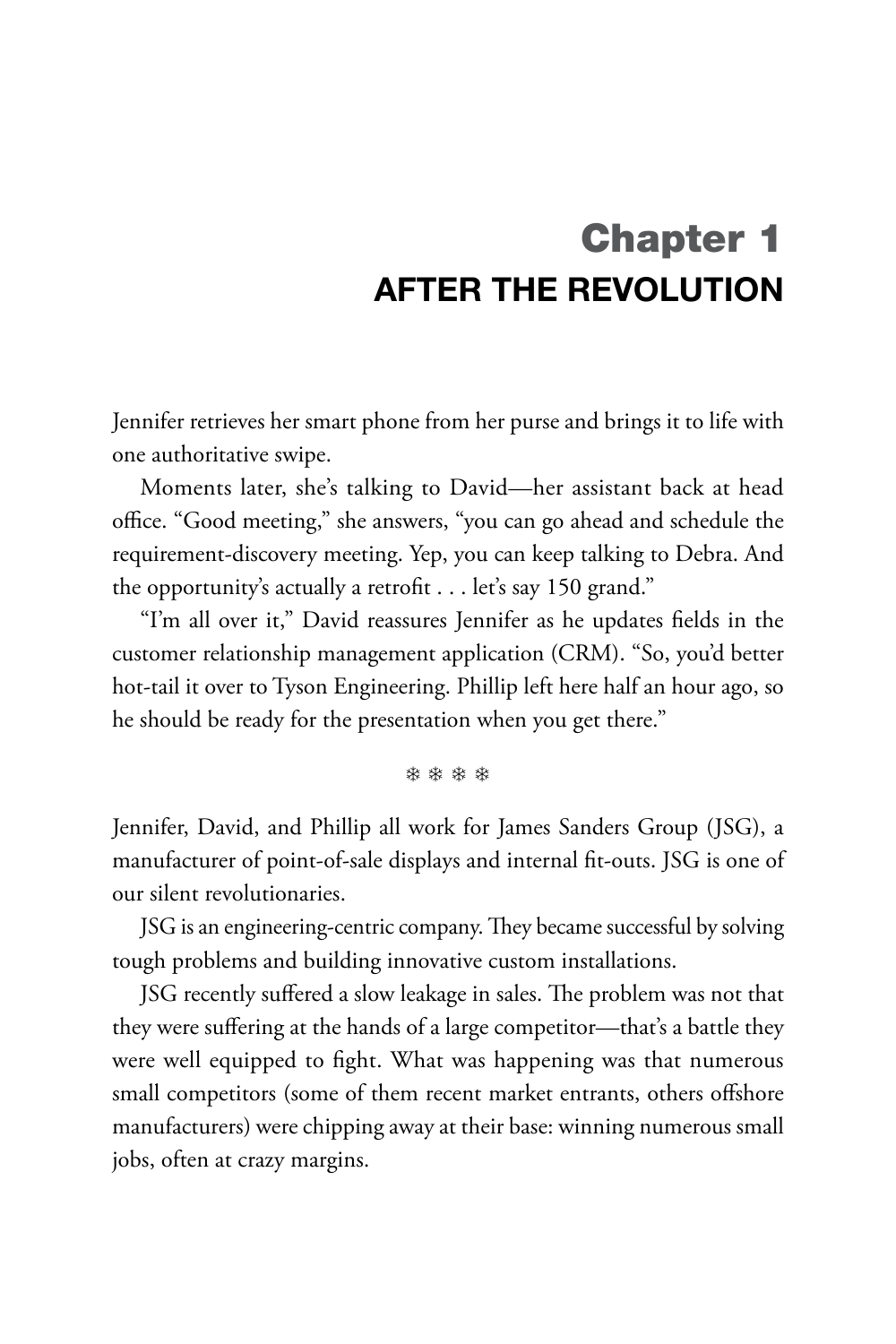# Chapter 1
## AFTER THE REVOLUTION

Jennifer retrieves her smart phone from her purse and brings it to life with one authoritative swipe.

Moments later, she's talking to David—her assistant back at head office. "Good meeting," she answers, "you can go ahead and schedule the requirement-discovery meeting. Yep, you can keep talking to Debra. And the opportunity's actually a retrofit . . . let's say 150 grand."

"I'm all over it," David reassures Jennifer as he updates fields in the customer relationship management application (CRM). "So, you'd better hot-tail it over to Tyson Engineering. Phillip left here half an hour ago, so he should be ready for the presentation when you get there."

❄ ❄ ❄ ❄

Jennifer, David, and Phillip all work for James Sanders Group (JSG), a manufacturer of point-of-sale displays and internal fit-outs. JSG is one of our silent revolutionaries.

JSG is an engineering-centric company. They became successful by solving tough problems and building innovative custom installations.

JSG recently suffered a slow leakage in sales. The problem was not that they were suffering at the hands of a large competitor—that's a battle they were well equipped to fight. What was happening was that numerous small competitors (some of them recent market entrants, others offshore manufacturers) were chipping away at their base: winning numerous small jobs, often at crazy margins.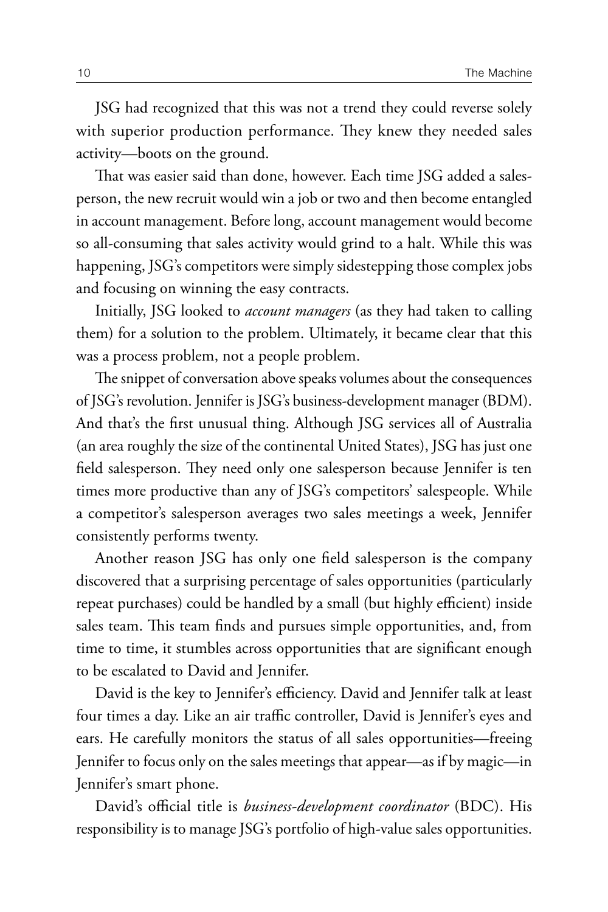JSG had recognized that this was not a trend they could reverse solely with superior production performance. They knew they needed sales activity—boots on the ground.

That was easier said than done, however. Each time JSG added a salesperson, the new recruit would win a job or two and then become entangled in account management. Before long, account management would become so all-consuming that sales activity would grind to a halt. While this was happening, JSG's competitors were simply sidestepping those complex jobs and focusing on winning the easy contracts.

Initially, JSG looked to *account managers* (as they had taken to calling them) for a solution to the problem. Ultimately, it became clear that this was a process problem, not a people problem.

The snippet of conversation above speaks volumes about the consequences of JSG's revolution. Jennifer is JSG's business-development manager (BDM). And that's the first unusual thing. Although JSG services all of Australia (an area roughly the size of the continental United States), JSG has just one field salesperson. They need only one salesperson because Jennifer is ten times more productive than any of JSG's competitors' salespeople. While a competitor's salesperson averages two sales meetings a week, Jennifer consistently performs twenty.

Another reason JSG has only one field salesperson is the company discovered that a surprising percentage of sales opportunities (particularly repeat purchases) could be handled by a small (but highly efficient) inside sales team. This team finds and pursues simple opportunities, and, from time to time, it stumbles across opportunities that are significant enough to be escalated to David and Jennifer.

David is the key to Jennifer's efficiency. David and Jennifer talk at least four times a day. Like an air traffic controller, David is Jennifer's eyes and ears. He carefully monitors the status of all sales opportunities—freeing Jennifer to focus only on the sales meetings that appear—as if by magic—in Jennifer's smart phone.

David's official title is *business-development coordinator* (BDC). His responsibility is to manage JSG's portfolio of high-value sales opportunities.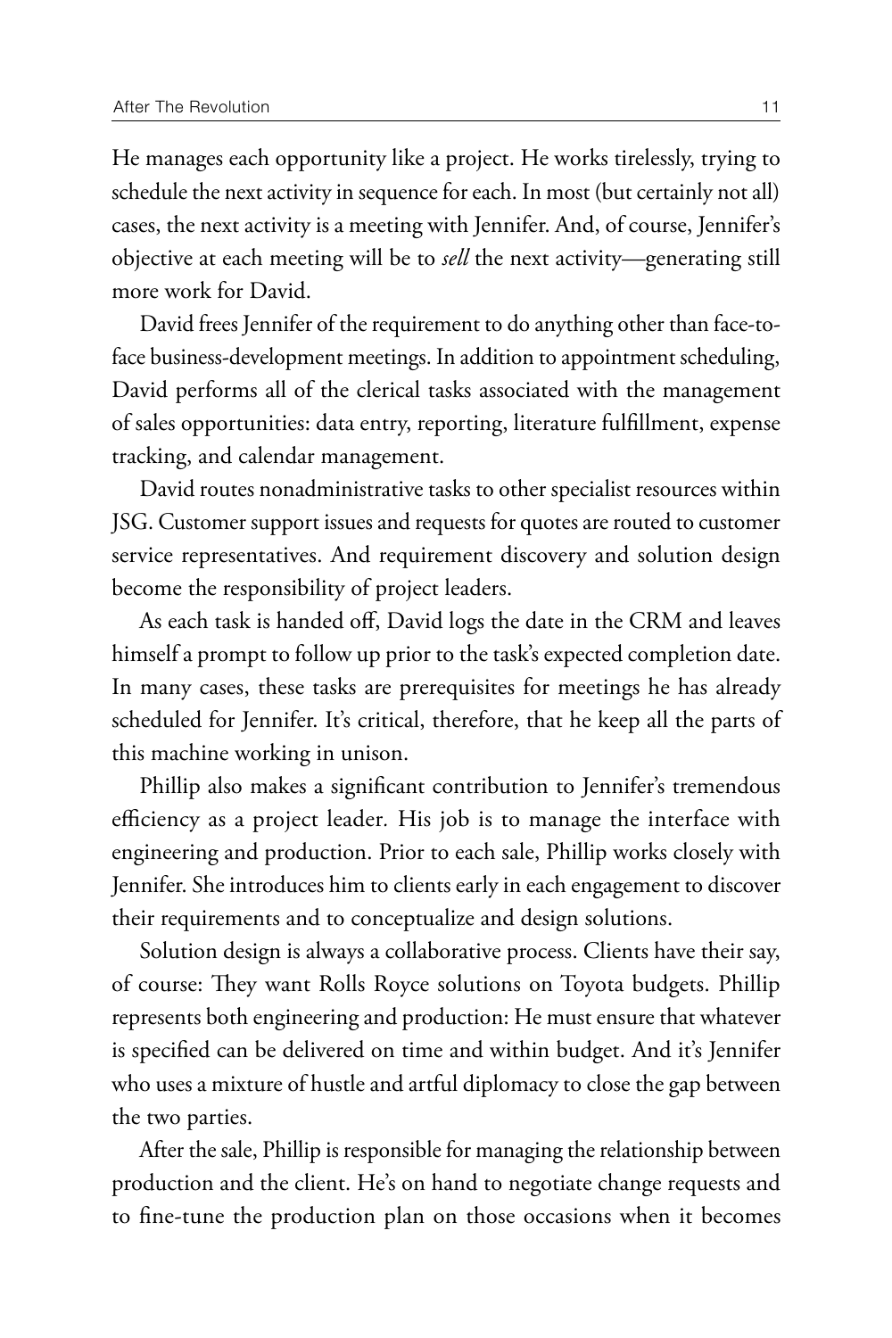He manages each opportunity like a project. He works tirelessly, trying to schedule the next activity in sequence for each. In most (but certainly not all) cases, the next activity is a meeting with Jennifer. And, of course, Jennifer's objective at each meeting will be to *sell* the next activity—generating still more work for David.

David frees Jennifer of the requirement to do anything other than face-to-face business-development meetings. In addition to appointment scheduling, David performs all of the clerical tasks associated with the management of sales opportunities: data entry, reporting, literature fulfillment, expense tracking, and calendar management.

David routes nonadministrative tasks to other specialist resources within JSG. Customer support issues and requests for quotes are routed to customer service representatives. And requirement discovery and solution design become the responsibility of project leaders.

As each task is handed off, David logs the date in the CRM and leaves himself a prompt to follow up prior to the task's expected completion date. In many cases, these tasks are prerequisites for meetings he has already scheduled for Jennifer. It's critical, therefore, that he keep all the parts of this machine working in unison.

Phillip also makes a significant contribution to Jennifer's tremendous efficiency as a project leader. His job is to manage the interface with engineering and production. Prior to each sale, Phillip works closely with Jennifer. She introduces him to clients early in each engagement to discover their requirements and to conceptualize and design solutions.

Solution design is always a collaborative process. Clients have their say, of course: They want Rolls Royce solutions on Toyota budgets. Phillip represents both engineering and production: He must ensure that whatever is specified can be delivered on time and within budget. And it's Jennifer who uses a mixture of hustle and artful diplomacy to close the gap between the two parties.

After the sale, Phillip is responsible for managing the relationship between production and the client. He's on hand to negotiate change requests and to fine-tune the production plan on those occasions when it becomes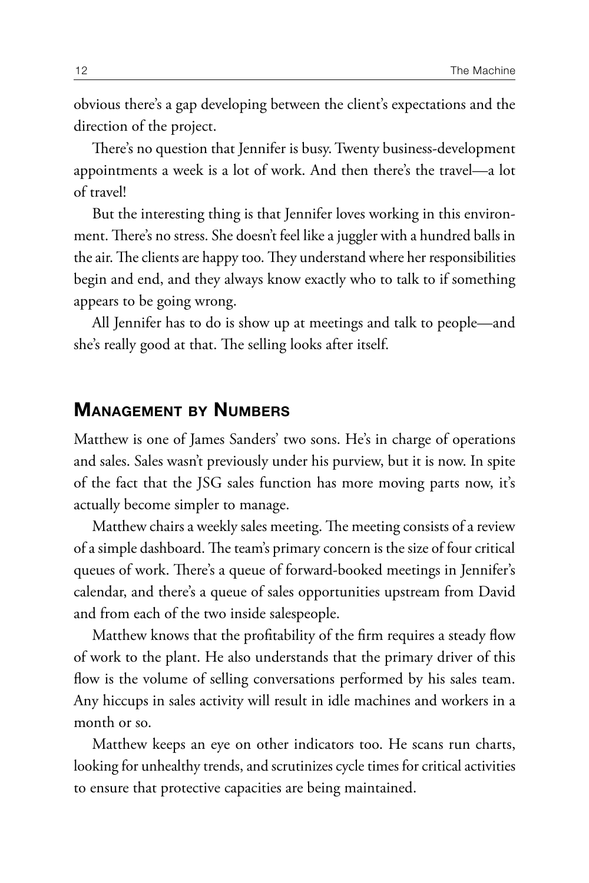obvious there's a gap developing between the client's expectations and the direction of the project.

There's no question that Jennifer is busy. Twenty business-development appointments a week is a lot of work. And then there's the travel—a lot of travel!

But the interesting thing is that Jennifer loves working in this environment. There's no stress. She doesn't feel like a juggler with a hundred balls in the air. The clients are happy too. They understand where her responsibilities begin and end, and they always know exactly who to talk to if something appears to be going wrong.

All Jennifer has to do is show up at meetings and talk to people—and she's really good at that. The selling looks after itself.

## Management by Numbers

Matthew is one of James Sanders' two sons. He's in charge of operations and sales. Sales wasn't previously under his purview, but it is now. In spite of the fact that the JSG sales function has more moving parts now, it's actually become simpler to manage.

Matthew chairs a weekly sales meeting. The meeting consists of a review of a simple dashboard. The team's primary concern is the size of four critical queues of work. There's a queue of forward-booked meetings in Jennifer's calendar, and there's a queue of sales opportunities upstream from David and from each of the two inside salespeople.

Matthew knows that the profitability of the firm requires a steady flow of work to the plant. He also understands that the primary driver of this flow is the volume of selling conversations performed by his sales team. Any hiccups in sales activity will result in idle machines and workers in a month or so.

Matthew keeps an eye on other indicators too. He scans run charts, looking for unhealthy trends, and scrutinizes cycle times for critical activities to ensure that protective capacities are being maintained.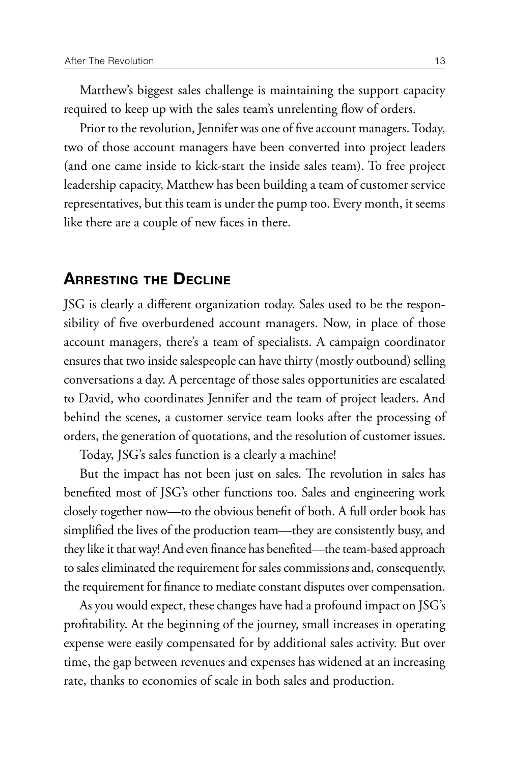Matthew's biggest sales challenge is maintaining the support capacity required to keep up with the sales team's unrelenting flow of orders.

Prior to the revolution, Jennifer was one of five account managers. Today, two of those account managers have been converted into project leaders (and one came inside to kick-start the inside sales team). To free project leadership capacity, Matthew has been building a team of customer service representatives, but this team is under the pump too. Every month, it seems like there are a couple of new faces in there.

## Arresting the Decline

JSG is clearly a different organization today. Sales used to be the responsibility of five overburdened account managers. Now, in place of those account managers, there's a team of specialists. A campaign coordinator ensures that two inside salespeople can have thirty (mostly outbound) selling conversations a day. A percentage of those sales opportunities are escalated to David, who coordinates Jennifer and the team of project leaders. And behind the scenes, a customer service team looks after the processing of orders, the generation of quotations, and the resolution of customer issues.

Today, JSG's sales function is a clearly a machine!

But the impact has not been just on sales. The revolution in sales has benefited most of JSG's other functions too. Sales and engineering work closely together now—to the obvious benefit of both. A full order book has simplified the lives of the production team—they are consistently busy, and they like it that way! And even finance has benefited—the team-based approach to sales eliminated the requirement for sales commissions and, consequently, the requirement for finance to mediate constant disputes over compensation.

As you would expect, these changes have had a profound impact on JSG's profitability. At the beginning of the journey, small increases in operating expense were easily compensated for by additional sales activity. But over time, the gap between revenues and expenses has widened at an increasing rate, thanks to economies of scale in both sales and production.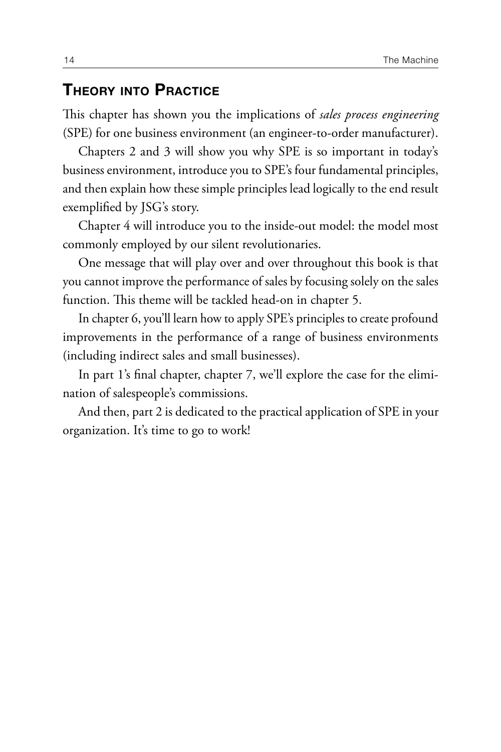## Theory into Practice

This chapter has shown you the implications of *sales process engineering* (SPE) for one business environment (an engineer-to-order manufacturer).

Chapters 2 and 3 will show you why SPE is so important in today's business environment, introduce you to SPE's four fundamental principles, and then explain how these simple principles lead logically to the end result exemplified by JSG's story.

Chapter 4 will introduce you to the inside-out model: the model most commonly employed by our silent revolutionaries.

One message that will play over and over throughout this book is that you cannot improve the performance of sales by focusing solely on the sales function. This theme will be tackled head-on in chapter 5.

In chapter 6, you'll learn how to apply SPE's principles to create profound improvements in the performance of a range of business environments (including indirect sales and small businesses).

In part 1's final chapter, chapter 7, we'll explore the case for the elimination of salespeople's commissions.

And then, part 2 is dedicated to the practical application of SPE in your organization. It's time to go to work!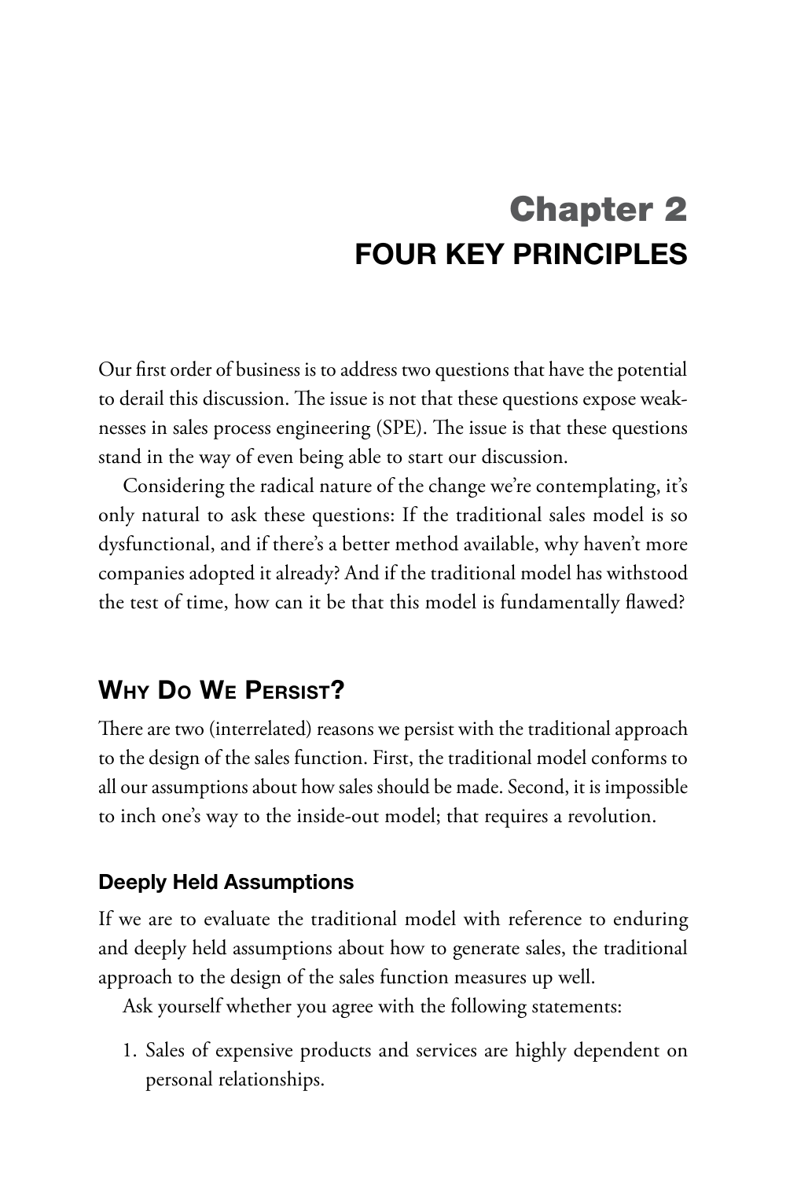# Chapter 2
## FOUR KEY PRINCIPLES

Our first order of business is to address two questions that have the potential to derail this discussion. The issue is not that these questions expose weaknesses in sales process engineering (SPE). The issue is that these questions stand in the way of even being able to start our discussion.

Considering the radical nature of the change we're contemplating, it's only natural to ask these questions: If the traditional sales model is so dysfunctional, and if there's a better method available, why haven't more companies adopted it already? And if the traditional model has withstood the test of time, how can it be that this model is fundamentally flawed?

### Why Do We Persist?

There are two (interrelated) reasons we persist with the traditional approach to the design of the sales function. First, the traditional model conforms to all our assumptions about how sales should be made. Second, it is impossible to inch one's way to the inside-out model; that requires a revolution.

#### Deeply Held Assumptions

If we are to evaluate the traditional model with reference to enduring and deeply held assumptions about how to generate sales, the traditional approach to the design of the sales function measures up well.

Ask yourself whether you agree with the following statements:

1. Sales of expensive products and services are highly dependent on personal relationships.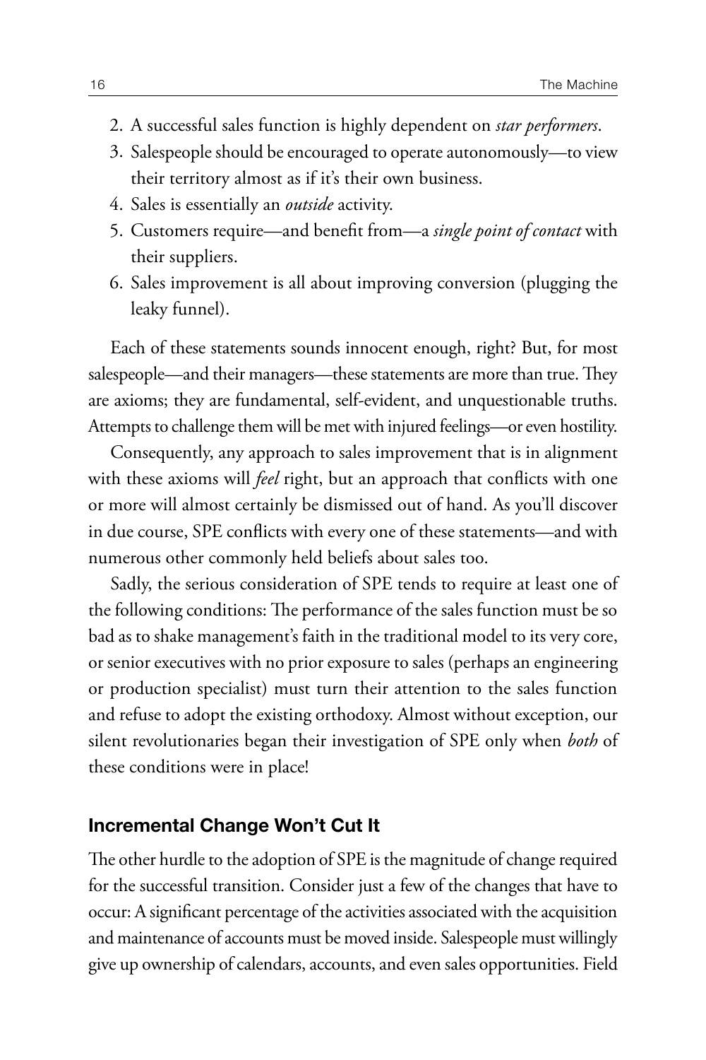2. A successful sales function is highly dependent on *star performers*.
3. Salespeople should be encouraged to operate autonomously—to view their territory almost as if it's their own business.
4. Sales is essentially an *outside* activity.
5. Customers require—and benefit from—a *single point of contact* with their suppliers.
6. Sales improvement is all about improving conversion (plugging the leaky funnel).

Each of these statements sounds innocent enough, right? But, for most salespeople—and their managers—these statements are more than true. They are axioms; they are fundamental, self-evident, and unquestionable truths. Attempts to challenge them will be met with injured feelings—or even hostility.

Consequently, any approach to sales improvement that is in alignment with these axioms will *feel* right, but an approach that conflicts with one or more will almost certainly be dismissed out of hand. As you'll discover in due course, SPE conflicts with every one of these statements—and with numerous other commonly held beliefs about sales too.

Sadly, the serious consideration of SPE tends to require at least one of the following conditions: The performance of the sales function must be so bad as to shake management's faith in the traditional model to its very core, or senior executives with no prior exposure to sales (perhaps an engineering or production specialist) must turn their attention to the sales function and refuse to adopt the existing orthodoxy. Almost without exception, our silent revolutionaries began their investigation of SPE only when *both* of these conditions were in place!

### Incremental Change Won't Cut It

The other hurdle to the adoption of SPE is the magnitude of change required for the successful transition. Consider just a few of the changes that have to occur: A significant percentage of the activities associated with the acquisition and maintenance of accounts must be moved inside. Salespeople must willingly give up ownership of calendars, accounts, and even sales opportunities. Field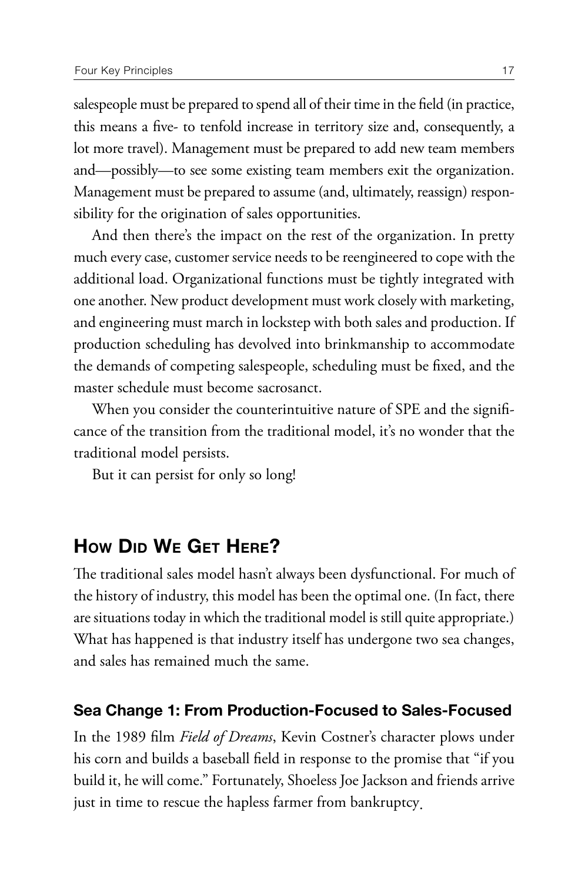salespeople must be prepared to spend all of their time in the field (in practice, this means a five- to tenfold increase in territory size and, consequently, a lot more travel). Management must be prepared to add new team members and—possibly—to see some existing team members exit the organization. Management must be prepared to assume (and, ultimately, reassign) responsibility for the origination of sales opportunities.

And then there's the impact on the rest of the organization. In pretty much every case, customer service needs to be reengineered to cope with the additional load. Organizational functions must be tightly integrated with one another. New product development must work closely with marketing, and engineering must march in lockstep with both sales and production. If production scheduling has devolved into brinkmanship to accommodate the demands of competing salespeople, scheduling must be fixed, and the master schedule must become sacrosanct.

When you consider the counterintuitive nature of SPE and the significance of the transition from the traditional model, it's no wonder that the traditional model persists.

But it can persist for only so long!

## How Did We Get Here?

The traditional sales model hasn't always been dysfunctional. For much of the history of industry, this model has been the optimal one. (In fact, there are situations today in which the traditional model is still quite appropriate.) What has happened is that industry itself has undergone two sea changes, and sales has remained much the same.

### Sea Change 1: From Production-Focused to Sales-Focused

In the 1989 film *Field of Dreams*, Kevin Costner's character plows under his corn and builds a baseball field in response to the promise that "if you build it, he will come." Fortunately, Shoeless Joe Jackson and friends arrive just in time to rescue the hapless farmer from bankruptcy.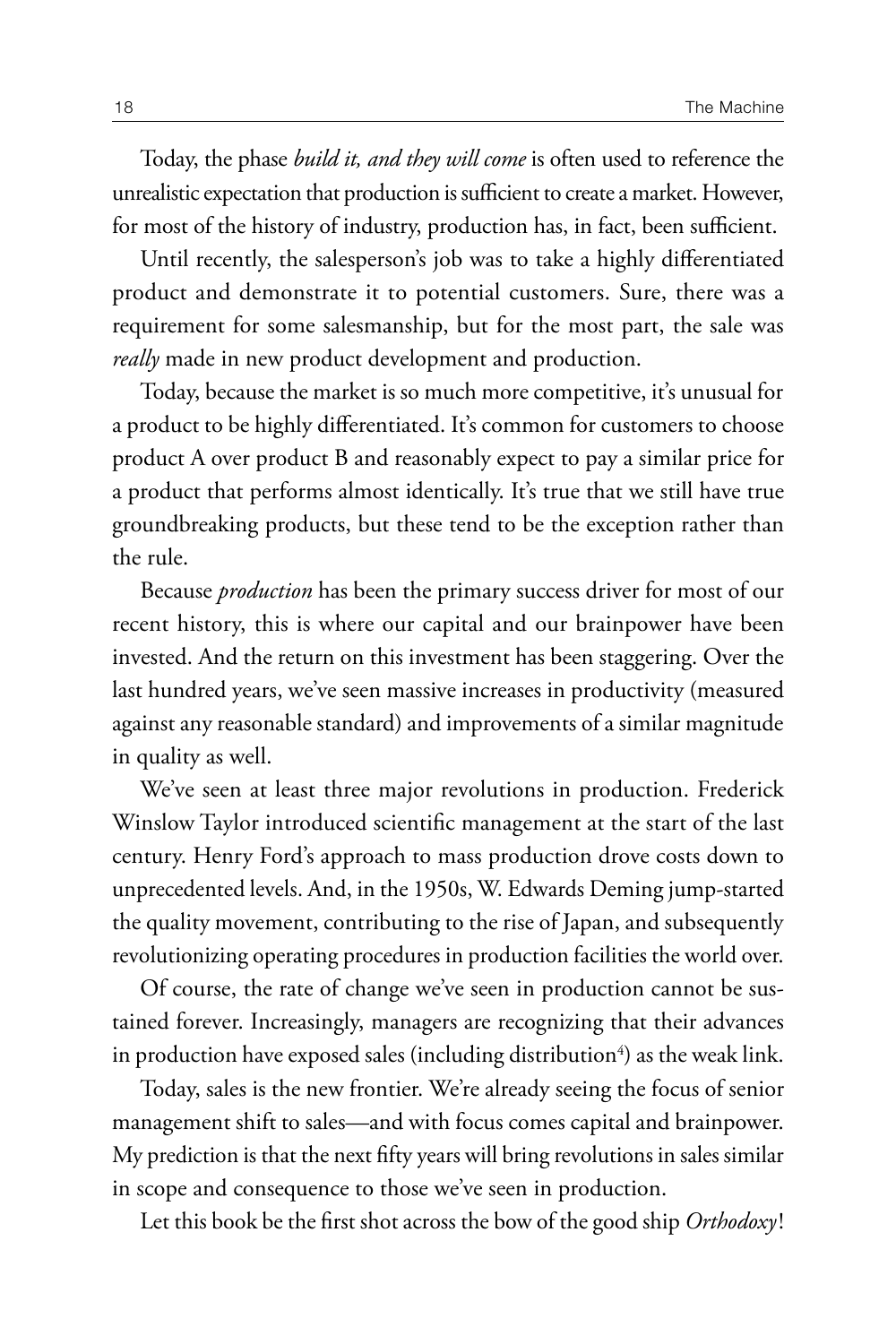Today, the phase *build it, and they will come* is often used to reference the unrealistic expectation that production is sufficient to create a market. However, for most of the history of industry, production has, in fact, been sufficient.

Until recently, the salesperson's job was to take a highly differentiated product and demonstrate it to potential customers. Sure, there was a requirement for some salesmanship, but for the most part, the sale was *really* made in new product development and production.

Today, because the market is so much more competitive, it's unusual for a product to be highly differentiated. It's common for customers to choose product A over product B and reasonably expect to pay a similar price for a product that performs almost identically. It's true that we still have true groundbreaking products, but these tend to be the exception rather than the rule.

Because *production* has been the primary success driver for most of our recent history, this is where our capital and our brainpower have been invested. And the return on this investment has been staggering. Over the last hundred years, we've seen massive increases in productivity (measured against any reasonable standard) and improvements of a similar magnitude in quality as well.

We've seen at least three major revolutions in production. Frederick Winslow Taylor introduced scientific management at the start of the last century. Henry Ford's approach to mass production drove costs down to unprecedented levels. And, in the 1950s, W. Edwards Deming jump-started the quality movement, contributing to the rise of Japan, and subsequently revolutionizing operating procedures in production facilities the world over.

Of course, the rate of change we've seen in production cannot be sustained forever. Increasingly, managers are recognizing that their advances in production have exposed sales (including distribution[4]) as the weak link.

Today, sales is the new frontier. We're already seeing the focus of senior management shift to sales—and with focus comes capital and brainpower. My prediction is that the next fifty years will bring revolutions in sales similar in scope and consequence to those we've seen in production.

Let this book be the first shot across the bow of the good ship *Orthodoxy*!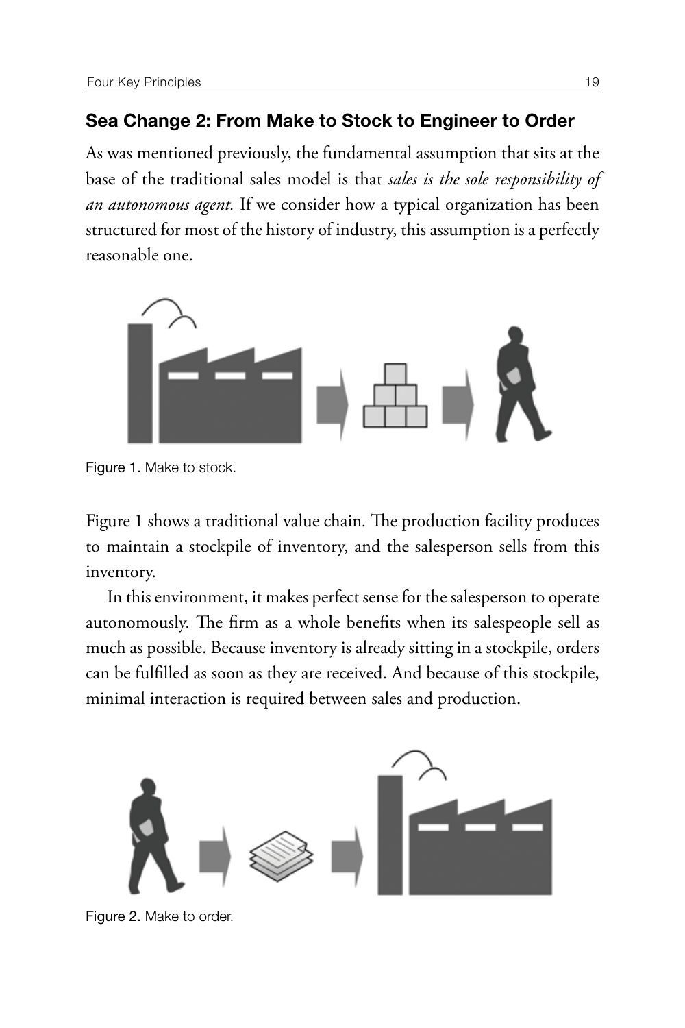## Sea Change 2: From Make to Stock to Engineer to Order

As was mentioned previously, the fundamental assumption that sits at the base of the traditional sales model is that *sales is the sole responsibility of an autonomous agent.* If we consider how a typical organization has been structured for most of the history of industry, this assumption is a perfectly reasonable one.

Figure 1. Make to stock.

Figure 1 shows a traditional value chain. The production facility produces to maintain a stockpile of inventory, and the salesperson sells from this inventory.

In this environment, it makes perfect sense for the salesperson to operate autonomously. The firm as a whole benefits when its salespeople sell as much as possible. Because inventory is already sitting in a stockpile, orders can be fulfilled as soon as they are received. And because of this stockpile, minimal interaction is required between sales and production.

Figure 2. Make to order.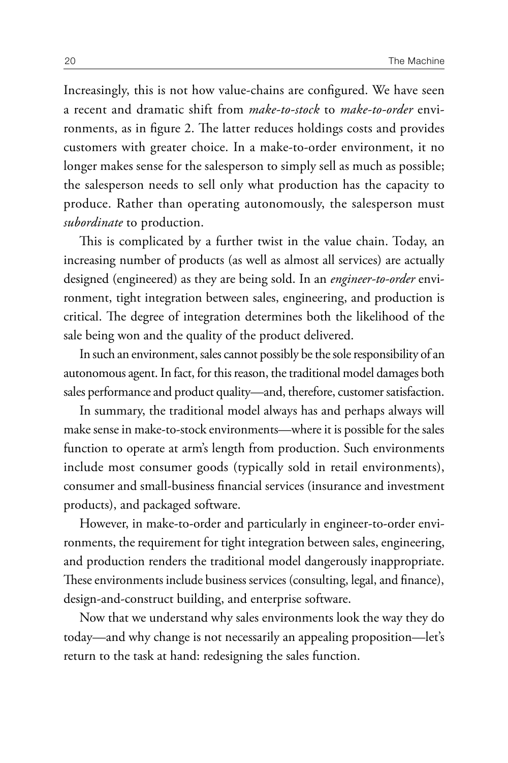Increasingly, this is not how value-chains are configured. We have seen a recent and dramatic shift from *make-to-stock* to *make-to-order* environments, as in figure 2. The latter reduces holdings costs and provides customers with greater choice. In a make-to-order environment, it no longer makes sense for the salesperson to simply sell as much as possible; the salesperson needs to sell only what production has the capacity to produce. Rather than operating autonomously, the salesperson must *subordinate* to production.

This is complicated by a further twist in the value chain. Today, an increasing number of products (as well as almost all services) are actually designed (engineered) as they are being sold. In an *engineer-to-order* environment, tight integration between sales, engineering, and production is critical. The degree of integration determines both the likelihood of the sale being won and the quality of the product delivered.

In such an environment, sales cannot possibly be the sole responsibility of an autonomous agent. In fact, for this reason, the traditional model damages both sales performance and product quality—and, therefore, customer satisfaction.

In summary, the traditional model always has and perhaps always will make sense in make-to-stock environments—where it is possible for the sales function to operate at arm's length from production. Such environments include most consumer goods (typically sold in retail environments), consumer and small-business financial services (insurance and investment products), and packaged software.

However, in make-to-order and particularly in engineer-to-order environments, the requirement for tight integration between sales, engineering, and production renders the traditional model dangerously inappropriate. These environments include business services (consulting, legal, and finance), design-and-construct building, and enterprise software.

Now that we understand why sales environments look the way they do today—and why change is not necessarily an appealing proposition—let's return to the task at hand: redesigning the sales function.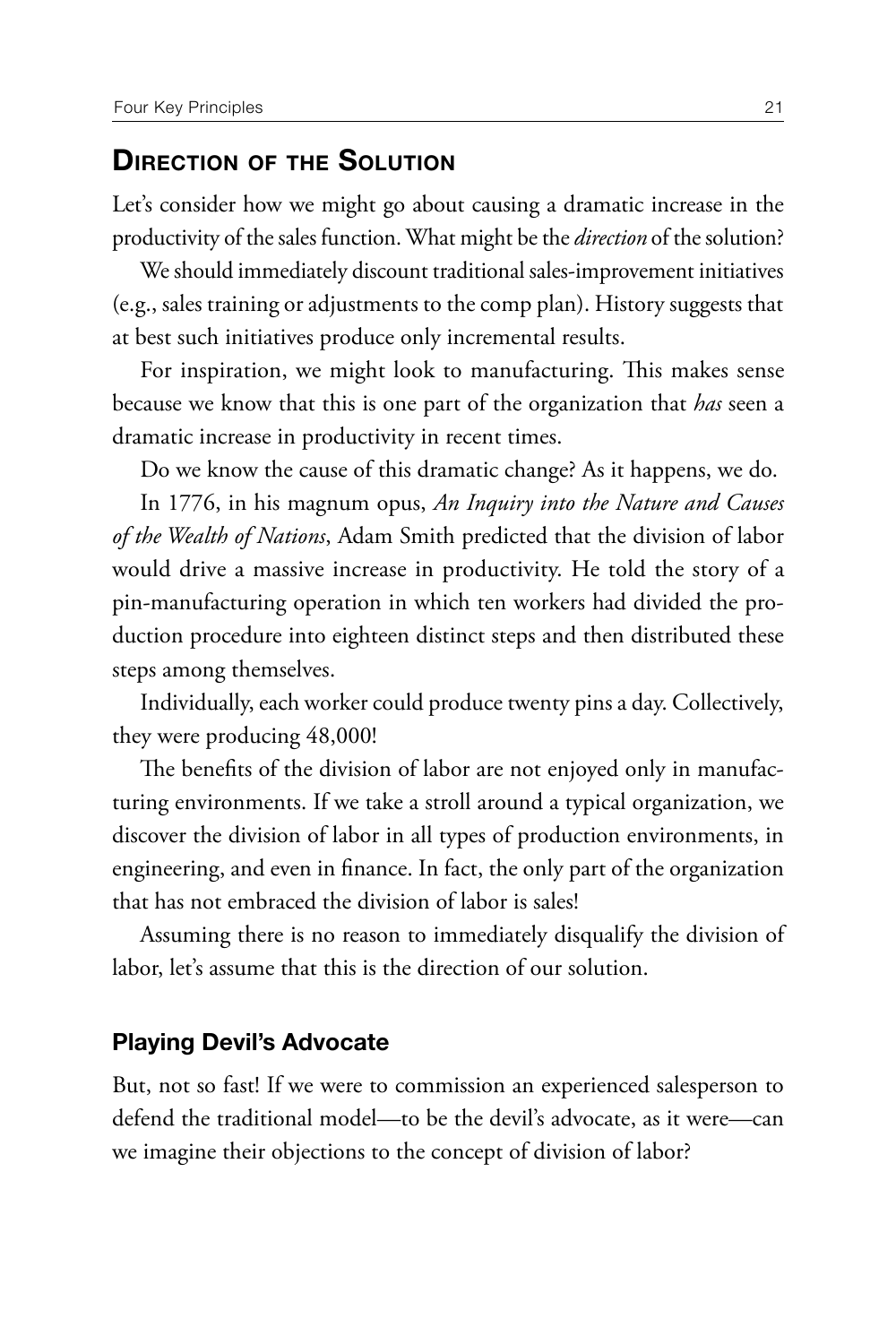## Direction of the Solution

Let's consider how we might go about causing a dramatic increase in the productivity of the sales function. What might be the *direction* of the solution?

We should immediately discount traditional sales-improvement initiatives (e.g., sales training or adjustments to the comp plan). History suggests that at best such initiatives produce only incremental results.

For inspiration, we might look to manufacturing. This makes sense because we know that this is one part of the organization that *has* seen a dramatic increase in productivity in recent times.

Do we know the cause of this dramatic change? As it happens, we do.

In 1776, in his magnum opus, *An Inquiry into the Nature and Causes of the Wealth of Nations*, Adam Smith predicted that the division of labor would drive a massive increase in productivity. He told the story of a pin-manufacturing operation in which ten workers had divided the production procedure into eighteen distinct steps and then distributed these steps among themselves.

Individually, each worker could produce twenty pins a day. Collectively, they were producing 48,000!

The benefits of the division of labor are not enjoyed only in manufacturing environments. If we take a stroll around a typical organization, we discover the division of labor in all types of production environments, in engineering, and even in finance. In fact, the only part of the organization that has not embraced the division of labor is sales!

Assuming there is no reason to immediately disqualify the division of labor, let's assume that this is the direction of our solution.

### Playing Devil's Advocate

But, not so fast! If we were to commission an experienced salesperson to defend the traditional model—to be the devil's advocate, as it were—can we imagine their objections to the concept of division of labor?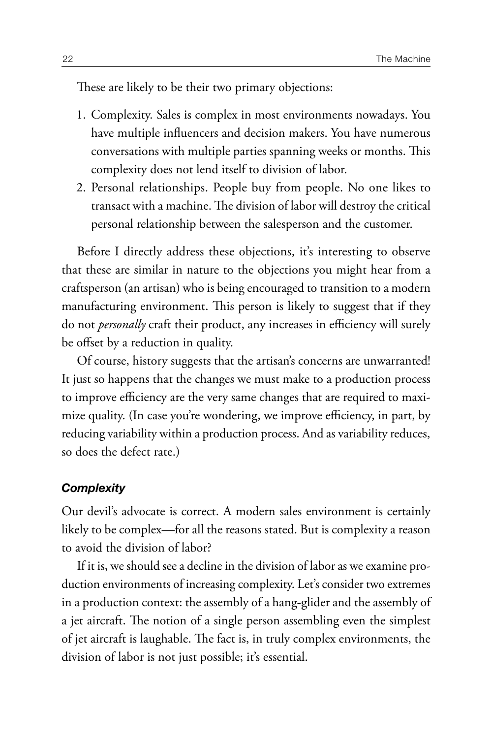These are likely to be their two primary objections:

1. Complexity. Sales is complex in most environments nowadays. You have multiple influencers and decision makers. You have numerous conversations with multiple parties spanning weeks or months. This complexity does not lend itself to division of labor.
2. Personal relationships. People buy from people. No one likes to transact with a machine. The division of labor will destroy the critical personal relationship between the salesperson and the customer.

Before I directly address these objections, it's interesting to observe that these are similar in nature to the objections you might hear from a craftsperson (an artisan) who is being encouraged to transition to a modern manufacturing environment. This person is likely to suggest that if they do not *personally* craft their product, any increases in efficiency will surely be offset by a reduction in quality.

Of course, history suggests that the artisan's concerns are unwarranted! It just so happens that the changes we must make to a production process to improve efficiency are the very same changes that are required to maximize quality. (In case you're wondering, we improve efficiency, in part, by reducing variability within a production process. And as variability reduces, so does the defect rate.)

### *Complexity*

Our devil's advocate is correct. A modern sales environment is certainly likely to be complex—for all the reasons stated. But is complexity a reason to avoid the division of labor?

If it is, we should see a decline in the division of labor as we examine production environments of increasing complexity. Let's consider two extremes in a production context: the assembly of a hang-glider and the assembly of a jet aircraft. The notion of a single person assembling even the simplest of jet aircraft is laughable. The fact is, in truly complex environments, the division of labor is not just possible; it's essential.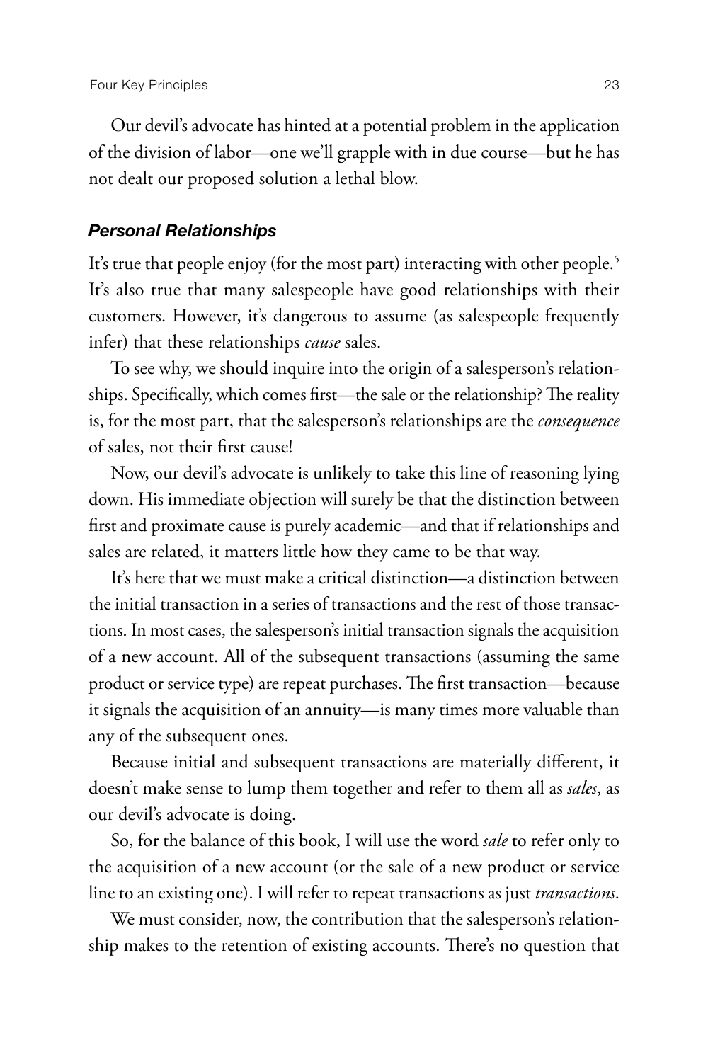Our devil's advocate has hinted at a potential problem in the application of the division of labor—one we'll grapple with in due course—but he has not dealt our proposed solution a lethal blow.

### *Personal Relationships*

It's true that people enjoy (for the most part) interacting with other people.[5] It's also true that many salespeople have good relationships with their customers. However, it's dangerous to assume (as salespeople frequently infer) that these relationships *cause* sales.

To see why, we should inquire into the origin of a salesperson's relationships. Specifically, which comes first—the sale or the relationship? The reality is, for the most part, that the salesperson's relationships are the *consequence* of sales, not their first cause!

Now, our devil's advocate is unlikely to take this line of reasoning lying down. His immediate objection will surely be that the distinction between first and proximate cause is purely academic—and that if relationships and sales are related, it matters little how they came to be that way.

It's here that we must make a critical distinction—a distinction between the initial transaction in a series of transactions and the rest of those transactions. In most cases, the salesperson's initial transaction signals the acquisition of a new account. All of the subsequent transactions (assuming the same product or service type) are repeat purchases. The first transaction—because it signals the acquisition of an annuity—is many times more valuable than any of the subsequent ones.

Because initial and subsequent transactions are materially different, it doesn't make sense to lump them together and refer to them all as *sales*, as our devil's advocate is doing.

So, for the balance of this book, I will use the word *sale* to refer only to the acquisition of a new account (or the sale of a new product or service line to an existing one). I will refer to repeat transactions as just *transactions*.

We must consider, now, the contribution that the salesperson's relationship makes to the retention of existing accounts. There's no question that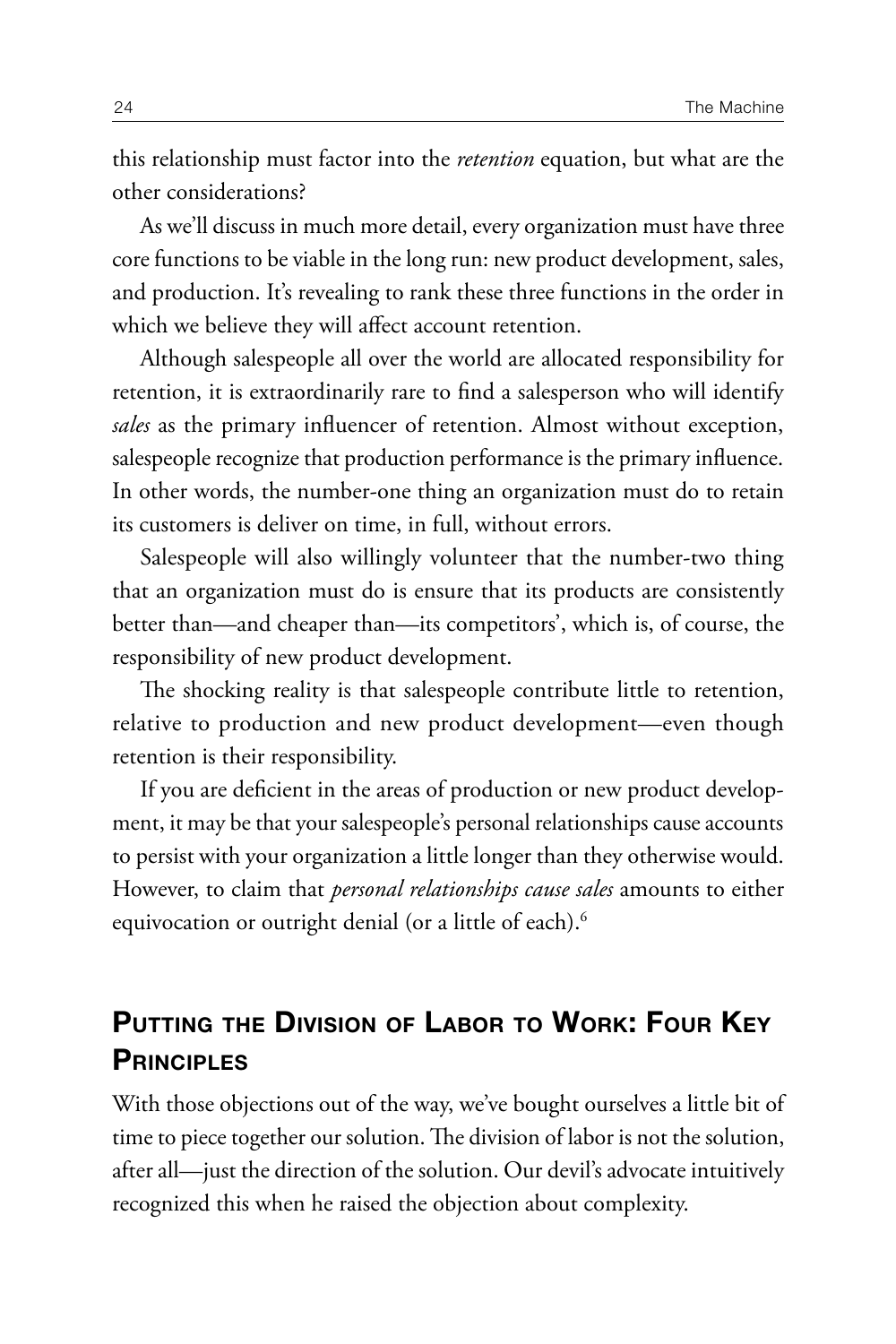this relationship must factor into the *retention* equation, but what are the other considerations?

As we'll discuss in much more detail, every organization must have three core functions to be viable in the long run: new product development, sales, and production. It's revealing to rank these three functions in the order in which we believe they will affect account retention.

Although salespeople all over the world are allocated responsibility for retention, it is extraordinarily rare to find a salesperson who will identify *sales* as the primary influencer of retention. Almost without exception, salespeople recognize that production performance is the primary influence. In other words, the number-one thing an organization must do to retain its customers is deliver on time, in full, without errors.

Salespeople will also willingly volunteer that the number-two thing that an organization must do is ensure that its products are consistently better than—and cheaper than—its competitors', which is, of course, the responsibility of new product development.

The shocking reality is that salespeople contribute little to retention, relative to production and new product development—even though retention is their responsibility.

If you are deficient in the areas of production or new product development, it may be that your salespeople's personal relationships cause accounts to persist with your organization a little longer than they otherwise would. However, to claim that *personal relationships cause sales* amounts to either equivocation or outright denial (or a little of each).[6]

## Putting the Division of Labor to Work: Four Key Principles

With those objections out of the way, we've bought ourselves a little bit of time to piece together our solution. The division of labor is not the solution, after all—just the direction of the solution. Our devil's advocate intuitively recognized this when he raised the objection about complexity.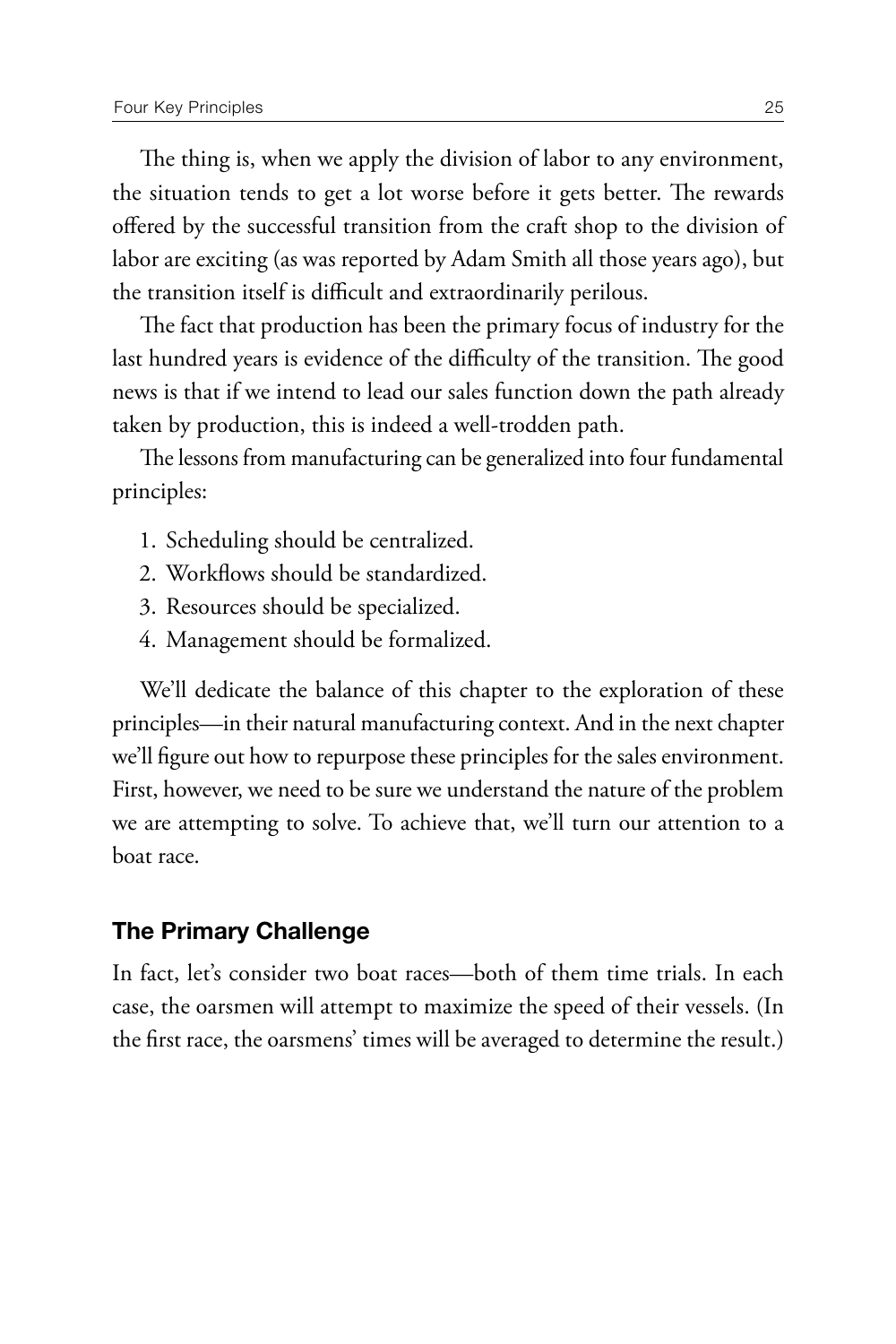The thing is, when we apply the division of labor to any environment, the situation tends to get a lot worse before it gets better. The rewards offered by the successful transition from the craft shop to the division of labor are exciting (as was reported by Adam Smith all those years ago), but the transition itself is difficult and extraordinarily perilous.

The fact that production has been the primary focus of industry for the last hundred years is evidence of the difficulty of the transition. The good news is that if we intend to lead our sales function down the path already taken by production, this is indeed a well-trodden path.

The lessons from manufacturing can be generalized into four fundamental principles:

1. Scheduling should be centralized.
2. Workflows should be standardized.
3. Resources should be specialized.
4. Management should be formalized.

We'll dedicate the balance of this chapter to the exploration of these principles—in their natural manufacturing context. And in the next chapter we'll figure out how to repurpose these principles for the sales environment. First, however, we need to be sure we understand the nature of the problem we are attempting to solve. To achieve that, we'll turn our attention to a boat race.

## The Primary Challenge

In fact, let's consider two boat races—both of them time trials. In each case, the oarsmen will attempt to maximize the speed of their vessels. (In the first race, the oarsmens' times will be averaged to determine the result.)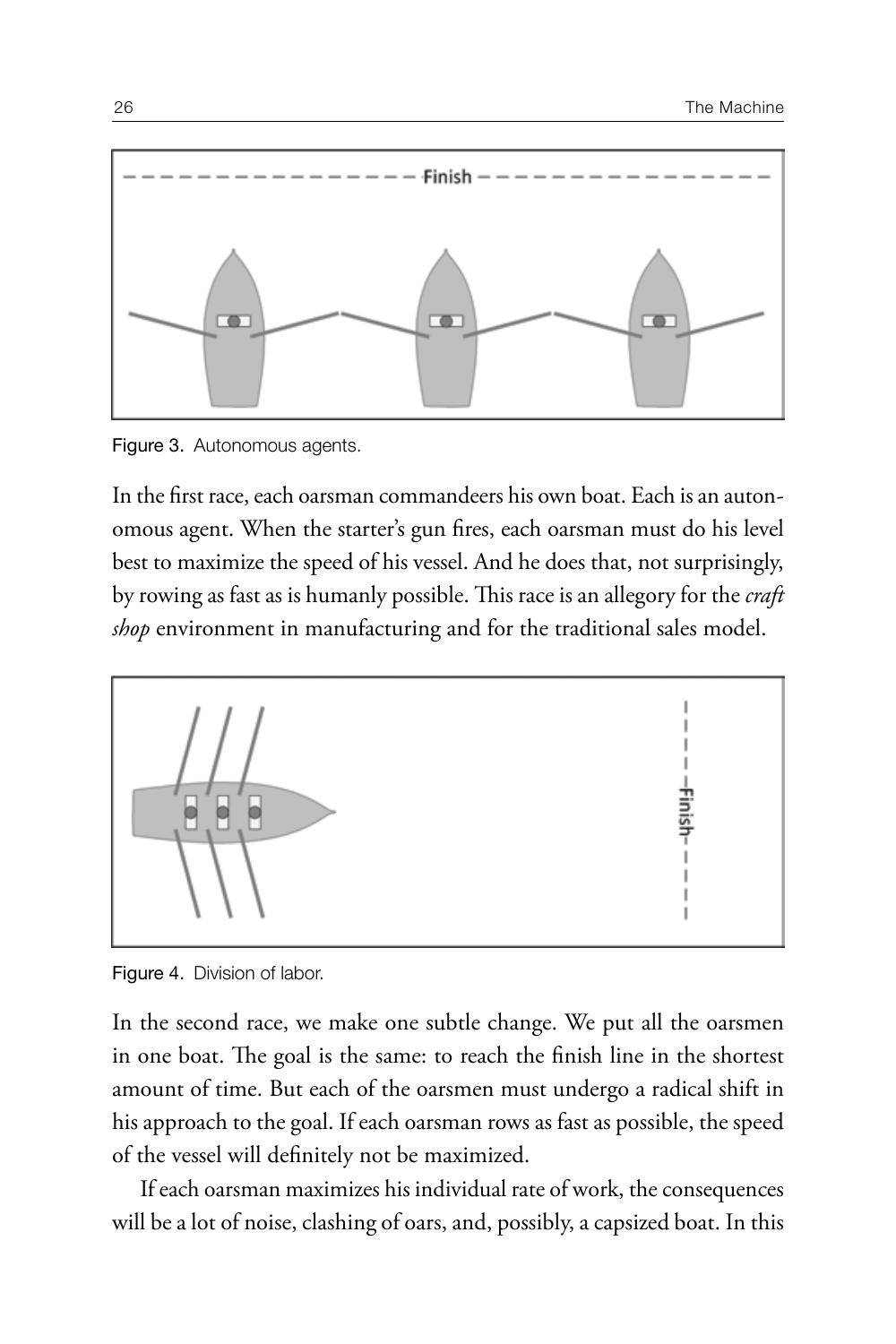Finish

Figure 3. Autonomous agents.

In the first race, each oarsman commandeers his own boat. Each is an autonomous agent. When the starter's gun fires, each oarsman must do his level best to maximize the speed of his vessel. And he does that, not surprisingly, by rowing as fast as is humanly possible. This race is an allegory for the *craft shop* environment in manufacturing and for the traditional sales model.

Finish

Figure 4. Division of labor.

In the second race, we make one subtle change. We put all the oarsmen in one boat. The goal is the same: to reach the finish line in the shortest amount of time. But each of the oarsmen must undergo a radical shift in his approach to the goal. If each oarsman rows as fast as possible, the speed of the vessel will definitely not be maximized.

If each oarsman maximizes his individual rate of work, the consequences will be a lot of noise, clashing of oars, and, possibly, a capsized boat. In this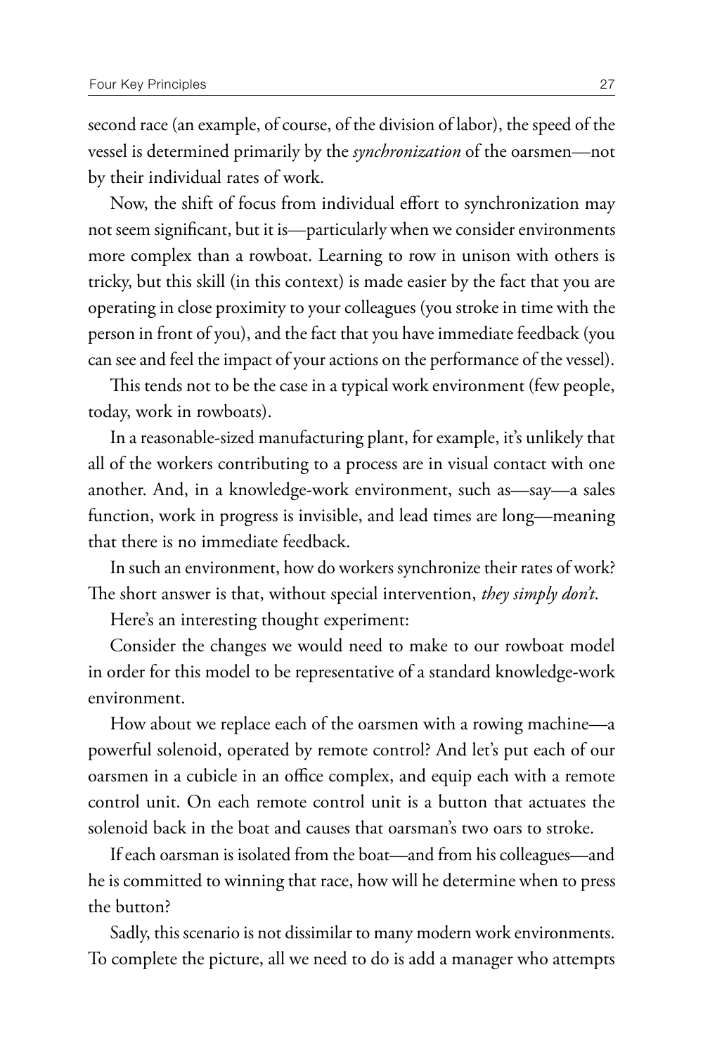second race (an example, of course, of the division of labor), the speed of the vessel is determined primarily by the *synchronization* of the oarsmen—not by their individual rates of work.

Now, the shift of focus from individual effort to synchronization may not seem significant, but it is—particularly when we consider environments more complex than a rowboat. Learning to row in unison with others is tricky, but this skill (in this context) is made easier by the fact that you are operating in close proximity to your colleagues (you stroke in time with the person in front of you), and the fact that you have immediate feedback (you can see and feel the impact of your actions on the performance of the vessel).

This tends not to be the case in a typical work environment (few people, today, work in rowboats).

In a reasonable-sized manufacturing plant, for example, it's unlikely that all of the workers contributing to a process are in visual contact with one another. And, in a knowledge-work environment, such as—say—a sales function, work in progress is invisible, and lead times are long—meaning that there is no immediate feedback.

In such an environment, how do workers synchronize their rates of work? The short answer is that, without special intervention, *they simply don't*.

Here's an interesting thought experiment:

Consider the changes we would need to make to our rowboat model in order for this model to be representative of a standard knowledge-work environment.

How about we replace each of the oarsmen with a rowing machine—a powerful solenoid, operated by remote control? And let's put each of our oarsmen in a cubicle in an office complex, and equip each with a remote control unit. On each remote control unit is a button that actuates the solenoid back in the boat and causes that oarsman's two oars to stroke.

If each oarsman is isolated from the boat—and from his colleagues—and he is committed to winning that race, how will he determine when to press the button?

Sadly, this scenario is not dissimilar to many modern work environments. To complete the picture, all we need to do is add a manager who attempts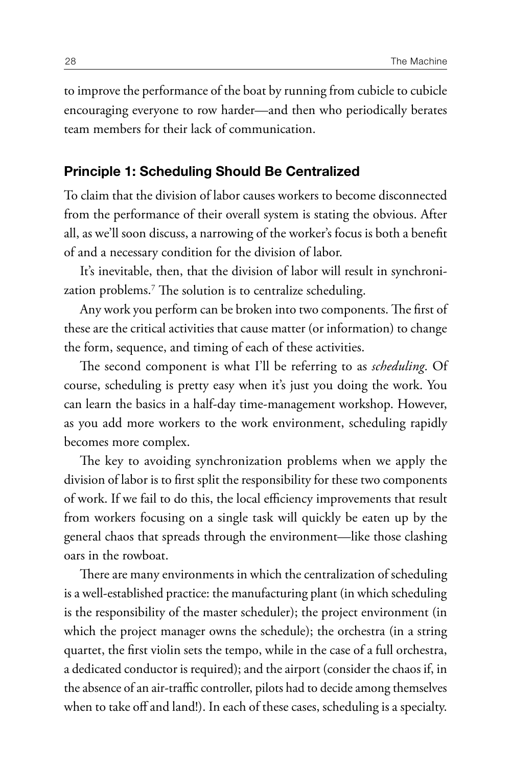to improve the performance of the boat by running from cubicle to cubicle encouraging everyone to row harder—and then who periodically berates team members for their lack of communication.

### Principle 1: Scheduling Should Be Centralized

To claim that the division of labor causes workers to become disconnected from the performance of their overall system is stating the obvious. After all, as we'll soon discuss, a narrowing of the worker's focus is both a benefit of and a necessary condition for the division of labor.

It's inevitable, then, that the division of labor will result in synchronization problems.[7] The solution is to centralize scheduling.

Any work you perform can be broken into two components. The first of these are the critical activities that cause matter (or information) to change the form, sequence, and timing of each of these activities.

The second component is what I'll be referring to as *scheduling*. Of course, scheduling is pretty easy when it's just you doing the work. You can learn the basics in a half-day time-management workshop. However, as you add more workers to the work environment, scheduling rapidly becomes more complex.

The key to avoiding synchronization problems when we apply the division of labor is to first split the responsibility for these two components of work. If we fail to do this, the local efficiency improvements that result from workers focusing on a single task will quickly be eaten up by the general chaos that spreads through the environment—like those clashing oars in the rowboat.

There are many environments in which the centralization of scheduling is a well-established practice: the manufacturing plant (in which scheduling is the responsibility of the master scheduler); the project environment (in which the project manager owns the schedule); the orchestra (in a string quartet, the first violin sets the tempo, while in the case of a full orchestra, a dedicated conductor is required); and the airport (consider the chaos if, in the absence of an air-traffic controller, pilots had to decide among themselves when to take off and land!). In each of these cases, scheduling is a specialty.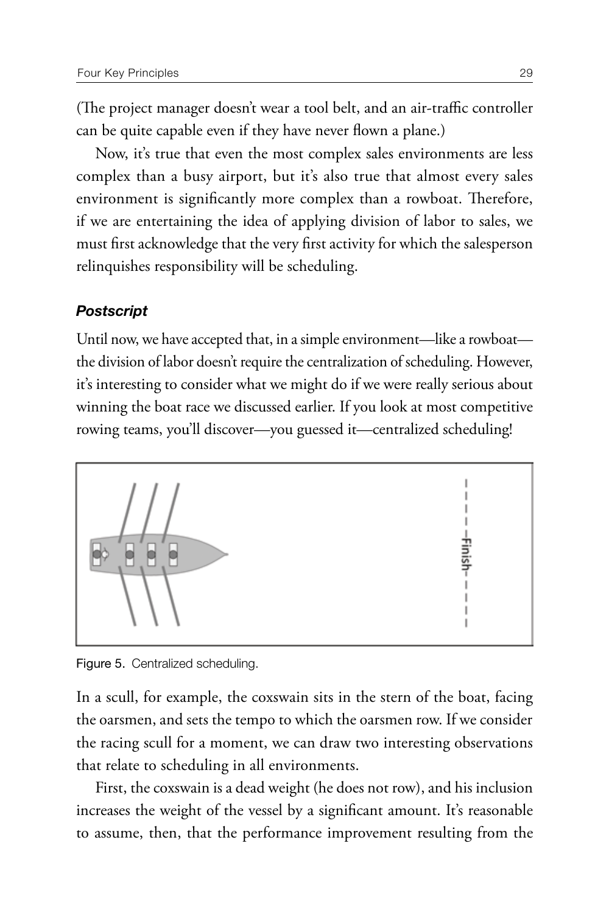(The project manager doesn't wear a tool belt, and an air-traffic controller can be quite capable even if they have never flown a plane.)

Now, it's true that even the most complex sales environments are less complex than a busy airport, but it's also true that almost every sales environment is significantly more complex than a rowboat. Therefore, if we are entertaining the idea of applying division of labor to sales, we must first acknowledge that the very first activity for which the salesperson relinquishes responsibility will be scheduling.

### *Postscript*

Until now, we have accepted that, in a simple environment—like a rowboat—the division of labor doesn't require the centralization of scheduling. However, it's interesting to consider what we might do if we were really serious about winning the boat race we discussed earlier. If you look at most competitive rowing teams, you'll discover—you guessed it—centralized scheduling!

Finish

Figure 5. Centralized scheduling.

In a scull, for example, the coxswain sits in the stern of the boat, facing the oarsmen, and sets the tempo to which the oarsmen row. If we consider the racing scull for a moment, we can draw two interesting observations that relate to scheduling in all environments.

First, the coxswain is a dead weight (he does not row), and his inclusion increases the weight of the vessel by a significant amount. It's reasonable to assume, then, that the performance improvement resulting from the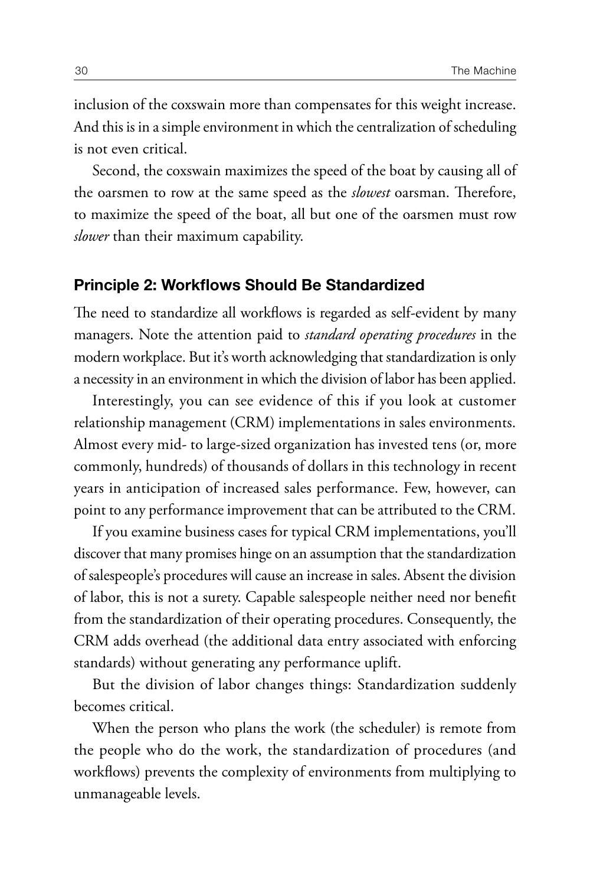inclusion of the coxswain more than compensates for this weight increase. And this is in a simple environment in which the centralization of scheduling is not even critical.

Second, the coxswain maximizes the speed of the boat by causing all of the oarsmen to row at the same speed as the *slowest* oarsman. Therefore, to maximize the speed of the boat, all but one of the oarsmen must row *slower* than their maximum capability.

### Principle 2: Workflows Should Be Standardized

The need to standardize all workflows is regarded as self-evident by many managers. Note the attention paid to *standard operating procedures* in the modern workplace. But it's worth acknowledging that standardization is only a necessity in an environment in which the division of labor has been applied.

Interestingly, you can see evidence of this if you look at customer relationship management (CRM) implementations in sales environments. Almost every mid- to large-sized organization has invested tens (or, more commonly, hundreds) of thousands of dollars in this technology in recent years in anticipation of increased sales performance. Few, however, can point to any performance improvement that can be attributed to the CRM.

If you examine business cases for typical CRM implementations, you'll discover that many promises hinge on an assumption that the standardization of salespeople's procedures will cause an increase in sales. Absent the division of labor, this is not a surety. Capable salespeople neither need nor benefit from the standardization of their operating procedures. Consequently, the CRM adds overhead (the additional data entry associated with enforcing standards) without generating any performance uplift.

But the division of labor changes things: Standardization suddenly becomes critical.

When the person who plans the work (the scheduler) is remote from the people who do the work, the standardization of procedures (and workflows) prevents the complexity of environments from multiplying to unmanageable levels.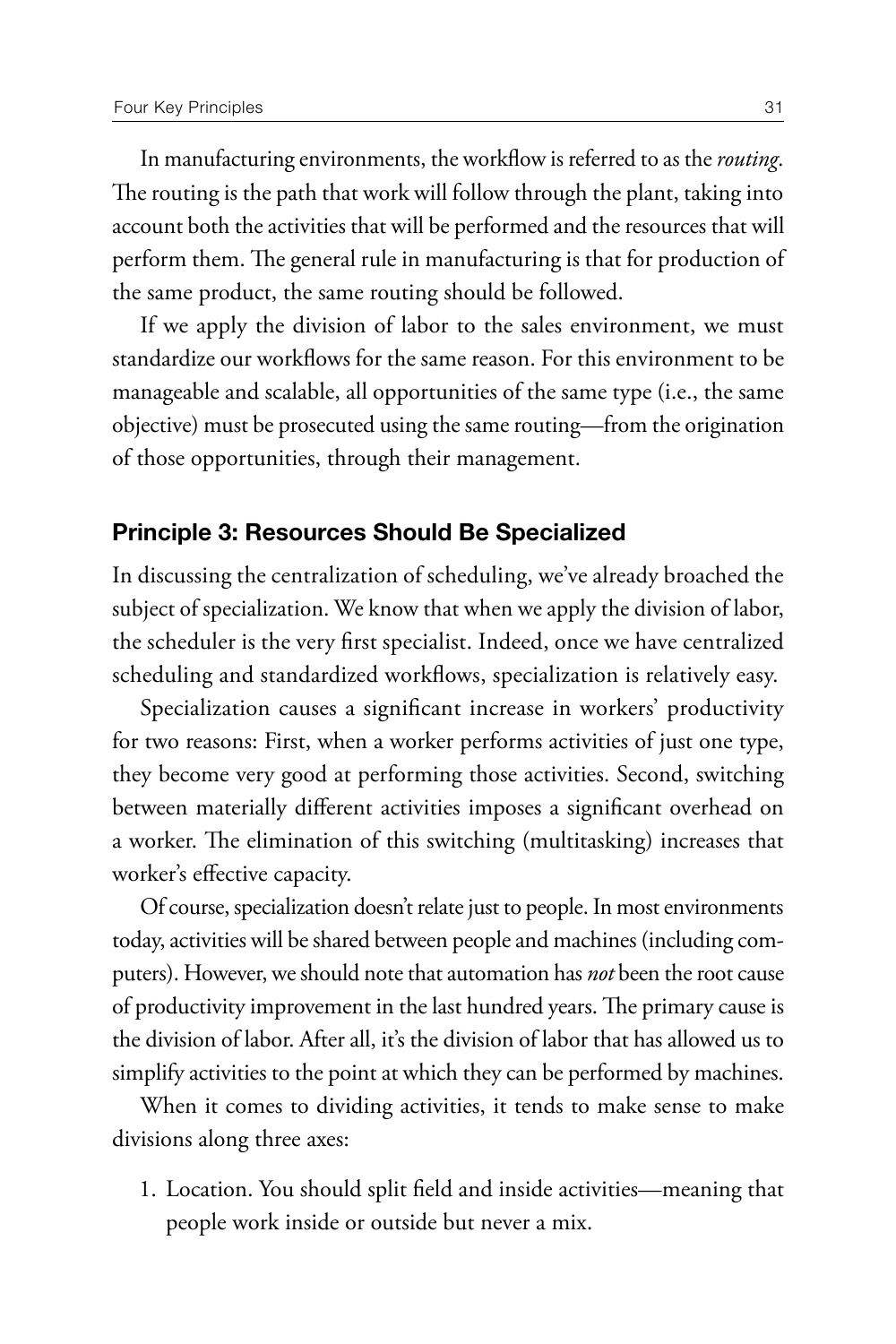In manufacturing environments, the workflow is referred to as the *routing*. The routing is the path that work will follow through the plant, taking into account both the activities that will be performed and the resources that will perform them. The general rule in manufacturing is that for production of the same product, the same routing should be followed.

If we apply the division of labor to the sales environment, we must standardize our workflows for the same reason. For this environment to be manageable and scalable, all opportunities of the same type (i.e., the same objective) must be prosecuted using the same routing—from the origination of those opportunities, through their management.

### Principle 3: Resources Should Be Specialized

In discussing the centralization of scheduling, we've already broached the subject of specialization. We know that when we apply the division of labor, the scheduler is the very first specialist. Indeed, once we have centralized scheduling and standardized workflows, specialization is relatively easy.

Specialization causes a significant increase in workers' productivity for two reasons: First, when a worker performs activities of just one type, they become very good at performing those activities. Second, switching between materially different activities imposes a significant overhead on a worker. The elimination of this switching (multitasking) increases that worker's effective capacity.

Of course, specialization doesn't relate just to people. In most environments today, activities will be shared between people and machines (including computers). However, we should note that automation has *not* been the root cause of productivity improvement in the last hundred years. The primary cause is the division of labor. After all, it's the division of labor that has allowed us to simplify activities to the point at which they can be performed by machines.

When it comes to dividing activities, it tends to make sense to make divisions along three axes:

1. Location. You should split field and inside activities—meaning that people work inside or outside but never a mix.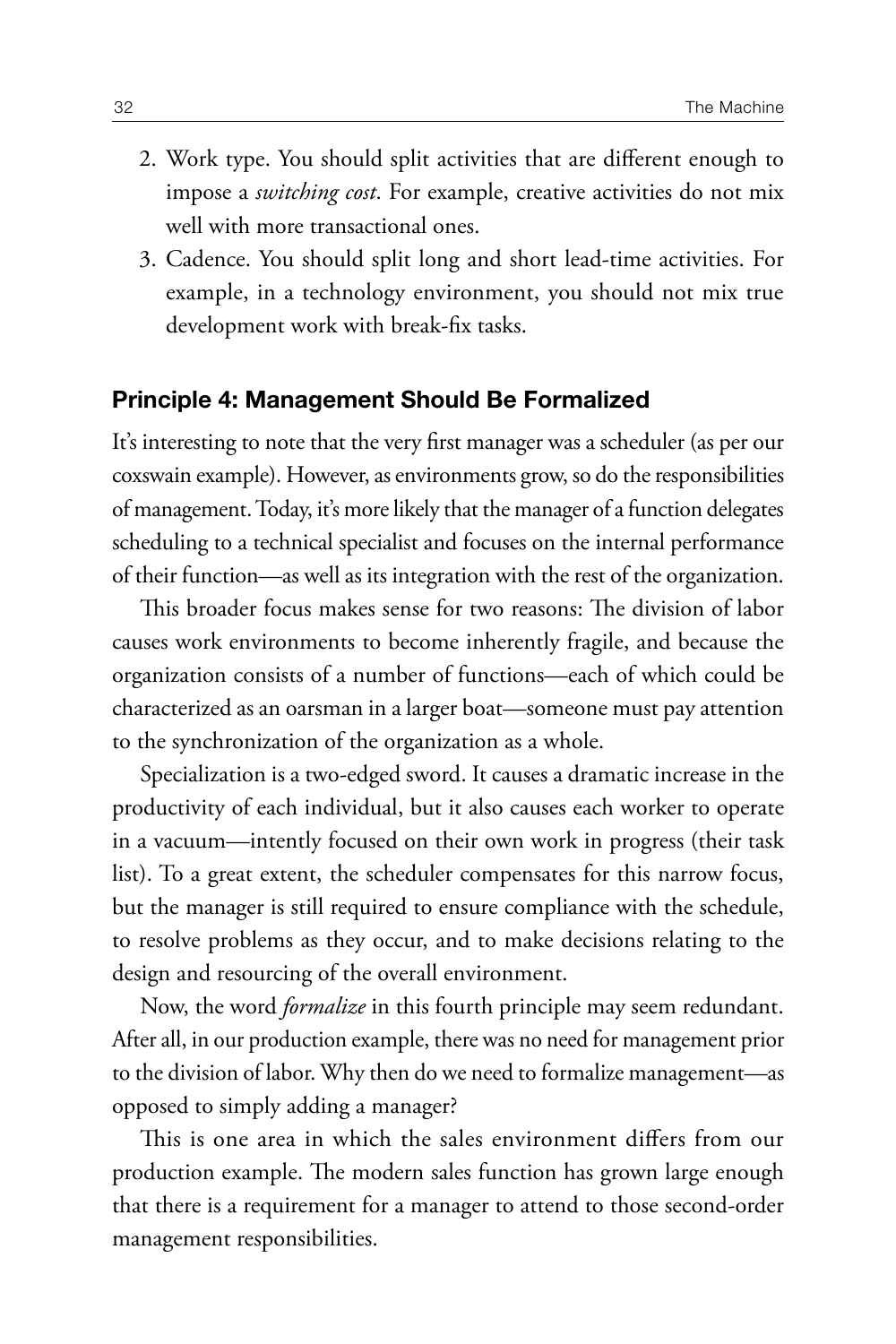2. Work type. You should split activities that are different enough to impose a *switching cost*. For example, creative activities do not mix well with more transactional ones.
3. Cadence. You should split long and short lead-time activities. For example, in a technology environment, you should not mix true development work with break-fix tasks.

### Principle 4: Management Should Be Formalized

It's interesting to note that the very first manager was a scheduler (as per our coxswain example). However, as environments grow, so do the responsibilities of management. Today, it's more likely that the manager of a function delegates scheduling to a technical specialist and focuses on the internal performance of their function—as well as its integration with the rest of the organization.

This broader focus makes sense for two reasons: The division of labor causes work environments to become inherently fragile, and because the organization consists of a number of functions—each of which could be characterized as an oarsman in a larger boat—someone must pay attention to the synchronization of the organization as a whole.

Specialization is a two-edged sword. It causes a dramatic increase in the productivity of each individual, but it also causes each worker to operate in a vacuum—intently focused on their own work in progress (their task list). To a great extent, the scheduler compensates for this narrow focus, but the manager is still required to ensure compliance with the schedule, to resolve problems as they occur, and to make decisions relating to the design and resourcing of the overall environment.

Now, the word *formalize* in this fourth principle may seem redundant. After all, in our production example, there was no need for management prior to the division of labor. Why then do we need to formalize management—as opposed to simply adding a manager?

This is one area in which the sales environment differs from our production example. The modern sales function has grown large enough that there is a requirement for a manager to attend to those second-order management responsibilities.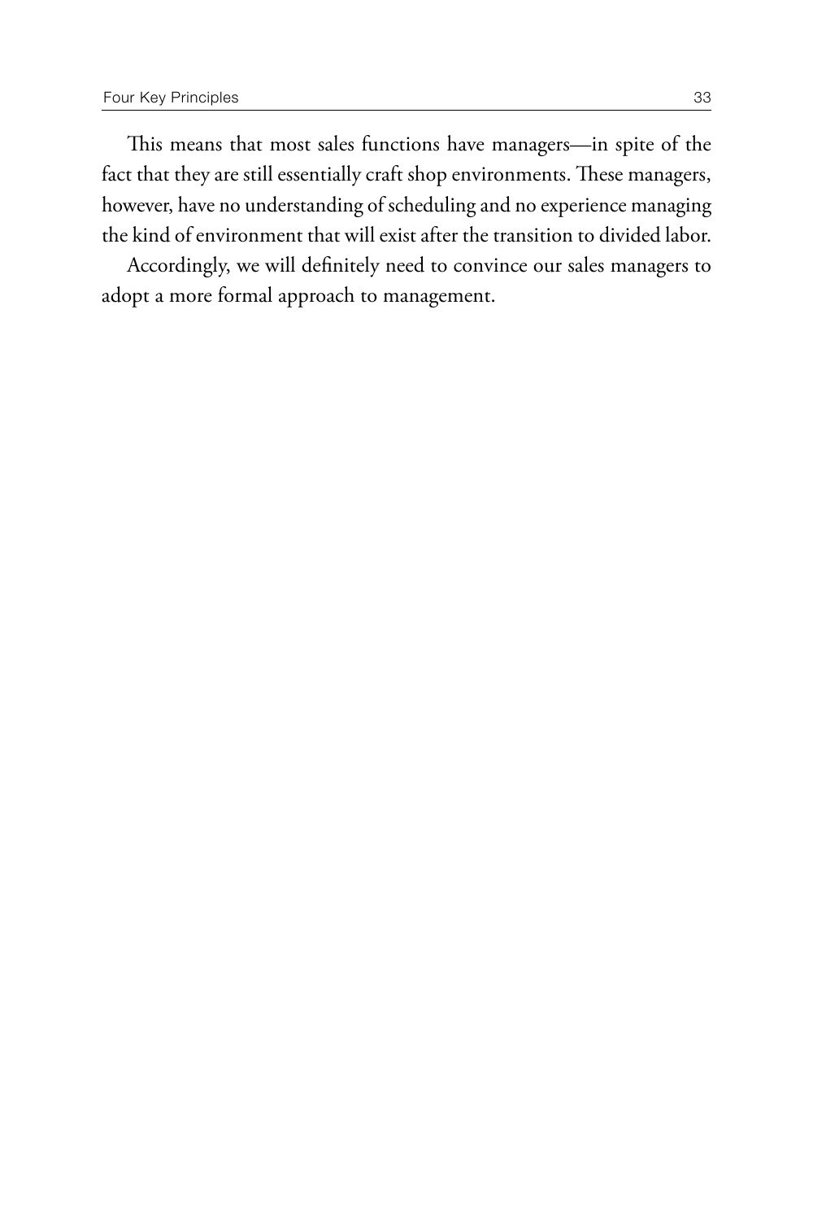This means that most sales functions have managers—in spite of the fact that they are still essentially craft shop environments. These managers, however, have no understanding of scheduling and no experience managing the kind of environment that will exist after the transition to divided labor.

Accordingly, we will definitely need to convince our sales managers to adopt a more formal approach to management.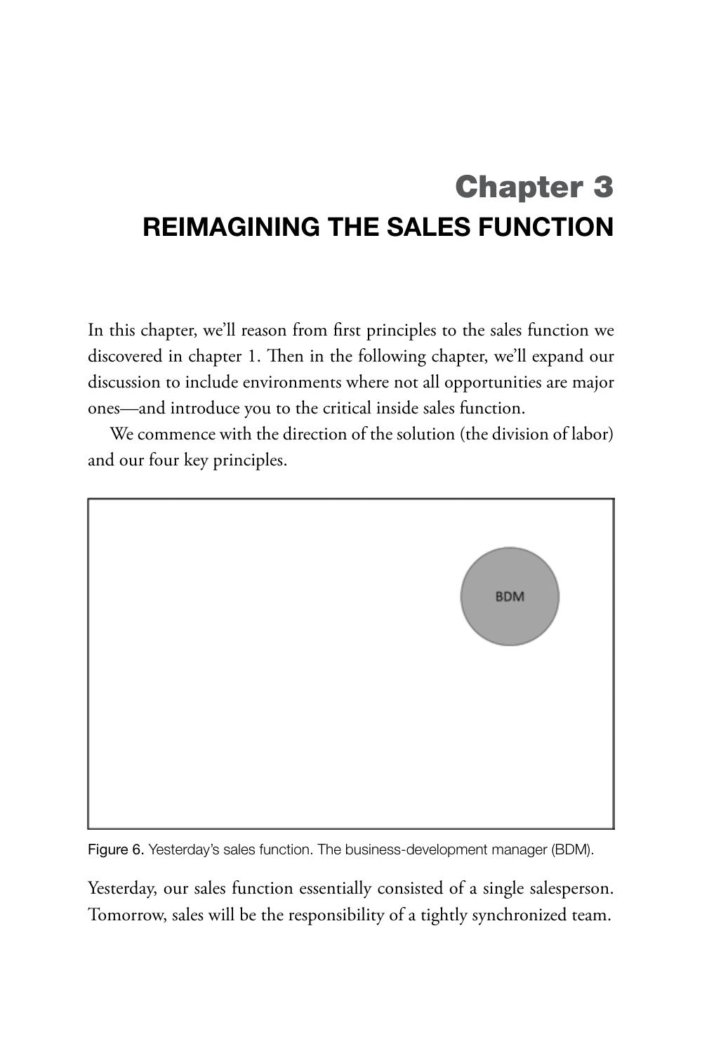# Chapter 3

## REIMAGINING THE SALES FUNCTION

In this chapter, we'll reason from first principles to the sales function we discovered in chapter 1. Then in the following chapter, we'll expand our discussion to include environments where not all opportunities are major ones—and introduce you to the critical inside sales function.

We commence with the direction of the solution (the division of labor) and our four key principles.

BDM

Figure 6. Yesterday's sales function. The business-development manager (BDM).

Yesterday, our sales function essentially consisted of a single salesperson. Tomorrow, sales will be the responsibility of a tightly synchronized team.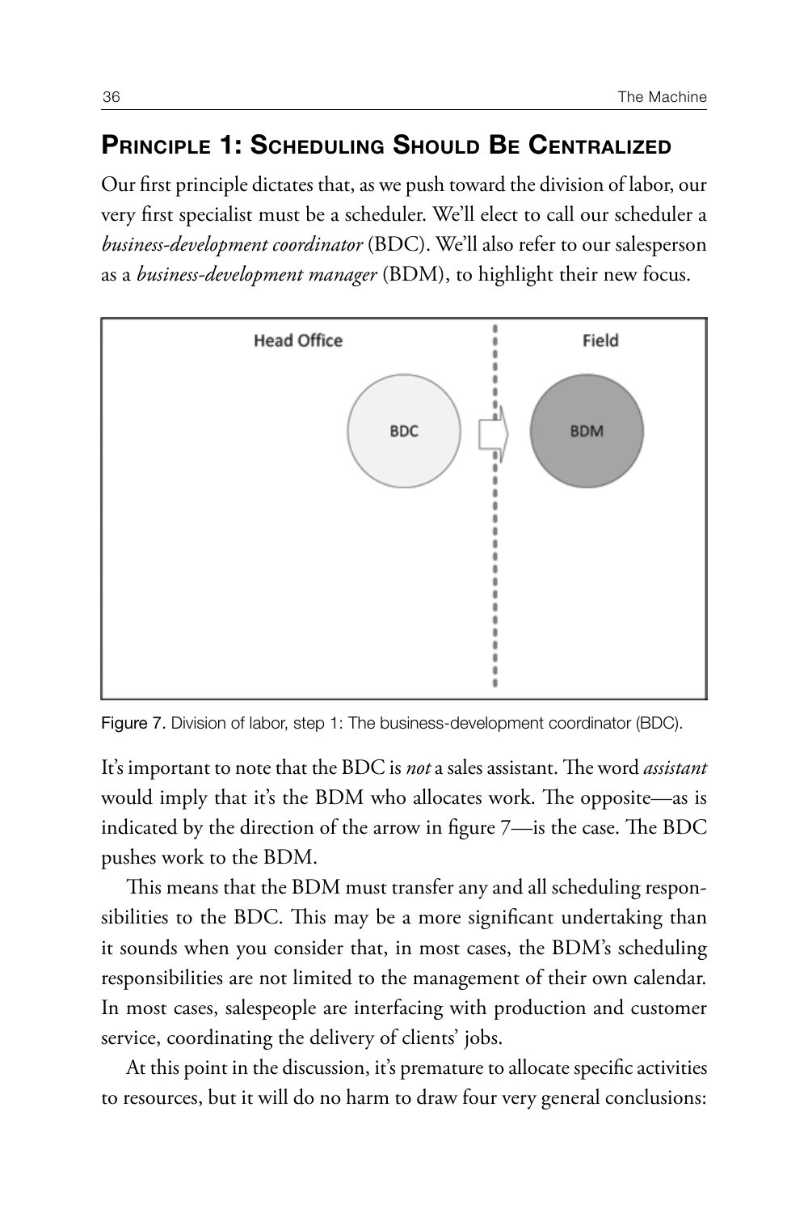## Principle 1: Scheduling Should Be Centralized

Our first principle dictates that, as we push toward the division of labor, our very first specialist must be a scheduler. We'll elect to call our scheduler a *business-development coordinator* (BDC). We'll also refer to our salesperson as a *business-development manager* (BDM), to highlight their new focus.

Head Office

Field

BDC

BDM

Figure 7. Division of labor, step 1: The business-development coordinator (BDC).

It's important to note that the BDC is *not* a sales assistant. The word *assistant* would imply that it's the BDM who allocates work. The opposite—as is indicated by the direction of the arrow in figure 7—is the case. The BDC pushes work to the BDM.

This means that the BDM must transfer any and all scheduling responsibilities to the BDC. This may be a more significant undertaking than it sounds when you consider that, in most cases, the BDM's scheduling responsibilities are not limited to the management of their own calendar. In most cases, salespeople are interfacing with production and customer service, coordinating the delivery of clients' jobs.

At this point in the discussion, it's premature to allocate specific activities to resources, but it will do no harm to draw four very general conclusions: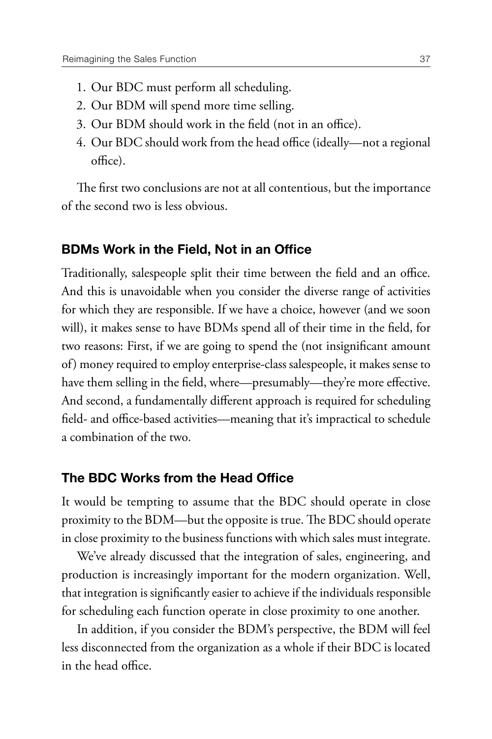1. Our BDC must perform all scheduling.
2. Our BDM will spend more time selling.
3. Our BDM should work in the field (not in an office).
4. Our BDC should work from the head office (ideally—not a regional office).

The first two conclusions are not at all contentious, but the importance of the second two is less obvious.

### BDMs Work in the Field, Not in an Office

Traditionally, salespeople split their time between the field and an office. And this is unavoidable when you consider the diverse range of activities for which they are responsible. If we have a choice, however (and we soon will), it makes sense to have BDMs spend all of their time in the field, for two reasons: First, if we are going to spend the (not insignificant amount of) money required to employ enterprise-class salespeople, it makes sense to have them selling in the field, where—presumably—they're more effective. And second, a fundamentally different approach is required for scheduling field- and office-based activities—meaning that it's impractical to schedule a combination of the two.

### The BDC Works from the Head Office

It would be tempting to assume that the BDC should operate in close proximity to the BDM—but the opposite is true. The BDC should operate in close proximity to the business functions with which sales must integrate.

We've already discussed that the integration of sales, engineering, and production is increasingly important for the modern organization. Well, that integration is significantly easier to achieve if the individuals responsible for scheduling each function operate in close proximity to one another.

In addition, if you consider the BDM's perspective, the BDM will feel less disconnected from the organization as a whole if their BDC is located in the head office.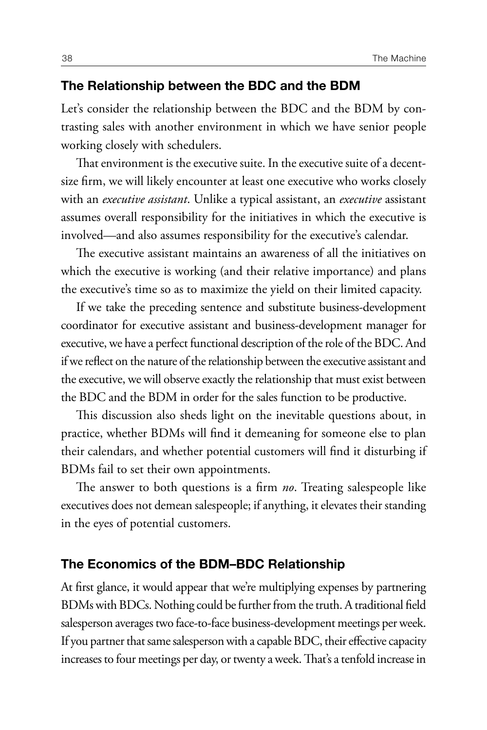## The Relationship between the BDC and the BDM

Let's consider the relationship between the BDC and the BDM by contrasting sales with another environment in which we have senior people working closely with schedulers.

That environment is the executive suite. In the executive suite of a decent-size firm, we will likely encounter at least one executive who works closely with an *executive assistant*. Unlike a typical assistant, an *executive* assistant assumes overall responsibility for the initiatives in which the executive is involved—and also assumes responsibility for the executive's calendar.

The executive assistant maintains an awareness of all the initiatives on which the executive is working (and their relative importance) and plans the executive's time so as to maximize the yield on their limited capacity.

If we take the preceding sentence and substitute business-development coordinator for executive assistant and business-development manager for executive, we have a perfect functional description of the role of the BDC. And if we reflect on the nature of the relationship between the executive assistant and the executive, we will observe exactly the relationship that must exist between the BDC and the BDM in order for the sales function to be productive.

This discussion also sheds light on the inevitable questions about, in practice, whether BDMs will find it demeaning for someone else to plan their calendars, and whether potential customers will find it disturbing if BDMs fail to set their own appointments.

The answer to both questions is a firm *no*. Treating salespeople like executives does not demean salespeople; if anything, it elevates their standing in the eyes of potential customers.

## The Economics of the BDM–BDC Relationship

At first glance, it would appear that we're multiplying expenses by partnering BDMs with BDCs. Nothing could be further from the truth. A traditional field salesperson averages two face-to-face business-development meetings per week. If you partner that same salesperson with a capable BDC, their effective capacity increases to four meetings per day, or twenty a week. That's a tenfold increase in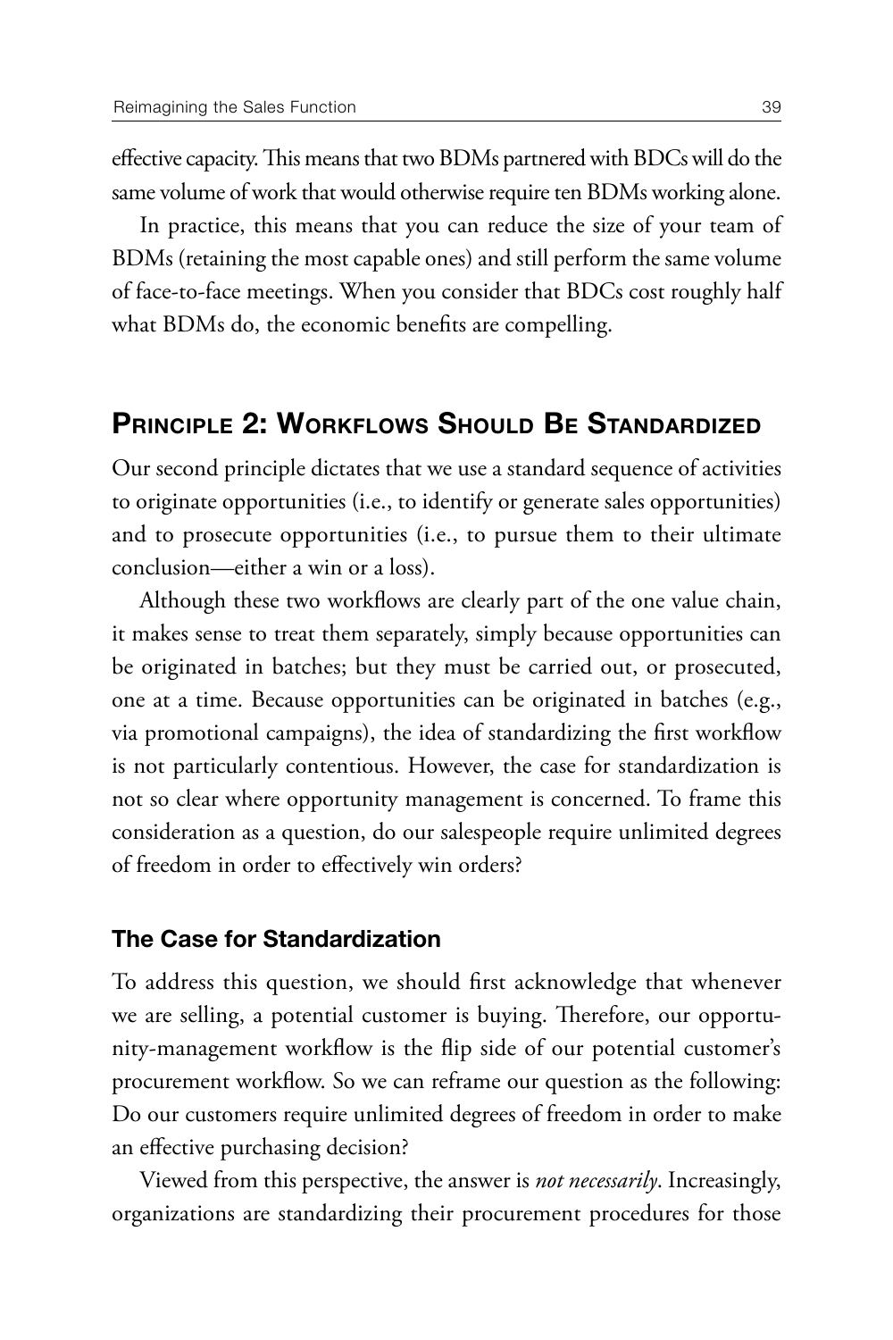effective capacity. This means that two BDMs partnered with BDCs will do the same volume of work that would otherwise require ten BDMs working alone.

In practice, this means that you can reduce the size of your team of BDMs (retaining the most capable ones) and still perform the same volume of face-to-face meetings. When you consider that BDCs cost roughly half what BDMs do, the economic benefits are compelling.

## Principle 2: Workflows Should Be Standardized

Our second principle dictates that we use a standard sequence of activities to originate opportunities (i.e., to identify or generate sales opportunities) and to prosecute opportunities (i.e., to pursue them to their ultimate conclusion—either a win or a loss).

Although these two workflows are clearly part of the one value chain, it makes sense to treat them separately, simply because opportunities can be originated in batches; but they must be carried out, or prosecuted, one at a time. Because opportunities can be originated in batches (e.g., via promotional campaigns), the idea of standardizing the first workflow is not particularly contentious. However, the case for standardization is not so clear where opportunity management is concerned. To frame this consideration as a question, do our salespeople require unlimited degrees of freedom in order to effectively win orders?

### The Case for Standardization

To address this question, we should first acknowledge that whenever we are selling, a potential customer is buying. Therefore, our opportunity-management workflow is the flip side of our potential customer's procurement workflow. So we can reframe our question as the following: Do our customers require unlimited degrees of freedom in order to make an effective purchasing decision?

Viewed from this perspective, the answer is *not necessarily*. Increasingly, organizations are standardizing their procurement procedures for those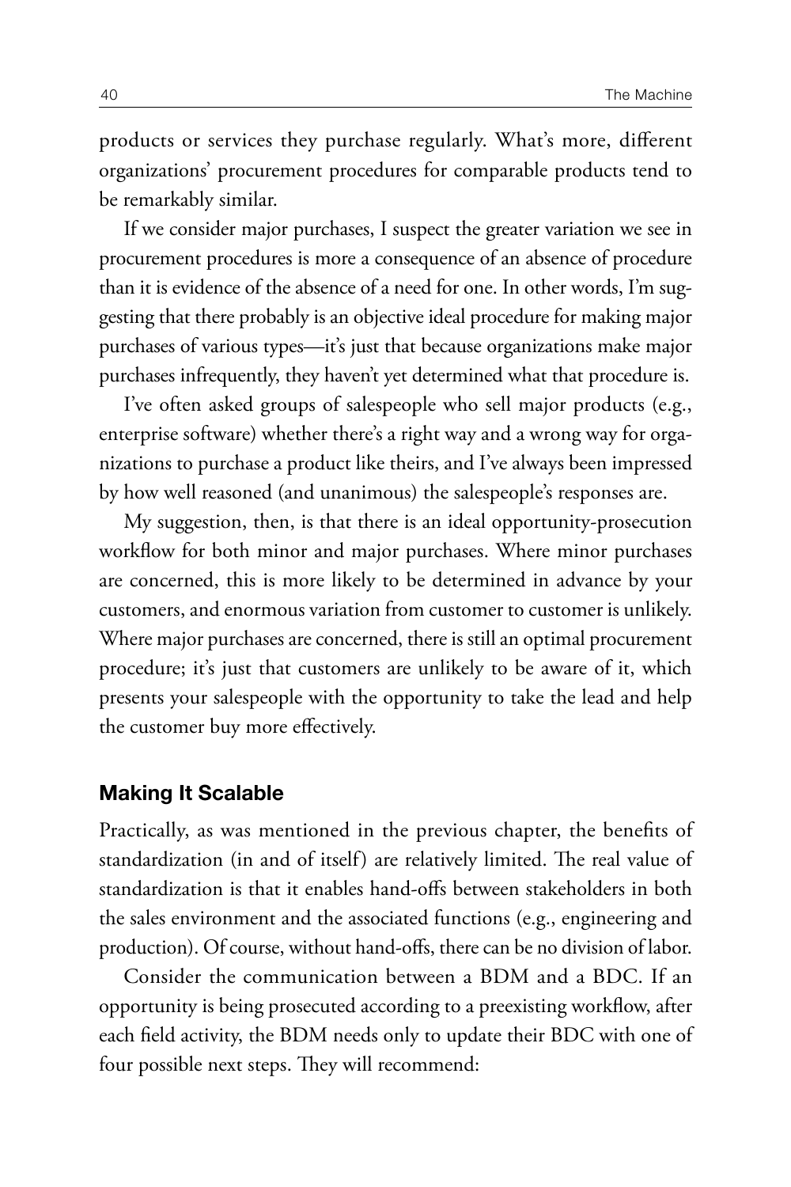products or services they purchase regularly. What's more, different organizations' procurement procedures for comparable products tend to be remarkably similar.

If we consider major purchases, I suspect the greater variation we see in procurement procedures is more a consequence of an absence of procedure than it is evidence of the absence of a need for one. In other words, I'm suggesting that there probably is an objective ideal procedure for making major purchases of various types—it's just that because organizations make major purchases infrequently, they haven't yet determined what that procedure is.

I've often asked groups of salespeople who sell major products (e.g., enterprise software) whether there's a right way and a wrong way for organizations to purchase a product like theirs, and I've always been impressed by how well reasoned (and unanimous) the salespeople's responses are.

My suggestion, then, is that there is an ideal opportunity-prosecution workflow for both minor and major purchases. Where minor purchases are concerned, this is more likely to be determined in advance by your customers, and enormous variation from customer to customer is unlikely. Where major purchases are concerned, there is still an optimal procurement procedure; it's just that customers are unlikely to be aware of it, which presents your salespeople with the opportunity to take the lead and help the customer buy more effectively.

### Making It Scalable

Practically, as was mentioned in the previous chapter, the benefits of standardization (in and of itself) are relatively limited. The real value of standardization is that it enables hand-offs between stakeholders in both the sales environment and the associated functions (e.g., engineering and production). Of course, without hand-offs, there can be no division of labor.

Consider the communication between a BDM and a BDC. If an opportunity is being prosecuted according to a preexisting workflow, after each field activity, the BDM needs only to update their BDC with one of four possible next steps. They will recommend: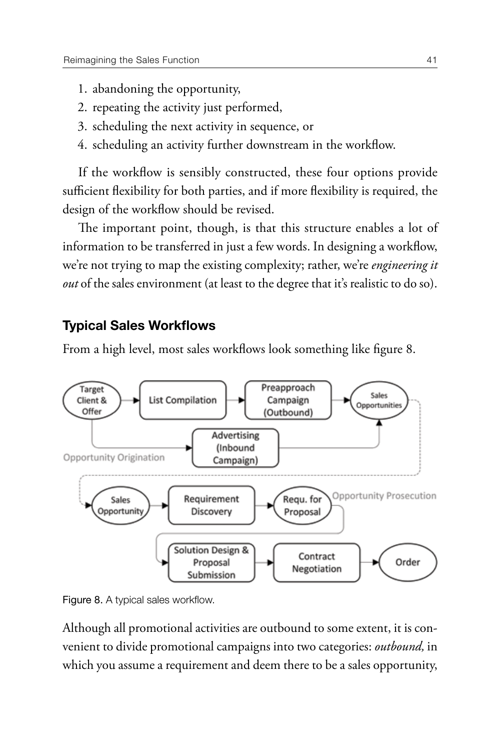1. abandoning the opportunity,
2. repeating the activity just performed,
3. scheduling the next activity in sequence, or
4. scheduling an activity further downstream in the workflow.

If the workflow is sensibly constructed, these four options provide sufficient flexibility for both parties, and if more flexibility is required, the design of the workflow should be revised.

The important point, though, is that this structure enables a lot of information to be transferred in just a few words. In designing a workflow, we're not trying to map the existing complexity; rather, we're *engineering it out* of the sales environment (at least to the degree that it's realistic to do so).

### Typical Sales Workflows

From a high level, most sales workflows look something like figure 8.

Target Client & Offer
List Compilation
Preapproach Campaign (Outbound)
Sales Opportunities
Advertising (Inbound Campaign)
Opportunity Origination
Sales Opportunity
Requirement Discovery
Requ. for Proposal
Opportunity Prosecution
Solution Design & Proposal Submission
Contract Negotiation
Order

Figure 8. A typical sales workflow.

Although all promotional activities are outbound to some extent, it is convenient to divide promotional campaigns into two categories: *outbound,* in which you assume a requirement and deem there to be a sales opportunity,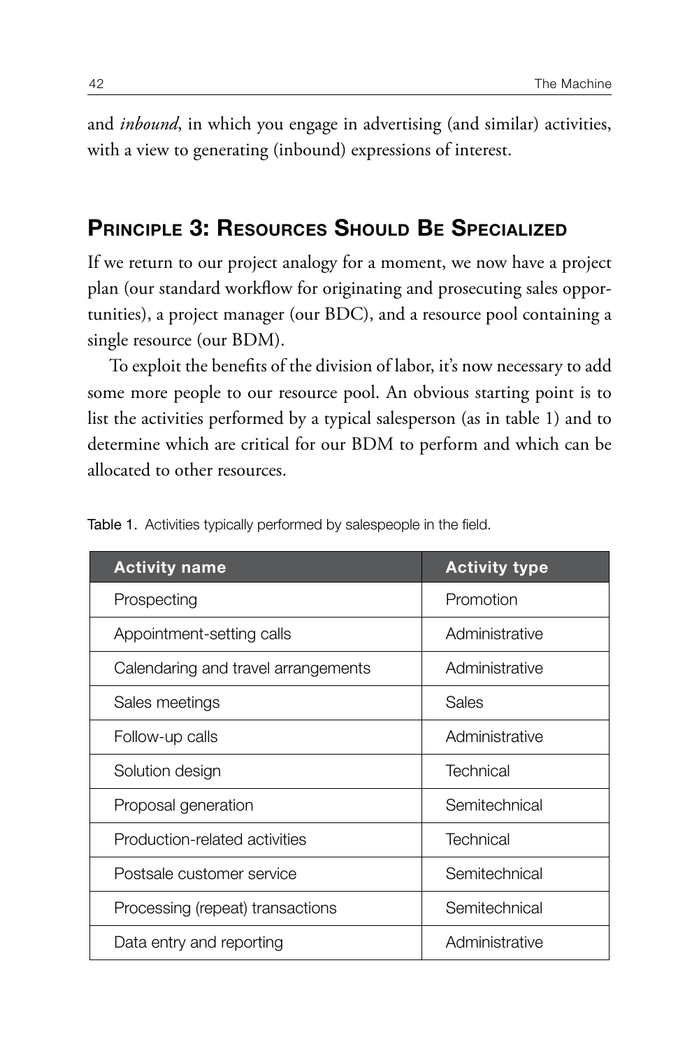and *inbound*, in which you engage in advertising (and similar) activities, with a view to generating (inbound) expressions of interest.

## Principle 3: Resources Should Be Specialized

If we return to our project analogy for a moment, we now have a project plan (our standard workflow for originating and prosecuting sales opportunities), a project manager (our BDC), and a resource pool containing a single resource (our BDM).

To exploit the benefits of the division of labor, it's now necessary to add some more people to our resource pool. An obvious starting point is to list the activities performed by a typical salesperson (as in table 1) and to determine which are critical for our BDM to perform and which can be allocated to other resources.

Table 1. Activities typically performed by salespeople in the field.

| Activity name | Activity type |
|---|---|
| Prospecting | Promotion |
| Appointment-setting calls | Administrative |
| Calendaring and travel arrangements | Administrative |
| Sales meetings | Sales |
| Follow-up calls | Administrative |
| Solution design | Technical |
| Proposal generation | Semitechnical |
| Production-related activities | Technical |
| Postsale customer service | Semitechnical |
| Processing (repeat) transactions | Semitechnical |
| Data entry and reporting | Administrative |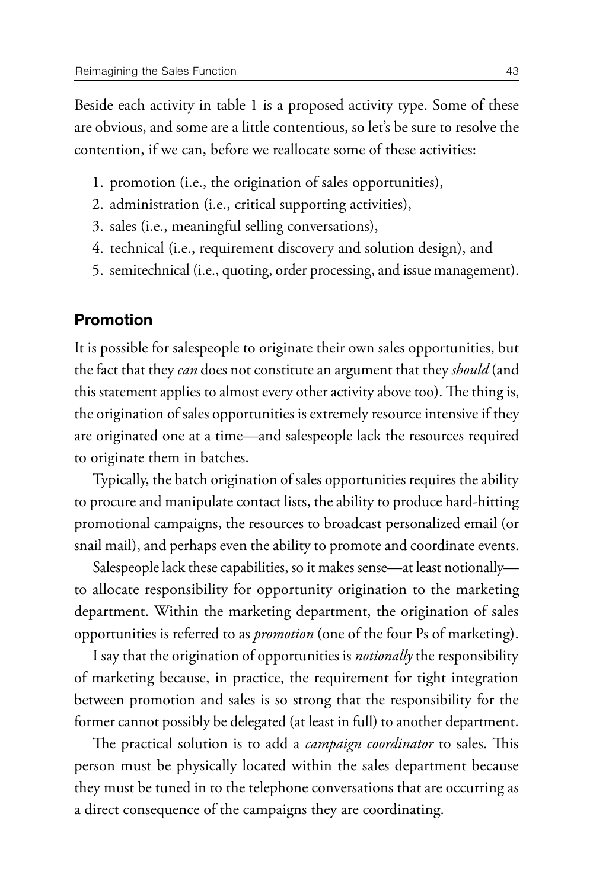Beside each activity in table 1 is a proposed activity type. Some of these are obvious, and some are a little contentious, so let's be sure to resolve the contention, if we can, before we reallocate some of these activities:

1. promotion (i.e., the origination of sales opportunities),
2. administration (i.e., critical supporting activities),
3. sales (i.e., meaningful selling conversations),
4. technical (i.e., requirement discovery and solution design), and
5. semitechnical (i.e., quoting, order processing, and issue management).

## Promotion

It is possible for salespeople to originate their own sales opportunities, but the fact that they *can* does not constitute an argument that they *should* (and this statement applies to almost every other activity above too). The thing is, the origination of sales opportunities is extremely resource intensive if they are originated one at a time—and salespeople lack the resources required to originate them in batches.

Typically, the batch origination of sales opportunities requires the ability to procure and manipulate contact lists, the ability to produce hard-hitting promotional campaigns, the resources to broadcast personalized email (or snail mail), and perhaps even the ability to promote and coordinate events.

Salespeople lack these capabilities, so it makes sense—at least notionally—to allocate responsibility for opportunity origination to the marketing department. Within the marketing department, the origination of sales opportunities is referred to as *promotion* (one of the four Ps of marketing).

I say that the origination of opportunities is *notionally* the responsibility of marketing because, in practice, the requirement for tight integration between promotion and sales is so strong that the responsibility for the former cannot possibly be delegated (at least in full) to another department.

The practical solution is to add a *campaign coordinator* to sales. This person must be physically located within the sales department because they must be tuned in to the telephone conversations that are occurring as a direct consequence of the campaigns they are coordinating.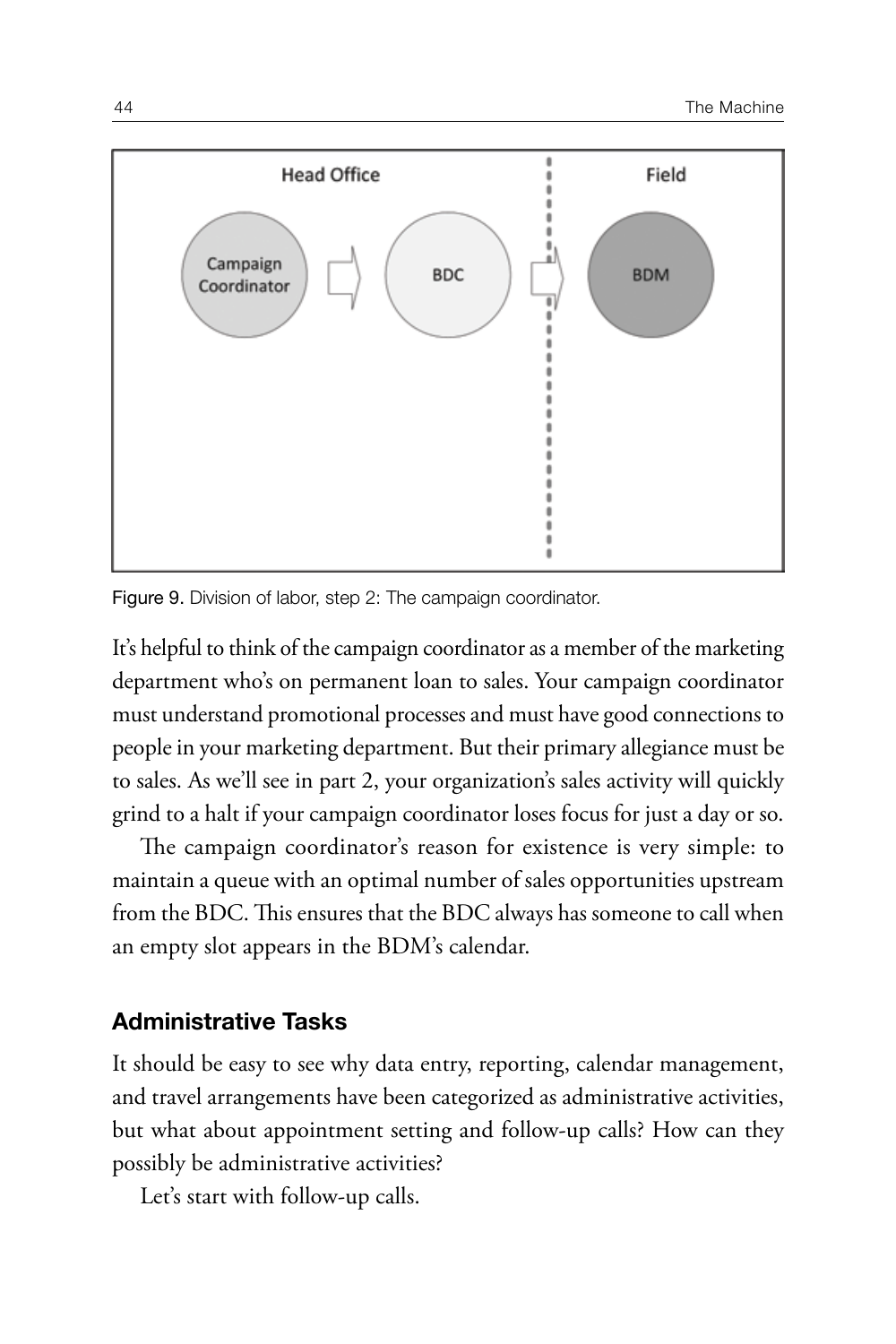Figure 9. Division of labor, step 2: The campaign coordinator.

It's helpful to think of the campaign coordinator as a member of the marketing department who's on permanent loan to sales. Your campaign coordinator must understand promotional processes and must have good connections to people in your marketing department. But their primary allegiance must be to sales. As we'll see in part 2, your organization's sales activity will quickly grind to a halt if your campaign coordinator loses focus for just a day or so.

The campaign coordinator's reason for existence is very simple: to maintain a queue with an optimal number of sales opportunities upstream from the BDC. This ensures that the BDC always has someone to call when an empty slot appears in the BDM's calendar.

### Administrative Tasks

It should be easy to see why data entry, reporting, calendar management, and travel arrangements have been categorized as administrative activities, but what about appointment setting and follow-up calls? How can they possibly be administrative activities?

Let's start with follow-up calls.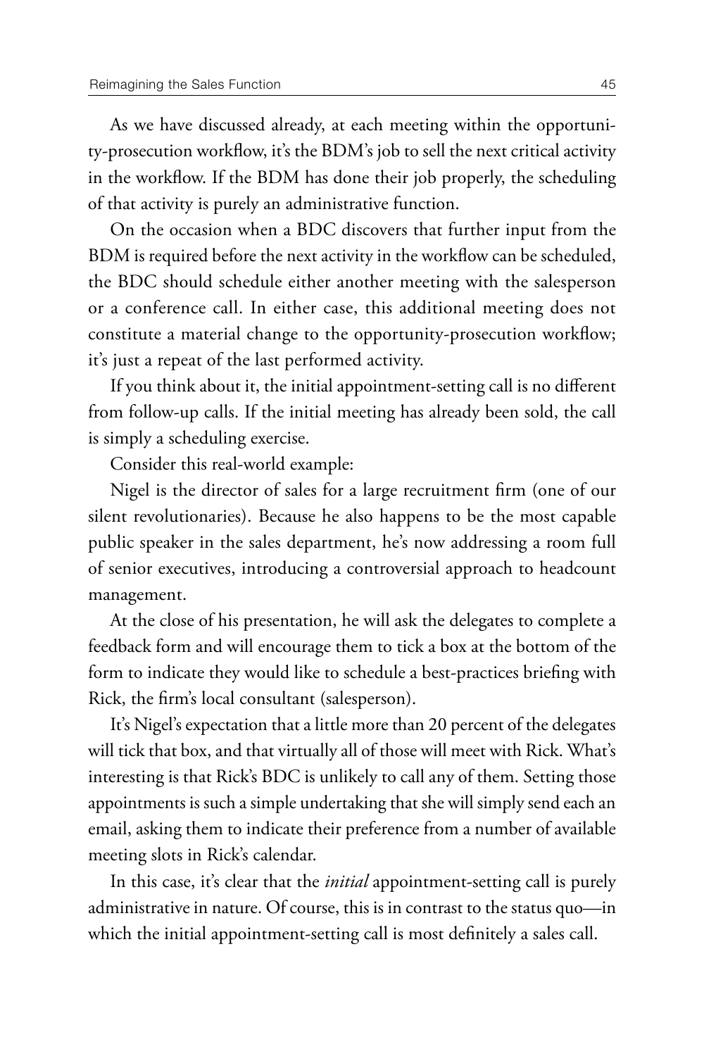As we have discussed already, at each meeting within the opportunity-prosecution workflow, it's the BDM's job to sell the next critical activity in the workflow. If the BDM has done their job properly, the scheduling of that activity is purely an administrative function.

On the occasion when a BDC discovers that further input from the BDM is required before the next activity in the workflow can be scheduled, the BDC should schedule either another meeting with the salesperson or a conference call. In either case, this additional meeting does not constitute a material change to the opportunity-prosecution workflow; it's just a repeat of the last performed activity.

If you think about it, the initial appointment-setting call is no different from follow-up calls. If the initial meeting has already been sold, the call is simply a scheduling exercise.

Consider this real-world example:

Nigel is the director of sales for a large recruitment firm (one of our silent revolutionaries). Because he also happens to be the most capable public speaker in the sales department, he's now addressing a room full of senior executives, introducing a controversial approach to headcount management.

At the close of his presentation, he will ask the delegates to complete a feedback form and will encourage them to tick a box at the bottom of the form to indicate they would like to schedule a best-practices briefing with Rick, the firm's local consultant (salesperson).

It's Nigel's expectation that a little more than 20 percent of the delegates will tick that box, and that virtually all of those will meet with Rick. What's interesting is that Rick's BDC is unlikely to call any of them. Setting those appointments is such a simple undertaking that she will simply send each an email, asking them to indicate their preference from a number of available meeting slots in Rick's calendar.

In this case, it's clear that the *initial* appointment-setting call is purely administrative in nature. Of course, this is in contrast to the status quo—in which the initial appointment-setting call is most definitely a sales call.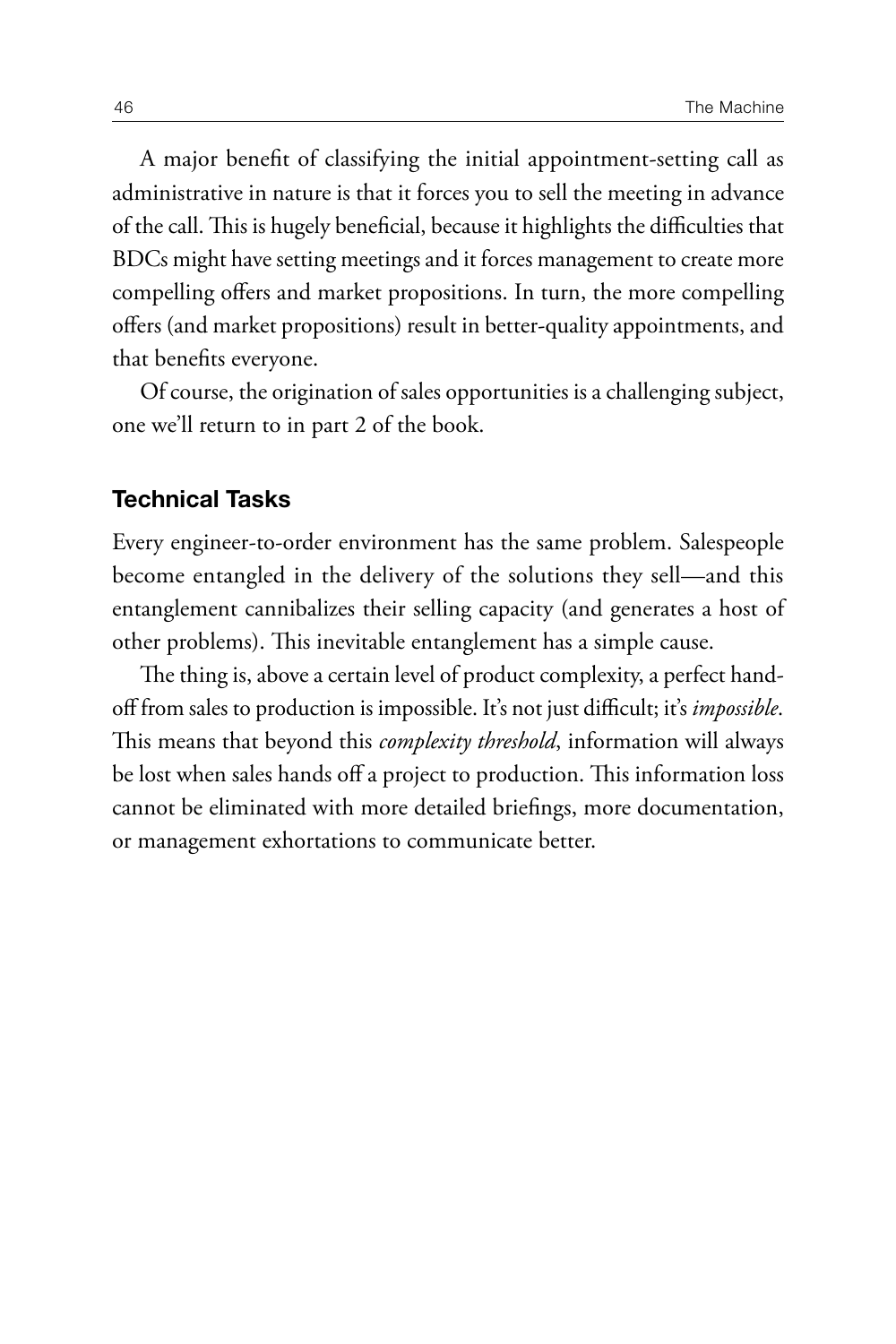A major benefit of classifying the initial appointment-setting call as administrative in nature is that it forces you to sell the meeting in advance of the call. This is hugely beneficial, because it highlights the difficulties that BDCs might have setting meetings and it forces management to create more compelling offers and market propositions. In turn, the more compelling offers (and market propositions) result in better-quality appointments, and that benefits everyone.

Of course, the origination of sales opportunities is a challenging subject, one we'll return to in part 2 of the book.

### Technical Tasks

Every engineer-to-order environment has the same problem. Salespeople become entangled in the delivery of the solutions they sell—and this entanglement cannibalizes their selling capacity (and generates a host of other problems). This inevitable entanglement has a simple cause.

The thing is, above a certain level of product complexity, a perfect handoff from sales to production is impossible. It's not just difficult; it's *impossible*. This means that beyond this *complexity threshold*, information will always be lost when sales hands off a project to production. This information loss cannot be eliminated with more detailed briefings, more documentation, or management exhortations to communicate better.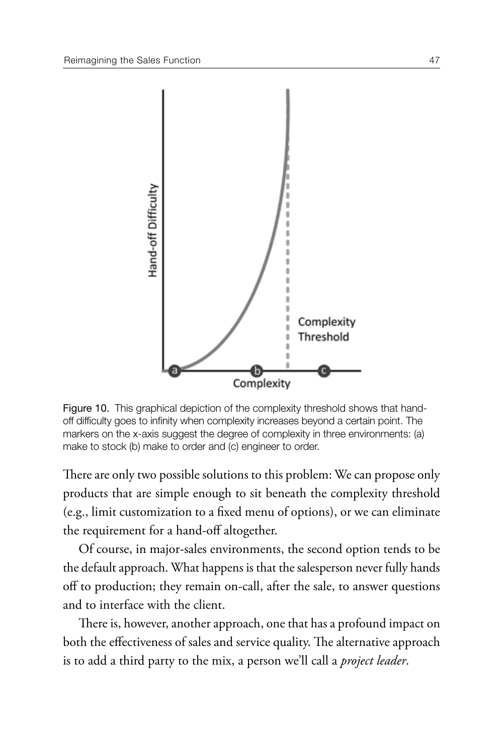Hand-off Difficulty

Complexity Threshold

a

b

c

Complexity

Figure 10. This graphical depiction of the complexity threshold shows that hand-off difficulty goes to infinity when complexity increases beyond a certain point. The markers on the x-axis suggest the degree of complexity in three environments: (a) make to stock (b) make to order and (c) engineer to order.

There are only two possible solutions to this problem: We can propose only products that are simple enough to sit beneath the complexity threshold (e.g., limit customization to a fixed menu of options), or we can eliminate the requirement for a hand-off altogether.

Of course, in major-sales environments, the second option tends to be the default approach. What happens is that the salesperson never fully hands off to production; they remain on-call, after the sale, to answer questions and to interface with the client.

There is, however, another approach, one that has a profound impact on both the effectiveness of sales and service quality. The alternative approach is to add a third party to the mix, a person we'll call a *project leader*.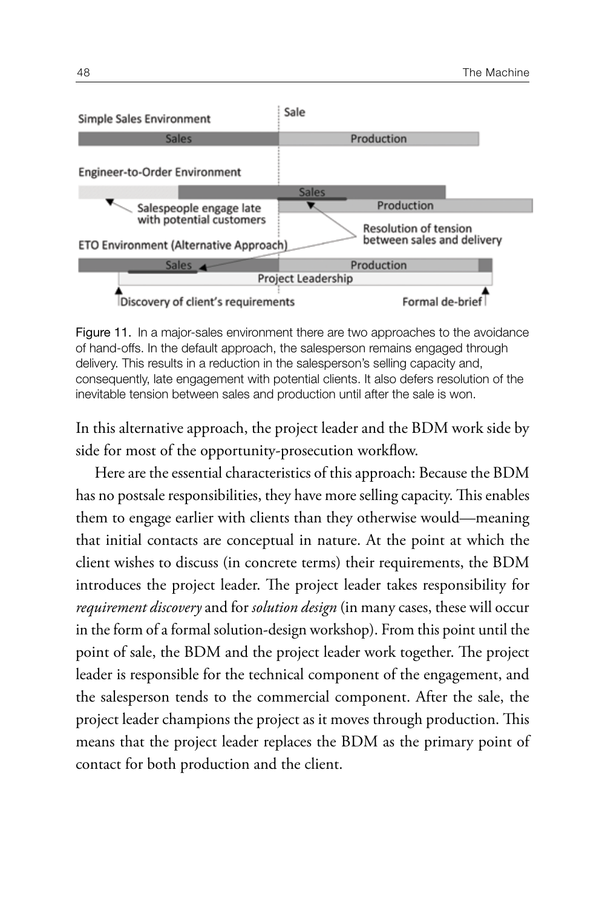Figure 11. In a major-sales environment there are two approaches to the avoidance of hand-offs. In the default approach, the salesperson remains engaged through delivery. This results in a reduction in the salesperson's selling capacity and, consequently, late engagement with potential clients. It also defers resolution of the inevitable tension between sales and production until after the sale is won.

In this alternative approach, the project leader and the BDM work side by side for most of the opportunity-prosecution workflow.

Here are the essential characteristics of this approach: Because the BDM has no postsale responsibilities, they have more selling capacity. This enables them to engage earlier with clients than they otherwise would—meaning that initial contacts are conceptual in nature. At the point at which the client wishes to discuss (in concrete terms) their requirements, the BDM introduces the project leader. The project leader takes responsibility for *requirement discovery* and for *solution design* (in many cases, these will occur in the form of a formal solution-design workshop). From this point until the point of sale, the BDM and the project leader work together. The project leader is responsible for the technical component of the engagement, and the salesperson tends to the commercial component. After the sale, the project leader champions the project as it moves through production. This means that the project leader replaces the BDM as the primary point of contact for both production and the client.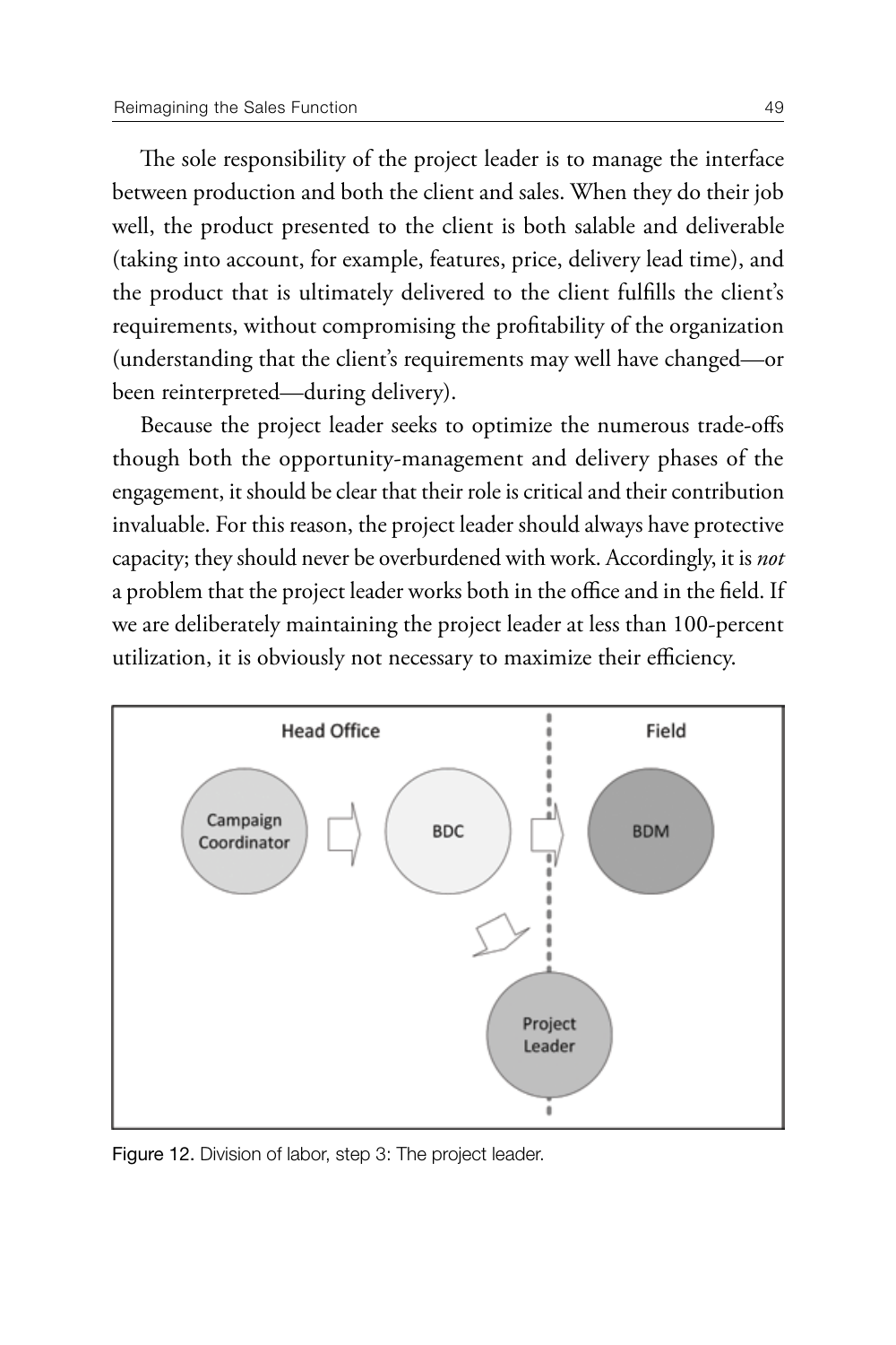The sole responsibility of the project leader is to manage the interface between production and both the client and sales. When they do their job well, the product presented to the client is both salable and deliverable (taking into account, for example, features, price, delivery lead time), and the product that is ultimately delivered to the client fulfills the client's requirements, without compromising the profitability of the organization (understanding that the client's requirements may well have changed—or been reinterpreted—during delivery).

Because the project leader seeks to optimize the numerous trade-offs though both the opportunity-management and delivery phases of the engagement, it should be clear that their role is critical and their contribution invaluable. For this reason, the project leader should always have protective capacity; they should never be overburdened with work. Accordingly, it is *not* a problem that the project leader works both in the office and in the field. If we are deliberately maintaining the project leader at less than 100-percent utilization, it is obviously not necessary to maximize their efficiency.

Head Office

Field

Campaign Coordinator

BDC

BDM

Project Leader

Figure 12. Division of labor, step 3: The project leader.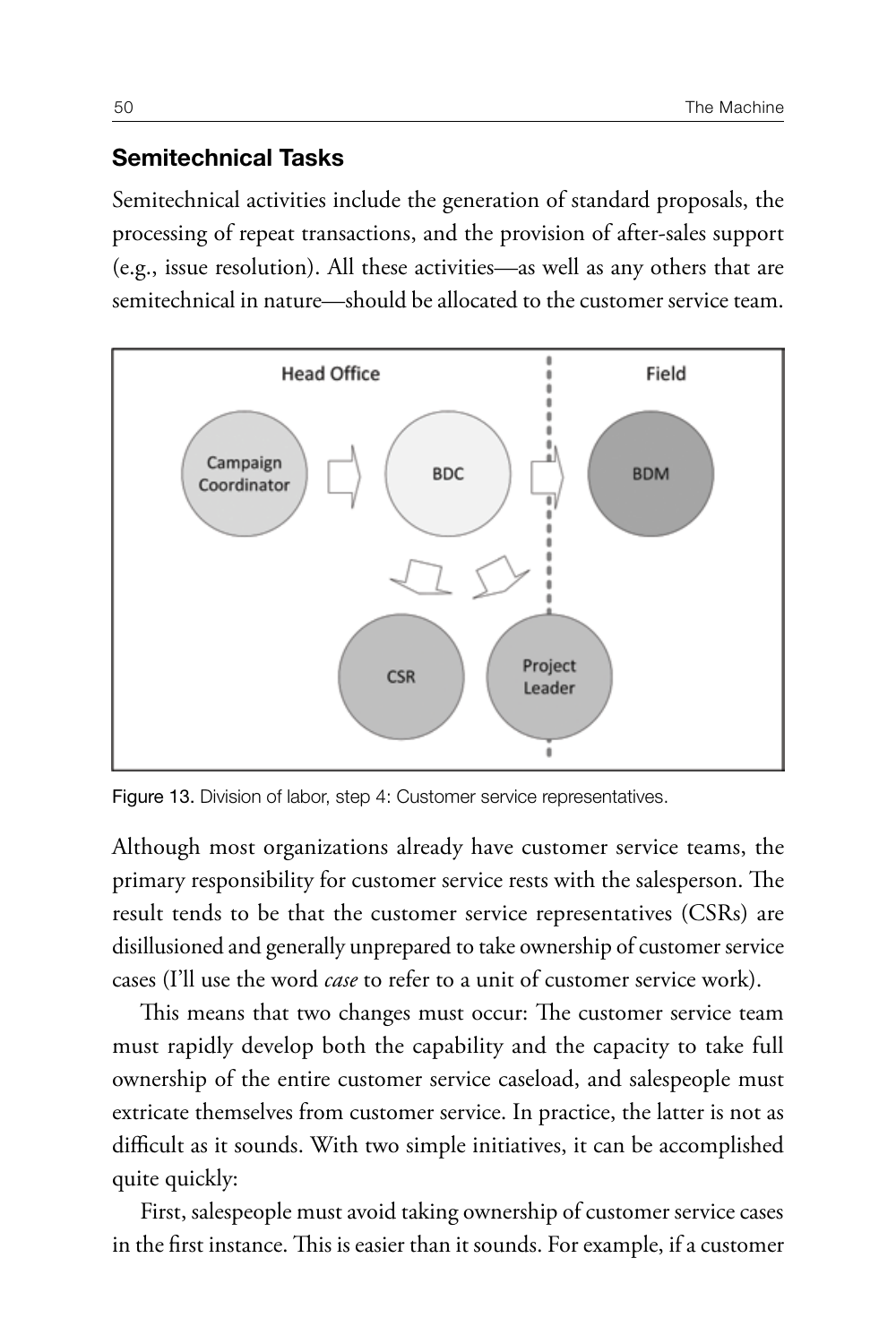## Semitechnical Tasks

Semitechnical activities include the generation of standard proposals, the processing of repeat transactions, and the provision of after-sales support (e.g., issue resolution). All these activities—as well as any others that are semitechnical in nature—should be allocated to the customer service team.

Head Office

Field

Campaign Coordinator

BDC

BDM

CSR

Project Leader

Figure 13. Division of labor, step 4: Customer service representatives.

Although most organizations already have customer service teams, the primary responsibility for customer service rests with the salesperson. The result tends to be that the customer service representatives (CSRs) are disillusioned and generally unprepared to take ownership of customer service cases (I'll use the word *case* to refer to a unit of customer service work).

This means that two changes must occur: The customer service team must rapidly develop both the capability and the capacity to take full ownership of the entire customer service caseload, and salespeople must extricate themselves from customer service. In practice, the latter is not as difficult as it sounds. With two simple initiatives, it can be accomplished quite quickly:

First, salespeople must avoid taking ownership of customer service cases in the first instance. This is easier than it sounds. For example, if a customer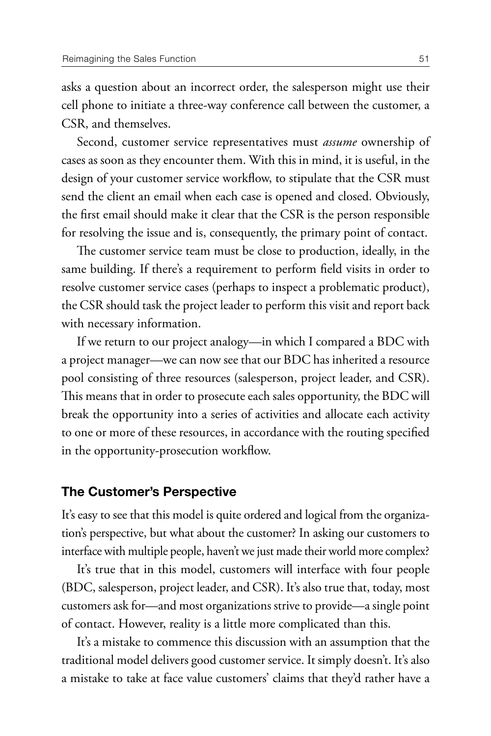asks a question about an incorrect order, the salesperson might use their cell phone to initiate a three-way conference call between the customer, a CSR, and themselves.

Second, customer service representatives must *assume* ownership of cases as soon as they encounter them. With this in mind, it is useful, in the design of your customer service workflow, to stipulate that the CSR must send the client an email when each case is opened and closed. Obviously, the first email should make it clear that the CSR is the person responsible for resolving the issue and is, consequently, the primary point of contact.

The customer service team must be close to production, ideally, in the same building. If there's a requirement to perform field visits in order to resolve customer service cases (perhaps to inspect a problematic product), the CSR should task the project leader to perform this visit and report back with necessary information.

If we return to our project analogy—in which I compared a BDC with a project manager—we can now see that our BDC has inherited a resource pool consisting of three resources (salesperson, project leader, and CSR). This means that in order to prosecute each sales opportunity, the BDC will break the opportunity into a series of activities and allocate each activity to one or more of these resources, in accordance with the routing specified in the opportunity-prosecution workflow.

## The Customer's Perspective

It's easy to see that this model is quite ordered and logical from the organization's perspective, but what about the customer? In asking our customers to interface with multiple people, haven't we just made their world more complex?

It's true that in this model, customers will interface with four people (BDC, salesperson, project leader, and CSR). It's also true that, today, most customers ask for—and most organizations strive to provide—a single point of contact. However, reality is a little more complicated than this.

It's a mistake to commence this discussion with an assumption that the traditional model delivers good customer service. It simply doesn't. It's also a mistake to take at face value customers' claims that they'd rather have a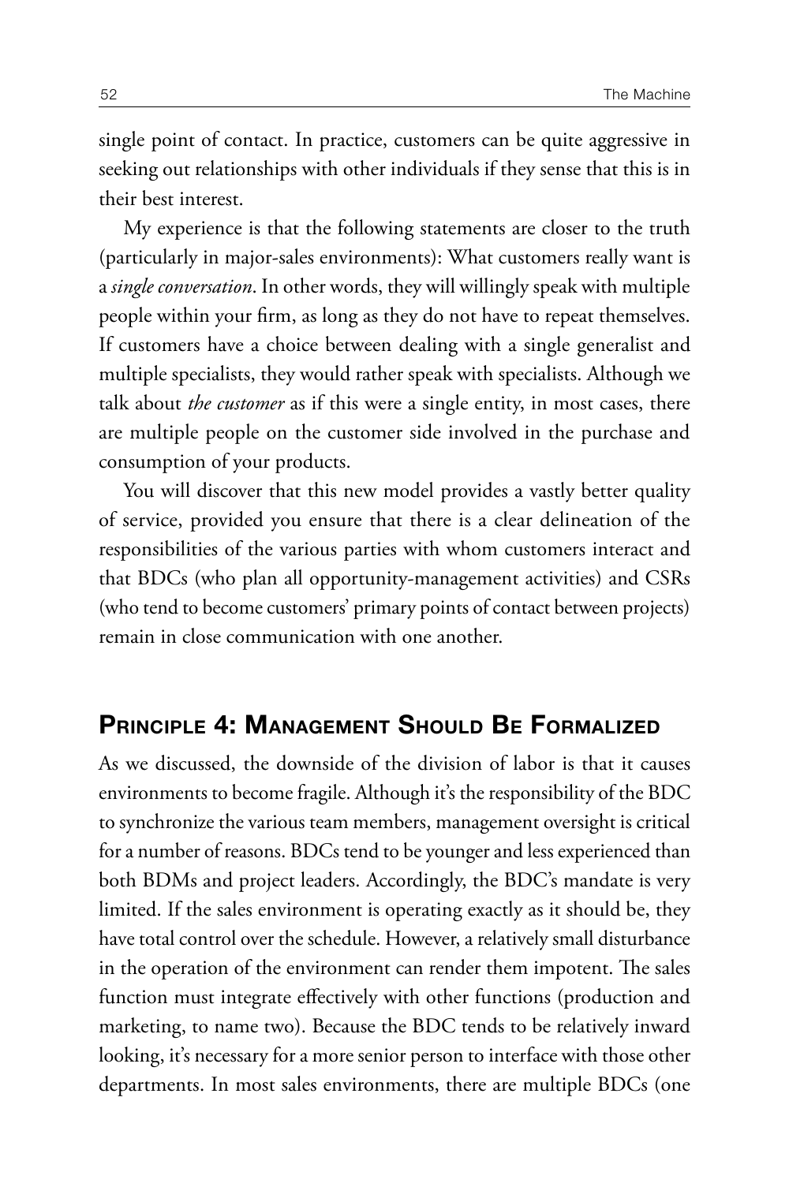single point of contact. In practice, customers can be quite aggressive in seeking out relationships with other individuals if they sense that this is in their best interest.

My experience is that the following statements are closer to the truth (particularly in major-sales environments): What customers really want is a *single conversation*. In other words, they will willingly speak with multiple people within your firm, as long as they do not have to repeat themselves. If customers have a choice between dealing with a single generalist and multiple specialists, they would rather speak with specialists. Although we talk about *the customer* as if this were a single entity, in most cases, there are multiple people on the customer side involved in the purchase and consumption of your products.

You will discover that this new model provides a vastly better quality of service, provided you ensure that there is a clear delineation of the responsibilities of the various parties with whom customers interact and that BDCs (who plan all opportunity-management activities) and CSRs (who tend to become customers' primary points of contact between projects) remain in close communication with one another.

## Principle 4: Management Should Be Formalized

As we discussed, the downside of the division of labor is that it causes environments to become fragile. Although it's the responsibility of the BDC to synchronize the various team members, management oversight is critical for a number of reasons. BDCs tend to be younger and less experienced than both BDMs and project leaders. Accordingly, the BDC's mandate is very limited. If the sales environment is operating exactly as it should be, they have total control over the schedule. However, a relatively small disturbance in the operation of the environment can render them impotent. The sales function must integrate effectively with other functions (production and marketing, to name two). Because the BDC tends to be relatively inward looking, it's necessary for a more senior person to interface with those other departments. In most sales environments, there are multiple BDCs (one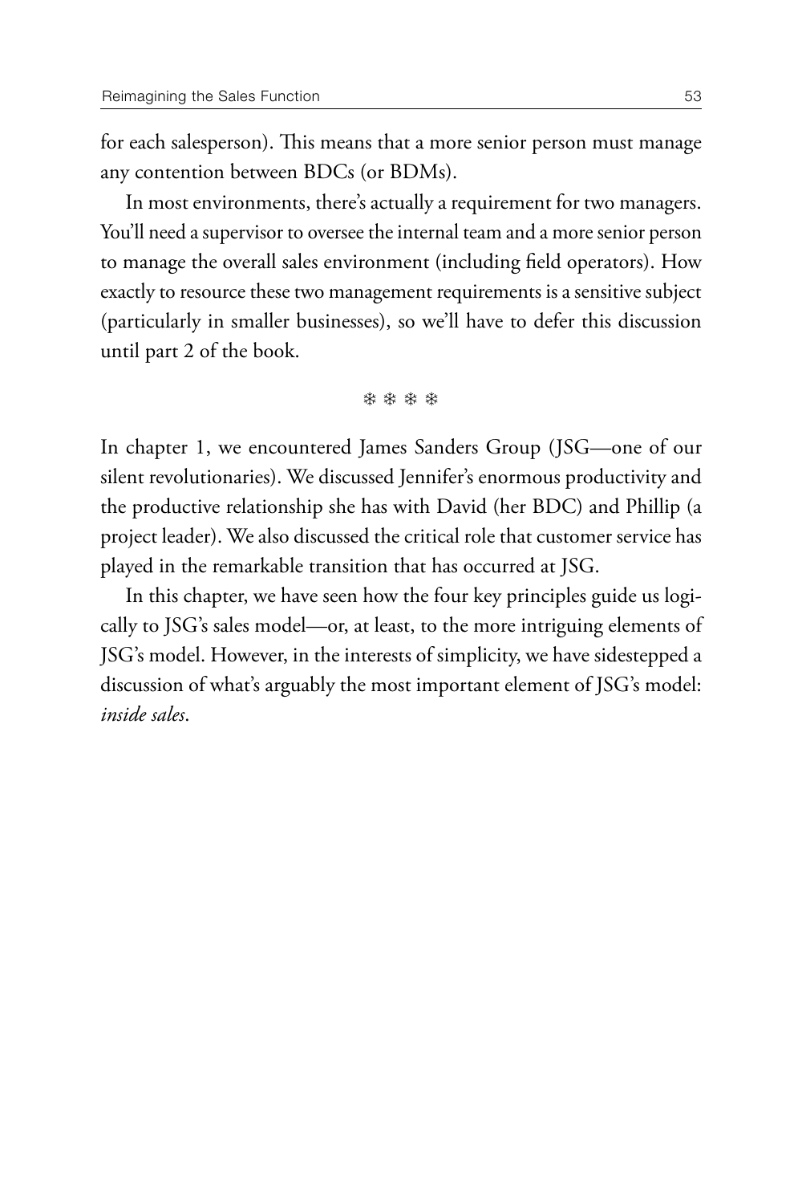for each salesperson). This means that a more senior person must manage any contention between BDCs (or BDMs).

In most environments, there's actually a requirement for two managers. You'll need a supervisor to oversee the internal team and a more senior person to manage the overall sales environment (including field operators). How exactly to resource these two management requirements is a sensitive subject (particularly in smaller businesses), so we'll have to defer this discussion until part 2 of the book.

❄ ❄ ❄ ❄

In chapter 1, we encountered James Sanders Group (JSG—one of our silent revolutionaries). We discussed Jennifer's enormous productivity and the productive relationship she has with David (her BDC) and Phillip (a project leader). We also discussed the critical role that customer service has played in the remarkable transition that has occurred at JSG.

In this chapter, we have seen how the four key principles guide us logically to JSG's sales model—or, at least, to the more intriguing elements of JSG's model. However, in the interests of simplicity, we have sidestepped a discussion of what's arguably the most important element of JSG's model: *inside sales*.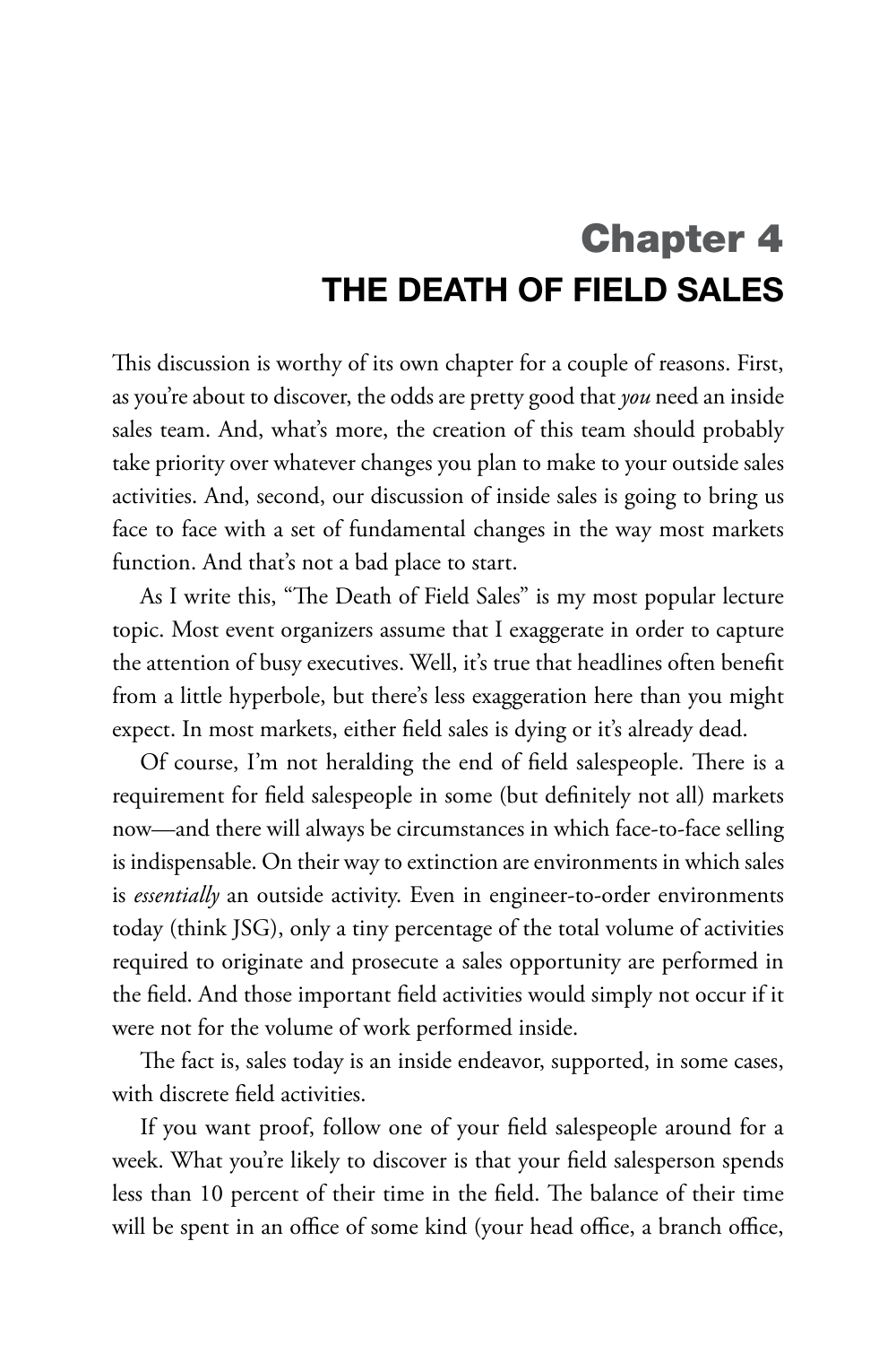# Chapter 4
## THE DEATH OF FIELD SALES

This discussion is worthy of its own chapter for a couple of reasons. First, as you're about to discover, the odds are pretty good that *you* need an inside sales team. And, what's more, the creation of this team should probably take priority over whatever changes you plan to make to your outside sales activities. And, second, our discussion of inside sales is going to bring us face to face with a set of fundamental changes in the way most markets function. And that's not a bad place to start.

As I write this, "The Death of Field Sales" is my most popular lecture topic. Most event organizers assume that I exaggerate in order to capture the attention of busy executives. Well, it's true that headlines often benefit from a little hyperbole, but there's less exaggeration here than you might expect. In most markets, either field sales is dying or it's already dead.

Of course, I'm not heralding the end of field salespeople. There is a requirement for field salespeople in some (but definitely not all) markets now—and there will always be circumstances in which face-to-face selling is indispensable. On their way to extinction are environments in which sales is *essentially* an outside activity. Even in engineer-to-order environments today (think JSG), only a tiny percentage of the total volume of activities required to originate and prosecute a sales opportunity are performed in the field. And those important field activities would simply not occur if it were not for the volume of work performed inside.

The fact is, sales today is an inside endeavor, supported, in some cases, with discrete field activities.

If you want proof, follow one of your field salespeople around for a week. What you're likely to discover is that your field salesperson spends less than 10 percent of their time in the field. The balance of their time will be spent in an office of some kind (your head office, a branch office,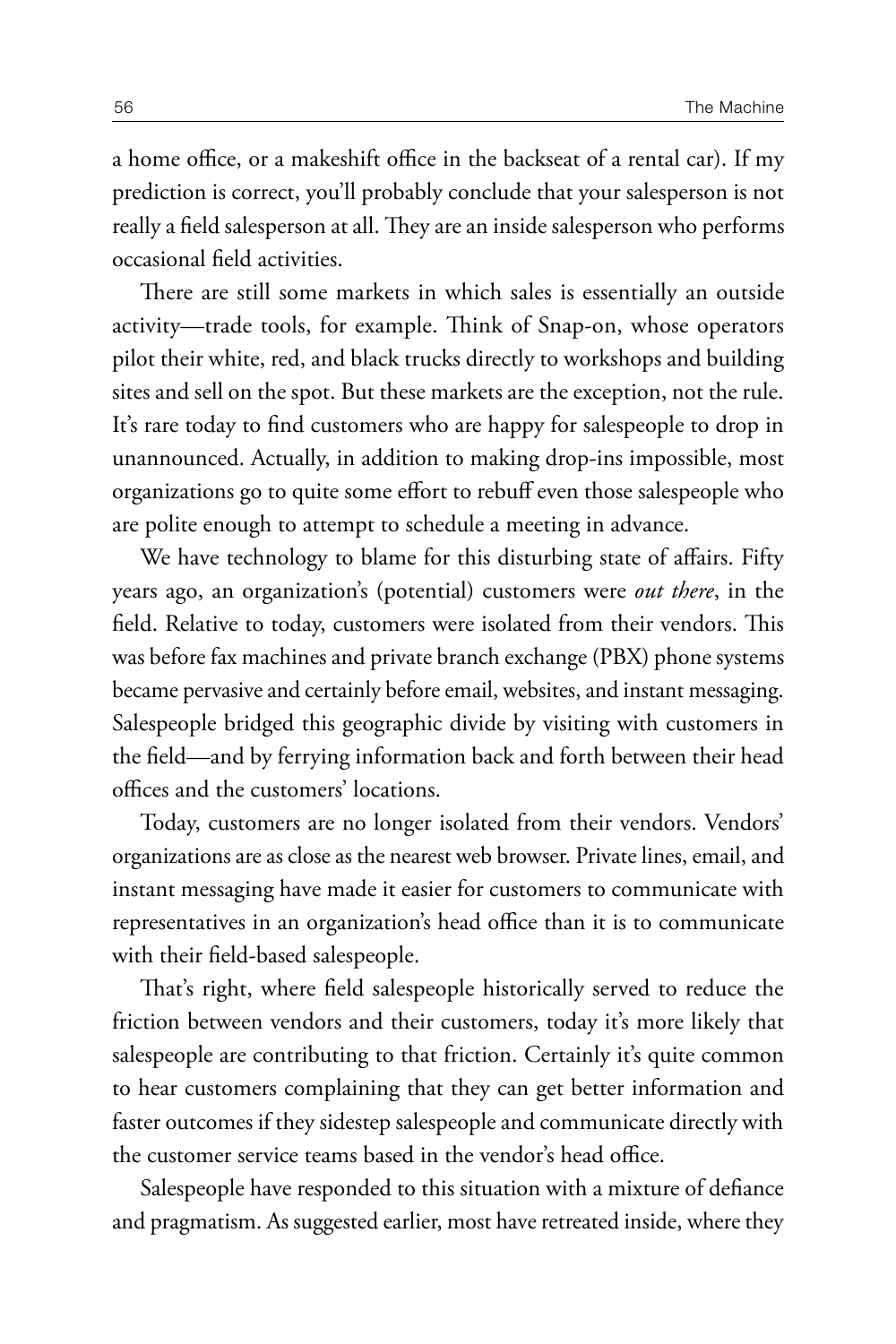a home office, or a makeshift office in the backseat of a rental car). If my prediction is correct, you'll probably conclude that your salesperson is not really a field salesperson at all. They are an inside salesperson who performs occasional field activities.

There are still some markets in which sales is essentially an outside activity—trade tools, for example. Think of Snap-on, whose operators pilot their white, red, and black trucks directly to workshops and building sites and sell on the spot. But these markets are the exception, not the rule. It's rare today to find customers who are happy for salespeople to drop in unannounced. Actually, in addition to making drop-ins impossible, most organizations go to quite some effort to rebuff even those salespeople who are polite enough to attempt to schedule a meeting in advance.

We have technology to blame for this disturbing state of affairs. Fifty years ago, an organization's (potential) customers were *out there*, in the field. Relative to today, customers were isolated from their vendors. This was before fax machines and private branch exchange (PBX) phone systems became pervasive and certainly before email, websites, and instant messaging. Salespeople bridged this geographic divide by visiting with customers in the field—and by ferrying information back and forth between their head offices and the customers' locations.

Today, customers are no longer isolated from their vendors. Vendors' organizations are as close as the nearest web browser. Private lines, email, and instant messaging have made it easier for customers to communicate with representatives in an organization's head office than it is to communicate with their field-based salespeople.

That's right, where field salespeople historically served to reduce the friction between vendors and their customers, today it's more likely that salespeople are contributing to that friction. Certainly it's quite common to hear customers complaining that they can get better information and faster outcomes if they sidestep salespeople and communicate directly with the customer service teams based in the vendor's head office.

Salespeople have responded to this situation with a mixture of defiance and pragmatism. As suggested earlier, most have retreated inside, where they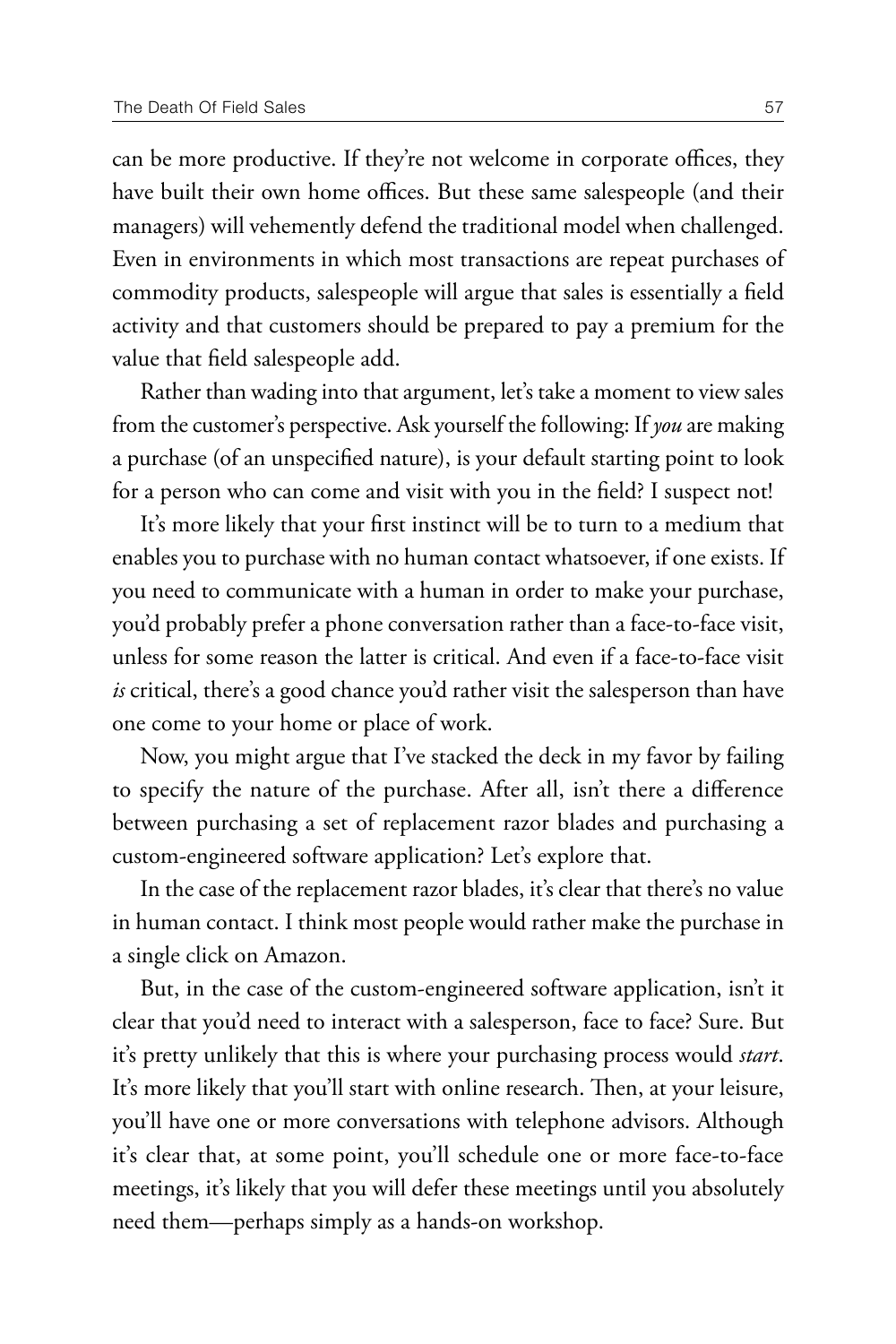can be more productive. If they're not welcome in corporate offices, they have built their own home offices. But these same salespeople (and their managers) will vehemently defend the traditional model when challenged. Even in environments in which most transactions are repeat purchases of commodity products, salespeople will argue that sales is essentially a field activity and that customers should be prepared to pay a premium for the value that field salespeople add.

Rather than wading into that argument, let's take a moment to view sales from the customer's perspective. Ask yourself the following: If *you* are making a purchase (of an unspecified nature), is your default starting point to look for a person who can come and visit with you in the field? I suspect not!

It's more likely that your first instinct will be to turn to a medium that enables you to purchase with no human contact whatsoever, if one exists. If you need to communicate with a human in order to make your purchase, you'd probably prefer a phone conversation rather than a face-to-face visit, unless for some reason the latter is critical. And even if a face-to-face visit *is* critical, there's a good chance you'd rather visit the salesperson than have one come to your home or place of work.

Now, you might argue that I've stacked the deck in my favor by failing to specify the nature of the purchase. After all, isn't there a difference between purchasing a set of replacement razor blades and purchasing a custom-engineered software application? Let's explore that.

In the case of the replacement razor blades, it's clear that there's no value in human contact. I think most people would rather make the purchase in a single click on Amazon.

But, in the case of the custom-engineered software application, isn't it clear that you'd need to interact with a salesperson, face to face? Sure. But it's pretty unlikely that this is where your purchasing process would *start*. It's more likely that you'll start with online research. Then, at your leisure, you'll have one or more conversations with telephone advisors. Although it's clear that, at some point, you'll schedule one or more face-to-face meetings, it's likely that you will defer these meetings until you absolutely need them—perhaps simply as a hands-on workshop.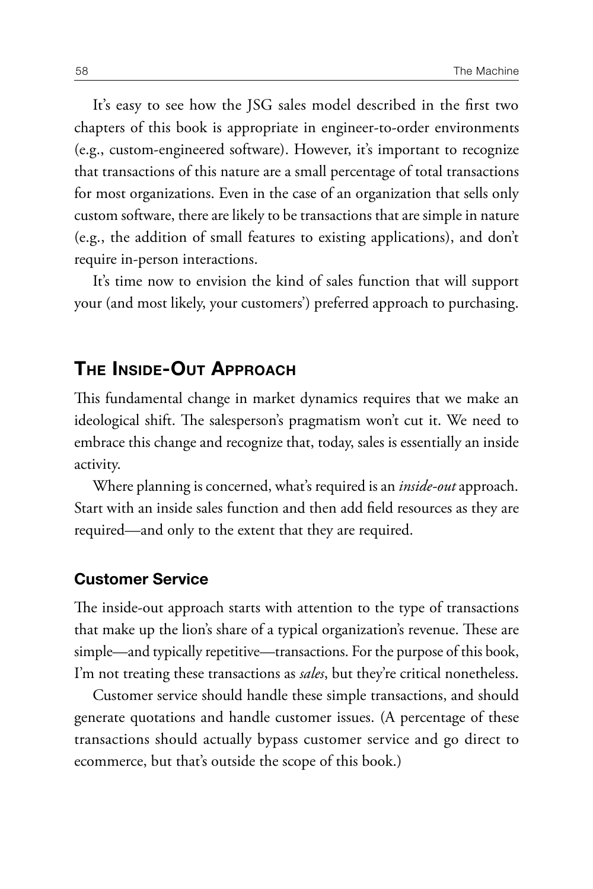It's easy to see how the JSG sales model described in the first two chapters of this book is appropriate in engineer-to-order environments (e.g., custom-engineered software). However, it's important to recognize that transactions of this nature are a small percentage of total transactions for most organizations. Even in the case of an organization that sells only custom software, there are likely to be transactions that are simple in nature (e.g., the addition of small features to existing applications), and don't require in-person interactions.

It's time now to envision the kind of sales function that will support your (and most likely, your customers') preferred approach to purchasing.

## The Inside-Out Approach

This fundamental change in market dynamics requires that we make an ideological shift. The salesperson's pragmatism won't cut it. We need to embrace this change and recognize that, today, sales is essentially an inside activity.

Where planning is concerned, what's required is an *inside-out* approach. Start with an inside sales function and then add field resources as they are required—and only to the extent that they are required.

### Customer Service

The inside-out approach starts with attention to the type of transactions that make up the lion's share of a typical organization's revenue. These are simple—and typically repetitive—transactions. For the purpose of this book, I'm not treating these transactions as *sales*, but they're critical nonetheless.

Customer service should handle these simple transactions, and should generate quotations and handle customer issues. (A percentage of these transactions should actually bypass customer service and go direct to ecommerce, but that's outside the scope of this book.)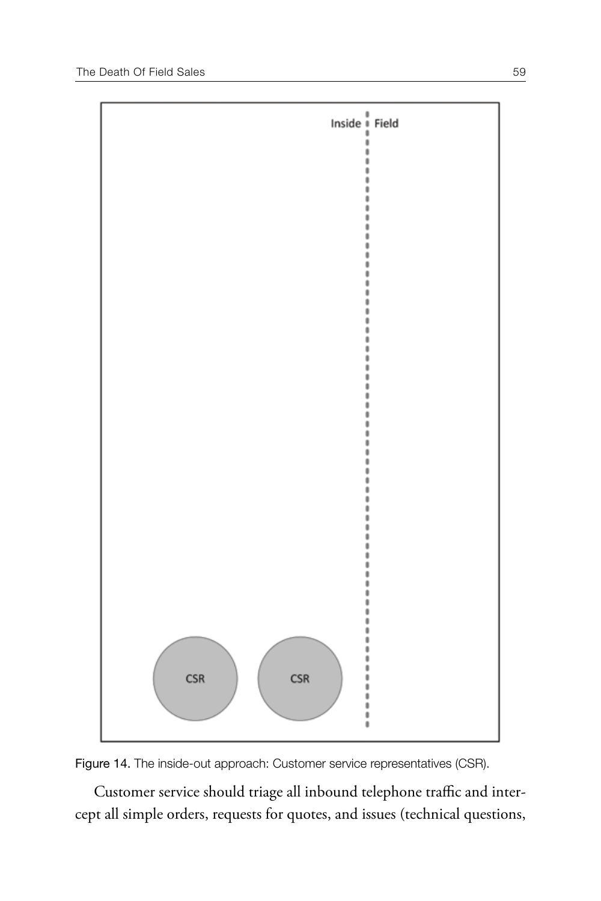Inside

Field

CSR

CSR

Figure 14. The inside-out approach: Customer service representatives (CSR).

Customer service should triage all inbound telephone traffic and intercept all simple orders, requests for quotes, and issues (technical questions,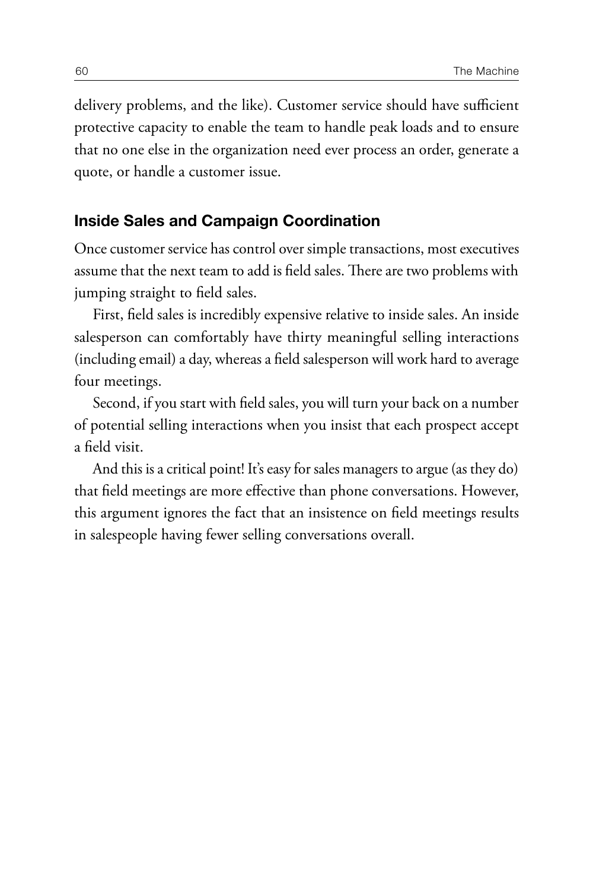delivery problems, and the like). Customer service should have sufficient protective capacity to enable the team to handle peak loads and to ensure that no one else in the organization need ever process an order, generate a quote, or handle a customer issue.

### Inside Sales and Campaign Coordination

Once customer service has control over simple transactions, most executives assume that the next team to add is field sales. There are two problems with jumping straight to field sales.

First, field sales is incredibly expensive relative to inside sales. An inside salesperson can comfortably have thirty meaningful selling interactions (including email) a day, whereas a field salesperson will work hard to average four meetings.

Second, if you start with field sales, you will turn your back on a number of potential selling interactions when you insist that each prospect accept a field visit.

And this is a critical point! It's easy for sales managers to argue (as they do) that field meetings are more effective than phone conversations. However, this argument ignores the fact that an insistence on field meetings results in salespeople having fewer selling conversations overall.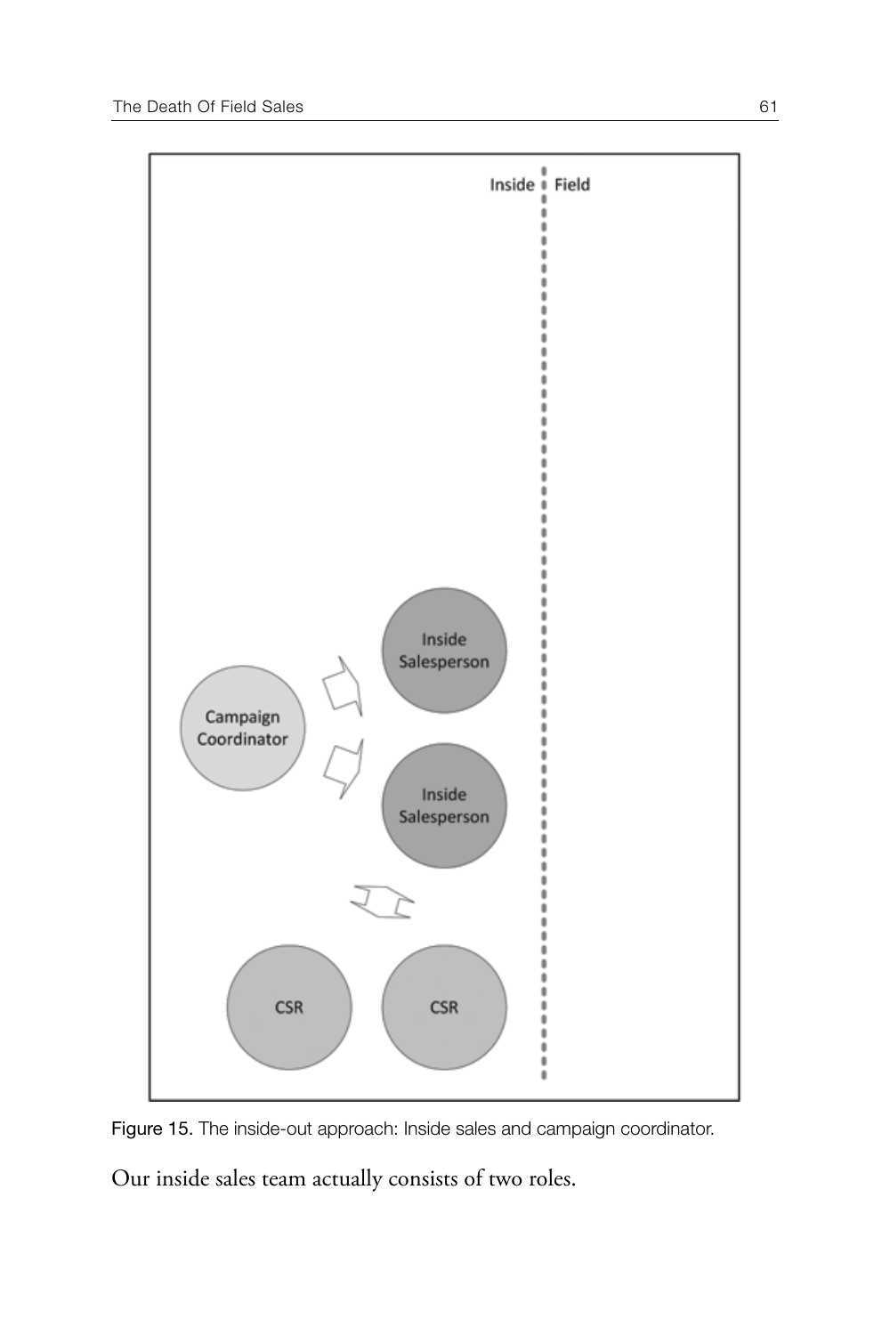Inside

Field

Campaign Coordinator

Inside Salesperson

Inside Salesperson

CSR

CSR

Figure 15. The inside-out approach: Inside sales and campaign coordinator.

Our inside sales team actually consists of two roles.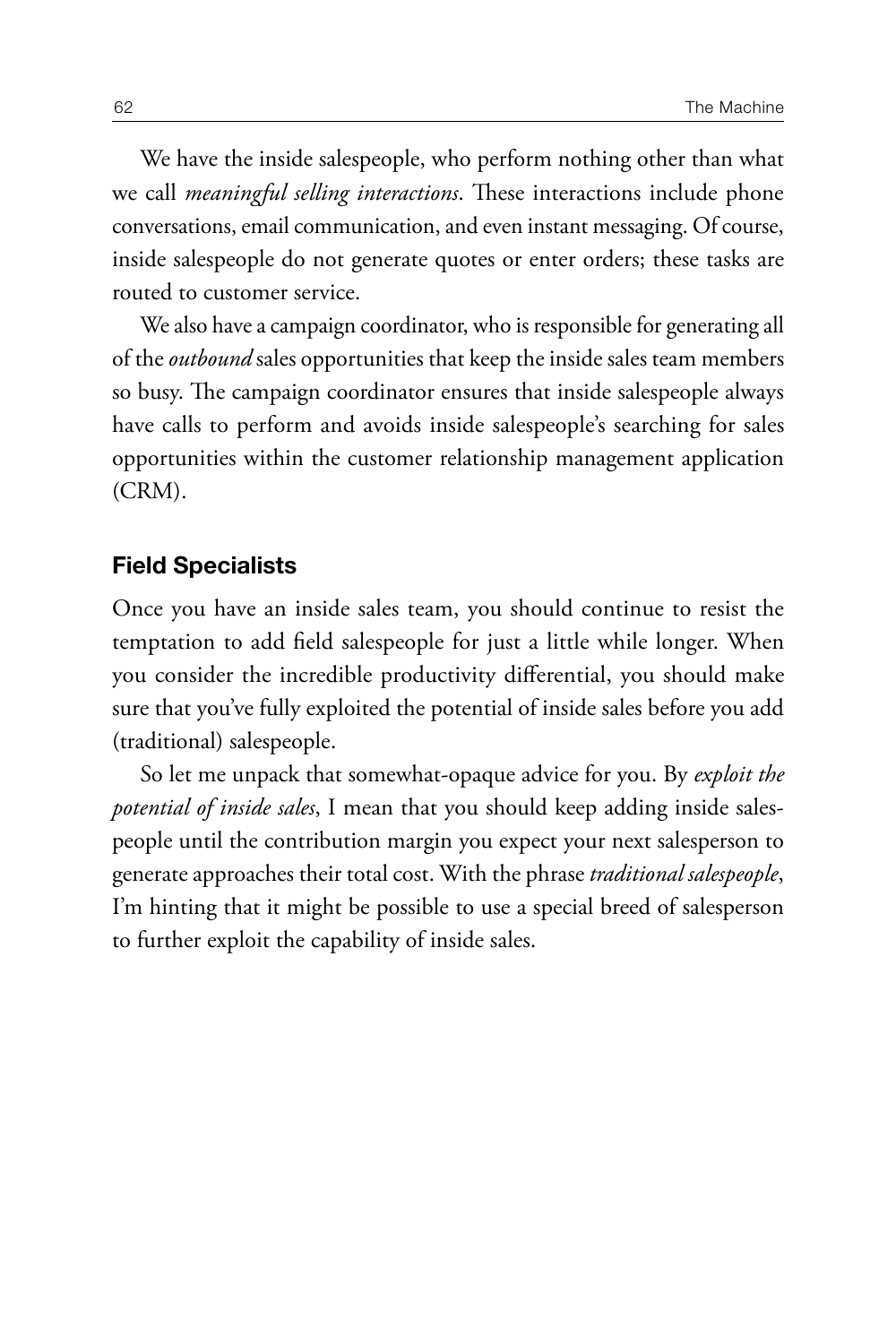We have the inside salespeople, who perform nothing other than what we call *meaningful selling interactions*. These interactions include phone conversations, email communication, and even instant messaging. Of course, inside salespeople do not generate quotes or enter orders; these tasks are routed to customer service.

We also have a campaign coordinator, who is responsible for generating all of the *outbound* sales opportunities that keep the inside sales team members so busy. The campaign coordinator ensures that inside salespeople always have calls to perform and avoids inside salespeople's searching for sales opportunities within the customer relationship management application (CRM).

## Field Specialists

Once you have an inside sales team, you should continue to resist the temptation to add field salespeople for just a little while longer. When you consider the incredible productivity differential, you should make sure that you've fully exploited the potential of inside sales before you add (traditional) salespeople.

So let me unpack that somewhat-opaque advice for you. By *exploit the potential of inside sales*, I mean that you should keep adding inside salespeople until the contribution margin you expect your next salesperson to generate approaches their total cost. With the phrase *traditional salespeople*, I'm hinting that it might be possible to use a special breed of salesperson to further exploit the capability of inside sales.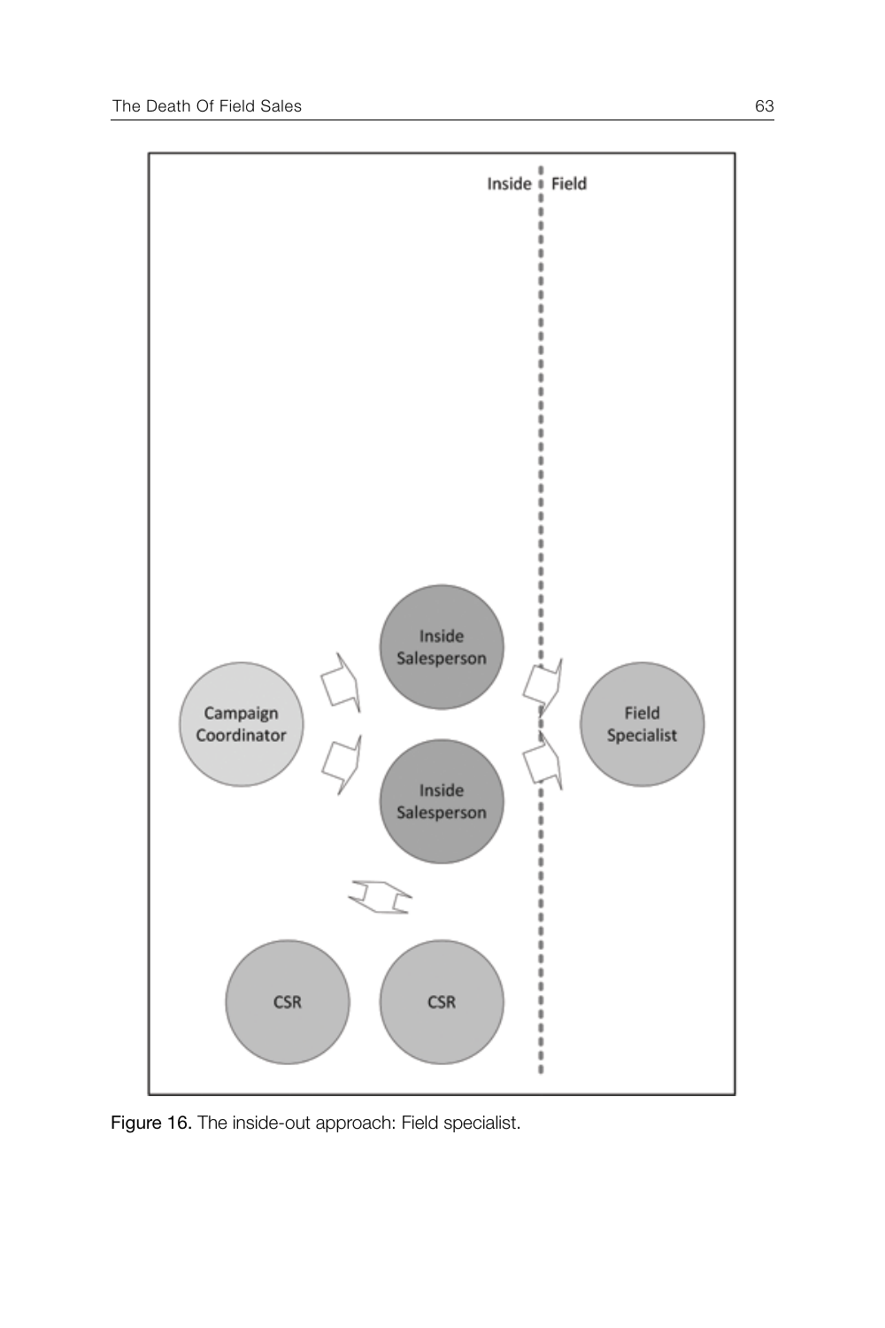Inside
Field

Inside Salesperson

Campaign Coordinator

Field Specialist

Inside Salesperson

CSR

CSR

Figure 16. The inside-out approach: Field specialist.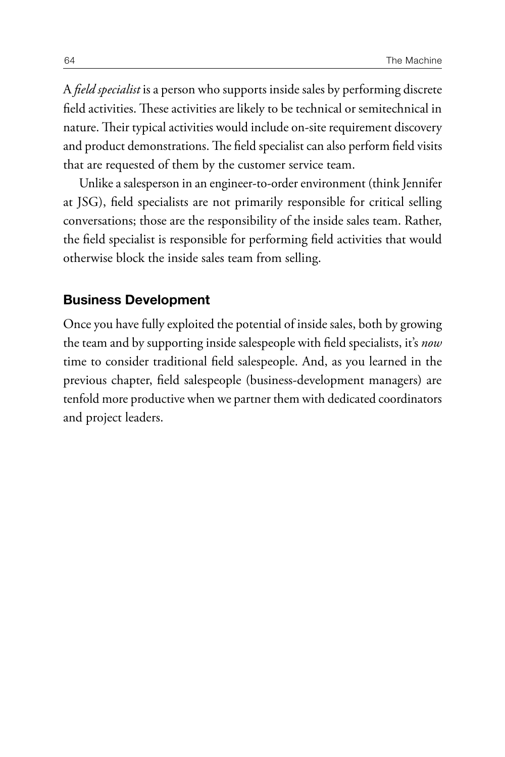A *field specialist* is a person who supports inside sales by performing discrete field activities. These activities are likely to be technical or semitechnical in nature. Their typical activities would include on-site requirement discovery and product demonstrations. The field specialist can also perform field visits that are requested of them by the customer service team.

Unlike a salesperson in an engineer-to-order environment (think Jennifer at JSG), field specialists are not primarily responsible for critical selling conversations; those are the responsibility of the inside sales team. Rather, the field specialist is responsible for performing field activities that would otherwise block the inside sales team from selling.

## Business Development

Once you have fully exploited the potential of inside sales, both by growing the team and by supporting inside salespeople with field specialists, it's *now* time to consider traditional field salespeople. And, as you learned in the previous chapter, field salespeople (business-development managers) are tenfold more productive when we partner them with dedicated coordinators and project leaders.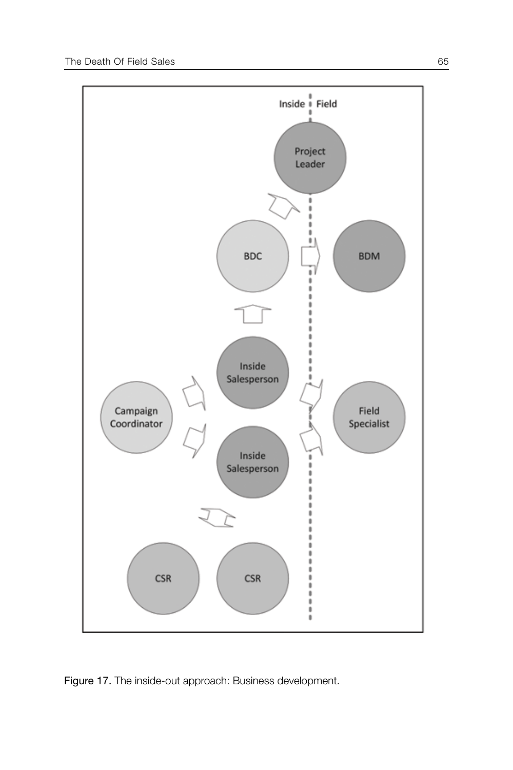Inside

Field

Project Leader

BDC

BDM

Inside Salesperson

Campaign Coordinator

Field Specialist

Inside Salesperson

CSR

CSR

Figure 17. The inside-out approach: Business development.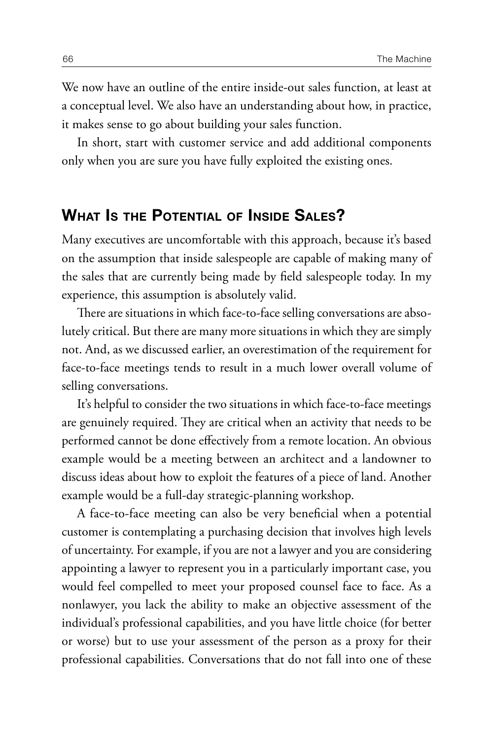We now have an outline of the entire inside-out sales function, at least at a conceptual level. We also have an understanding about how, in practice, it makes sense to go about building your sales function.

In short, start with customer service and add additional components only when you are sure you have fully exploited the existing ones.

## What Is the Potential of Inside Sales?

Many executives are uncomfortable with this approach, because it's based on the assumption that inside salespeople are capable of making many of the sales that are currently being made by field salespeople today. In my experience, this assumption is absolutely valid.

There are situations in which face-to-face selling conversations are absolutely critical. But there are many more situations in which they are simply not. And, as we discussed earlier, an overestimation of the requirement for face-to-face meetings tends to result in a much lower overall volume of selling conversations.

It's helpful to consider the two situations in which face-to-face meetings are genuinely required. They are critical when an activity that needs to be performed cannot be done effectively from a remote location. An obvious example would be a meeting between an architect and a landowner to discuss ideas about how to exploit the features of a piece of land. Another example would be a full-day strategic-planning workshop.

A face-to-face meeting can also be very beneficial when a potential customer is contemplating a purchasing decision that involves high levels of uncertainty. For example, if you are not a lawyer and you are considering appointing a lawyer to represent you in a particularly important case, you would feel compelled to meet your proposed counsel face to face. As a nonlawyer, you lack the ability to make an objective assessment of the individual's professional capabilities, and you have little choice (for better or worse) but to use your assessment of the person as a proxy for their professional capabilities. Conversations that do not fall into one of these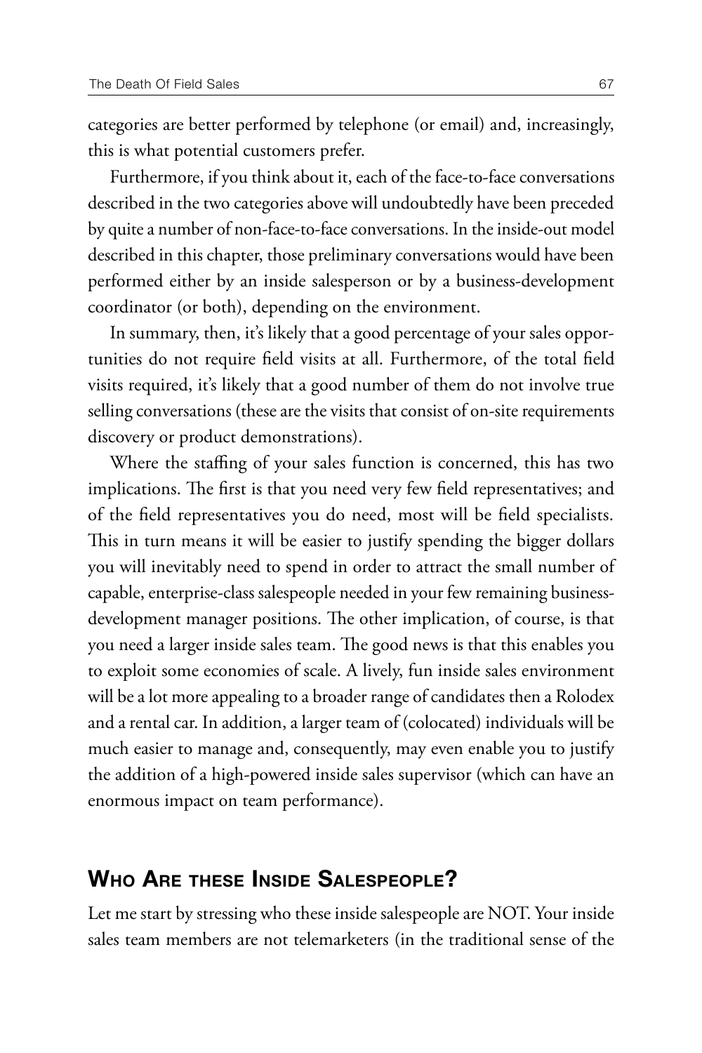categories are better performed by telephone (or email) and, increasingly, this is what potential customers prefer.

Furthermore, if you think about it, each of the face-to-face conversations described in the two categories above will undoubtedly have been preceded by quite a number of non-face-to-face conversations. In the inside-out model described in this chapter, those preliminary conversations would have been performed either by an inside salesperson or by a business-development coordinator (or both), depending on the environment.

In summary, then, it's likely that a good percentage of your sales opportunities do not require field visits at all. Furthermore, of the total field visits required, it's likely that a good number of them do not involve true selling conversations (these are the visits that consist of on-site requirements discovery or product demonstrations).

Where the staffing of your sales function is concerned, this has two implications. The first is that you need very few field representatives; and of the field representatives you do need, most will be field specialists. This in turn means it will be easier to justify spending the bigger dollars you will inevitably need to spend in order to attract the small number of capable, enterprise-class salespeople needed in your few remaining business-development manager positions. The other implication, of course, is that you need a larger inside sales team. The good news is that this enables you to exploit some economies of scale. A lively, fun inside sales environment will be a lot more appealing to a broader range of candidates then a Rolodex and a rental car. In addition, a larger team of (colocated) individuals will be much easier to manage and, consequently, may even enable you to justify the addition of a high-powered inside sales supervisor (which can have an enormous impact on team performance).

## Who Are these Inside Salespeople?

Let me start by stressing who these inside salespeople are NOT. Your inside sales team members are not telemarketers (in the traditional sense of the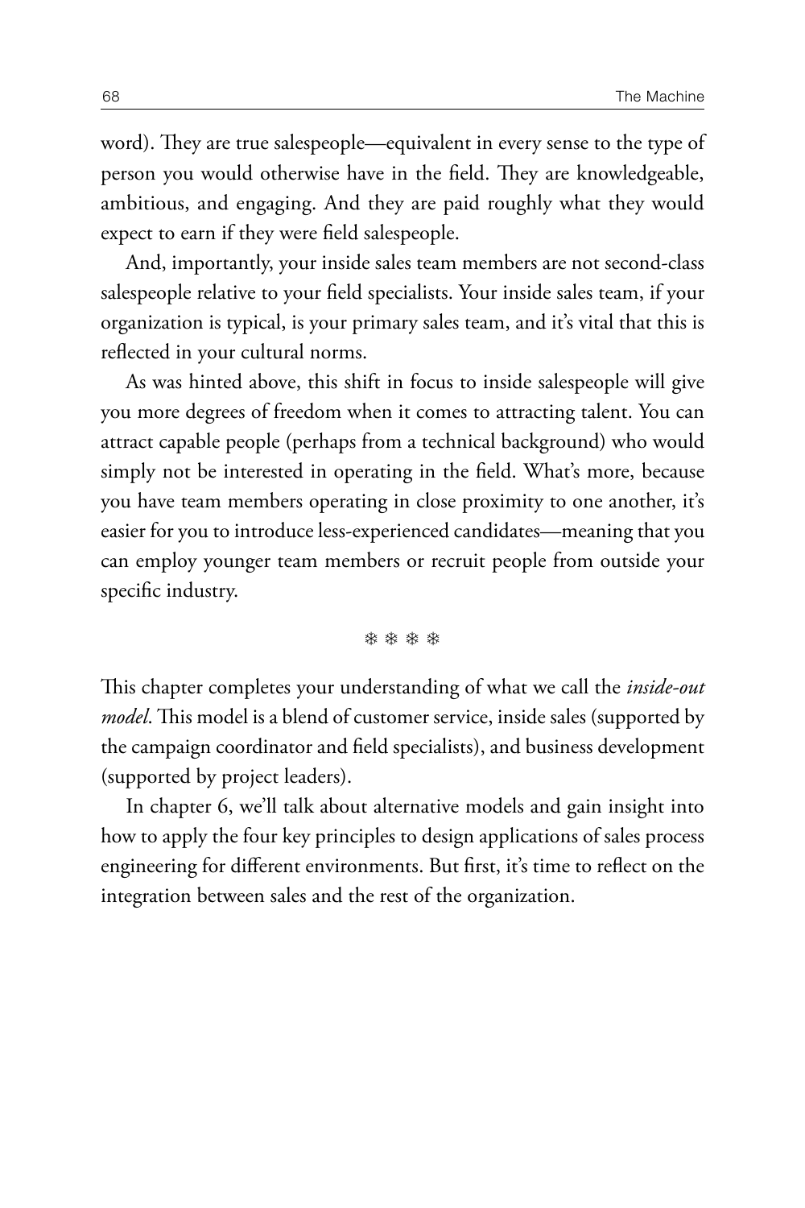word). They are true salespeople—equivalent in every sense to the type of person you would otherwise have in the field. They are knowledgeable, ambitious, and engaging. And they are paid roughly what they would expect to earn if they were field salespeople.

And, importantly, your inside sales team members are not second-class salespeople relative to your field specialists. Your inside sales team, if your organization is typical, is your primary sales team, and it's vital that this is reflected in your cultural norms.

As was hinted above, this shift in focus to inside salespeople will give you more degrees of freedom when it comes to attracting talent. You can attract capable people (perhaps from a technical background) who would simply not be interested in operating in the field. What's more, because you have team members operating in close proximity to one another, it's easier for you to introduce less-experienced candidates—meaning that you can employ younger team members or recruit people from outside your specific industry.

❄ ❄ ❄ ❄

This chapter completes your understanding of what we call the *inside-out model*. This model is a blend of customer service, inside sales (supported by the campaign coordinator and field specialists), and business development (supported by project leaders).

In chapter 6, we'll talk about alternative models and gain insight into how to apply the four key principles to design applications of sales process engineering for different environments. But first, it's time to reflect on the integration between sales and the rest of the organization.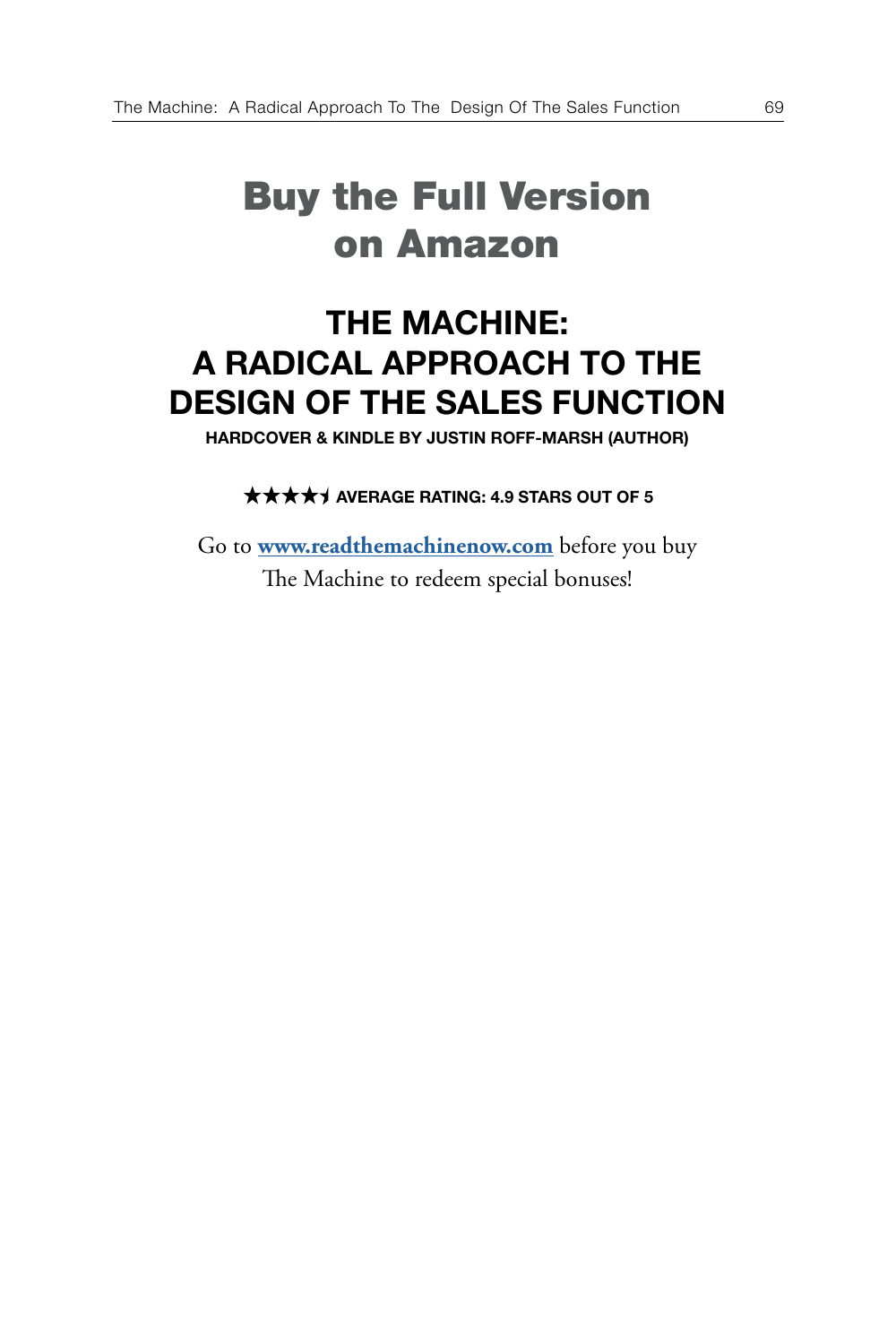# Buy the Full Version on Amazon

## THE MACHINE: A RADICAL APPROACH TO THE DESIGN OF THE SALES FUNCTION

**HARDCOVER & KINDLE BY JUSTIN ROFF-MARSH (AUTHOR)**

★★★★☆ **AVERAGE RATING: 4.9 STARS OUT OF 5**

Go to **www.readthemachinenow.com** before you buy The Machine to redeem special bonuses!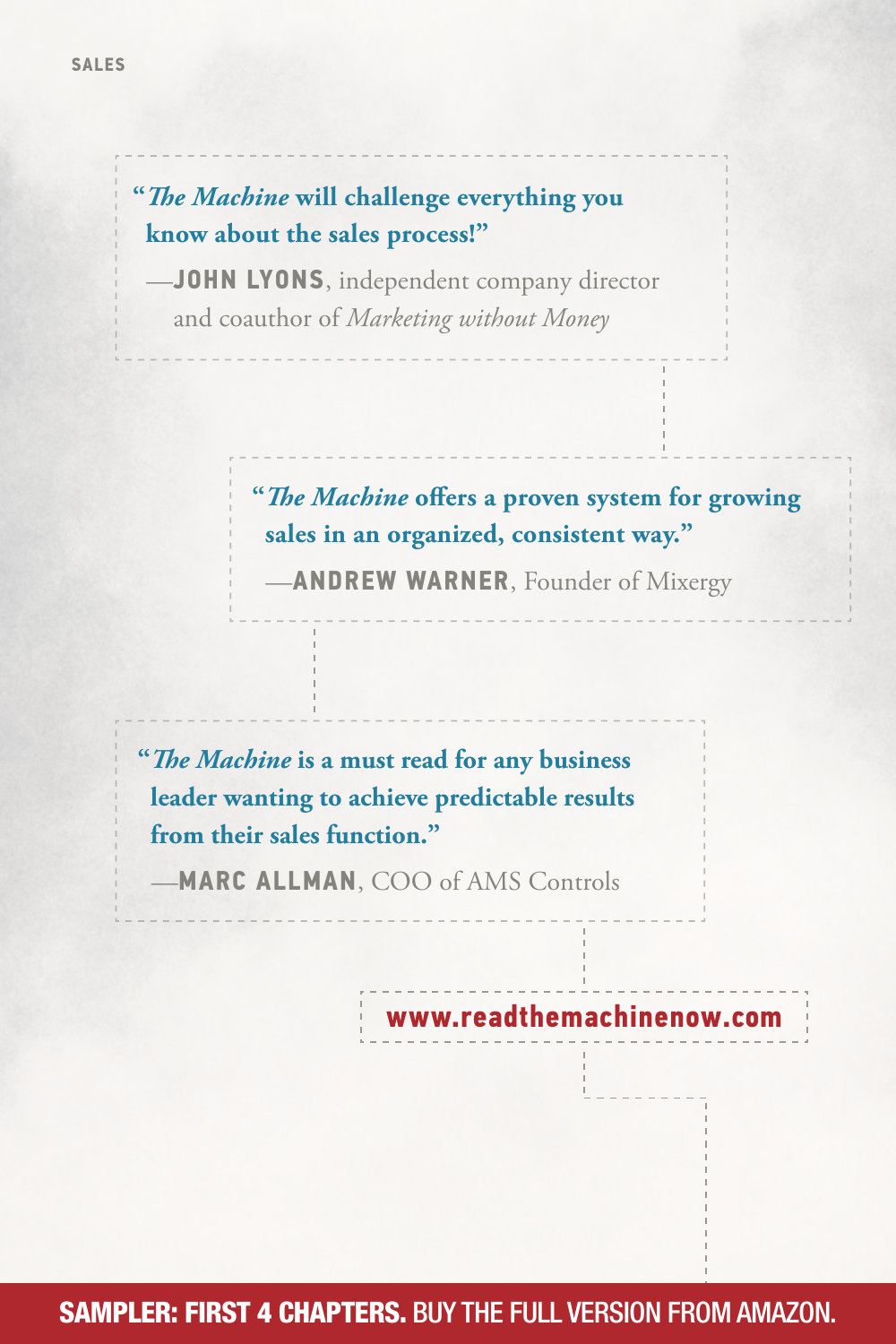SALES

"*The Machine* will challenge everything you know about the sales process!"

—**JOHN LYONS**, independent company director and coauthor of *Marketing without Money*

"*The Machine* offers a proven system for growing sales in an organized, consistent way."

—**ANDREW WARNER**, Founder of Mixergy

"*The Machine* is a must read for any business leader wanting to achieve predictable results from their sales function."

—**MARC ALLMAN**, COO of AMS Controls

**www.readthemachinenow.com**

**SAMPLER: FIRST 4 CHAPTERS.** BUY THE FULL VERSION FROM AMAZON.